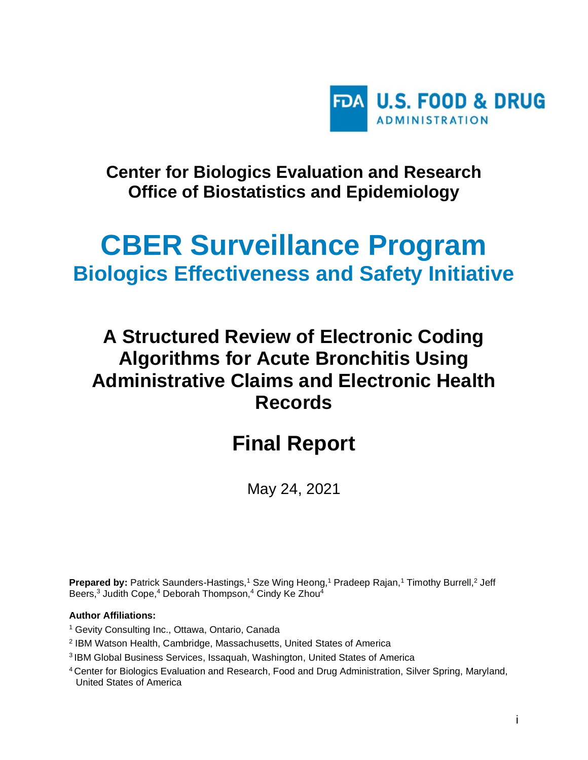U.S. FOOD & DRUG ADMINISTRATION

**Center for Biologics Evaluation and Research**
**Office of Biostatistics and Epidemiology**

# CBER Surveillance Program

## Biologics Effectiveness and Safety Initiative

# A Structured Review of Electronic Coding Algorithms for Acute Bronchitis Using Administrative Claims and Electronic Health Records

# Final Report

May 24, 2021

**Prepared by:** Patrick Saunders-Hastings,[1] Sze Wing Heong,[1] Pradeep Rajan,[1] Timothy Burrell,[2] Jeff Beers,[3] Judith Cope,[4] Deborah Thompson,[4] Cindy Ke Zhou[4]

**Author Affiliations:**

[1] Gevity Consulting Inc., Ottawa, Ontario, Canada

[2] IBM Watson Health, Cambridge, Massachusetts, United States of America

[3] IBM Global Business Services, Issaquah, Washington, United States of America

[4] Center for Biologics Evaluation and Research, Food and Drug Administration, Silver Spring, Maryland, United States of America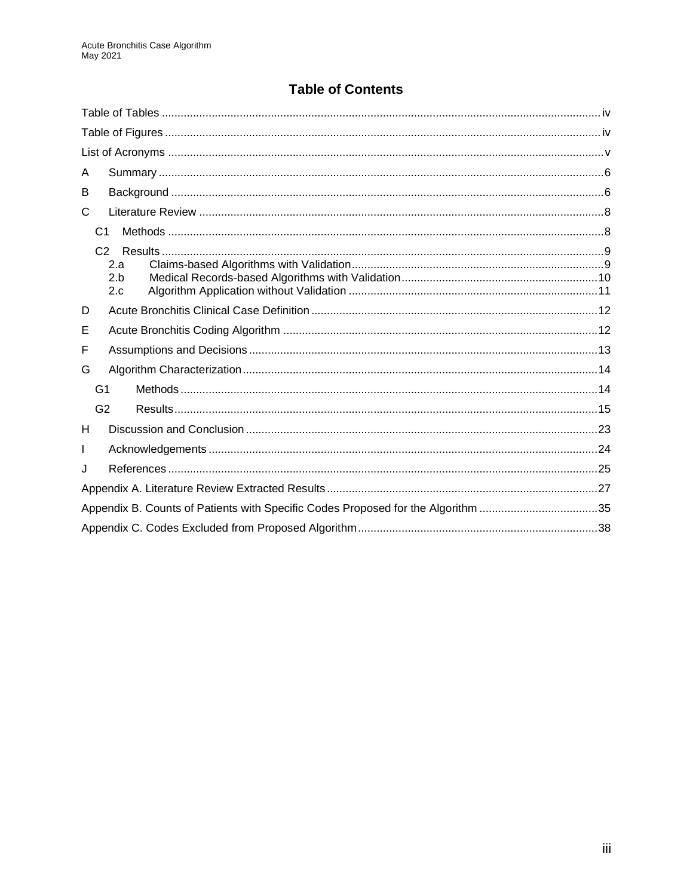## Table of Contents

Table of Tables ....... iv

Table of Figures ....... iv

List of Acronyms ....... v

A Summary ....... 6

B Background ....... 6

C Literature Review ....... 8

- C1 Methods ....... 8
- C2 Results ....... 9
  - 2.a Claims-based Algorithms with Validation ....... 9
  - 2.b Medical Records-based Algorithms with Validation ....... 10
  - 2.c Algorithm Application without Validation ....... 11

D Acute Bronchitis Clinical Case Definition ....... 12

E Acute Bronchitis Coding Algorithm ....... 12

F Assumptions and Decisions ....... 13

G Algorithm Characterization ....... 14

- G1 Methods ....... 14
- G2 Results ....... 15

H Discussion and Conclusion ....... 23

I Acknowledgements ....... 24

J References ....... 25

Appendix A. Literature Review Extracted Results ....... 27

Appendix B. Counts of Patients with Specific Codes Proposed for the Algorithm ....... 35

Appendix C. Codes Excluded from Proposed Algorithm ....... 38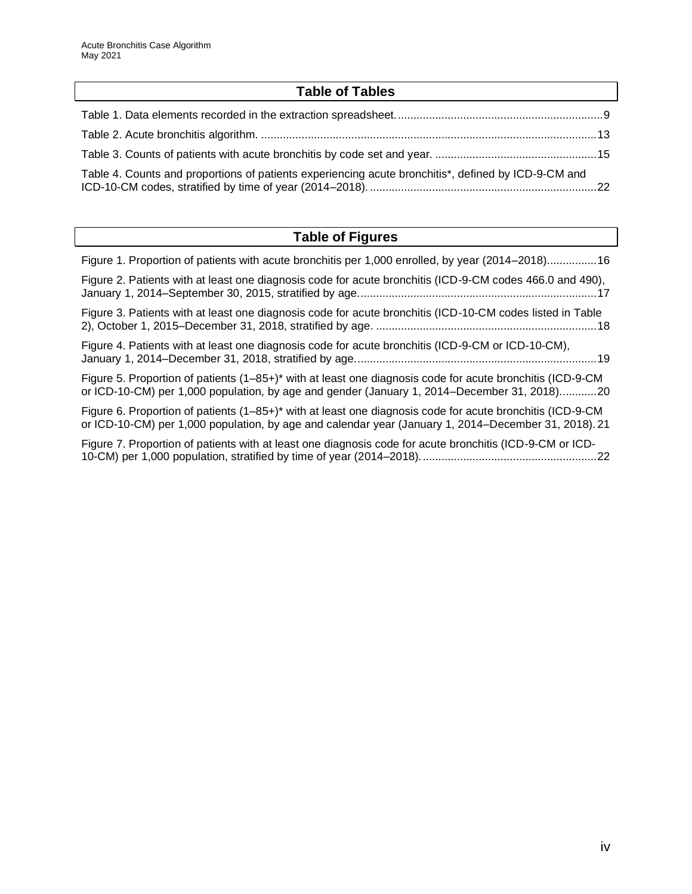## Table of Tables

Table 1. Data elements recorded in the extraction spreadsheet. ..................................................................9

Table 2. Acute bronchitis algorithm. ............................................................................................................13

Table 3. Counts of patients with acute bronchitis by code set and year. ....................................................15

Table 4. Counts and proportions of patients experiencing acute bronchitis*, defined by ICD-9-CM and ICD-10-CM codes, stratified by time of year (2014–2018). .........................................................................22

## Table of Figures

Figure 1. Proportion of patients with acute bronchitis per 1,000 enrolled, by year (2014–2018)................16

Figure 2. Patients with at least one diagnosis code for acute bronchitis (ICD-9-CM codes 466.0 and 490), January 1, 2014–September 30, 2015, stratified by age............................................................................17

Figure 3. Patients with at least one diagnosis code for acute bronchitis (ICD-10-CM codes listed in Table 2), October 1, 2015–December 31, 2018, stratified by age. .......................................................................18

Figure 4. Patients with at least one diagnosis code for acute bronchitis (ICD-9-CM or ICD-10-CM), January 1, 2014–December 31, 2018, stratified by age.............................................................................19

Figure 5. Proportion of patients (1–85+)* with at least one diagnosis code for acute bronchitis (ICD-9-CM or ICD-10-CM) per 1,000 population, by age and gender (January 1, 2014–December 31, 2018)............20

Figure 6. Proportion of patients (1–85+)* with at least one diagnosis code for acute bronchitis (ICD-9-CM or ICD-10-CM) per 1,000 population, by age and calendar year (January 1, 2014–December 31, 2018). 21

Figure 7. Proportion of patients with at least one diagnosis code for acute bronchitis (ICD-9-CM or ICD-10-CM) per 1,000 population, stratified by time of year (2014–2018). .......................................................22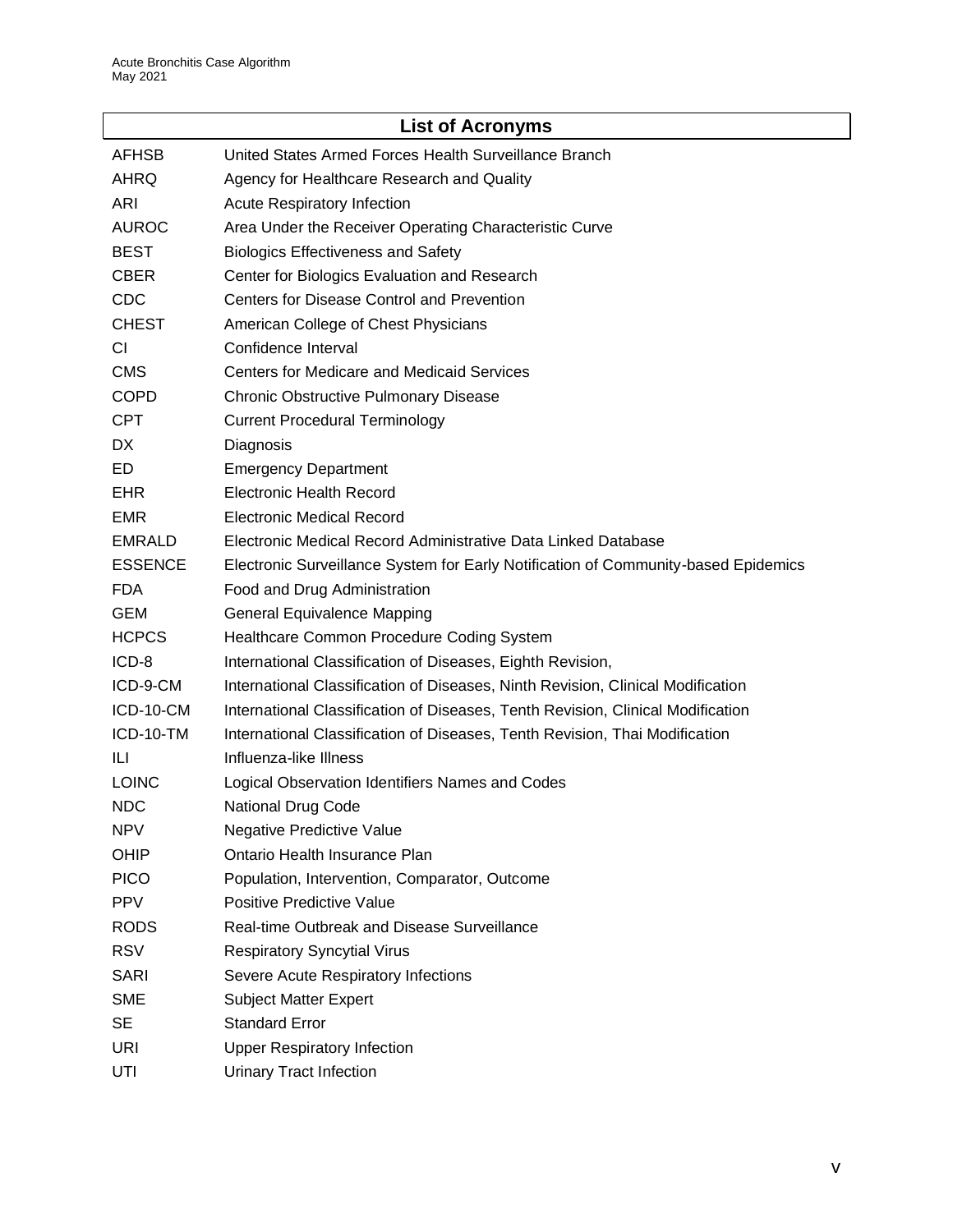## List of Acronyms

| | |
|---|---|
| AFHSB | United States Armed Forces Health Surveillance Branch |
| AHRQ | Agency for Healthcare Research and Quality |
| ARI | Acute Respiratory Infection |
| AUROC | Area Under the Receiver Operating Characteristic Curve |
| BEST | Biologics Effectiveness and Safety |
| CBER | Center for Biologics Evaluation and Research |
| CDC | Centers for Disease Control and Prevention |
| CHEST | American College of Chest Physicians |
| CI | Confidence Interval |
| CMS | Centers for Medicare and Medicaid Services |
| COPD | Chronic Obstructive Pulmonary Disease |
| CPT | Current Procedural Terminology |
| DX | Diagnosis |
| ED | Emergency Department |
| EHR | Electronic Health Record |
| EMR | Electronic Medical Record |
| EMRALD | Electronic Medical Record Administrative Data Linked Database |
| ESSENCE | Electronic Surveillance System for Early Notification of Community-based Epidemics |
| FDA | Food and Drug Administration |
| GEM | General Equivalence Mapping |
| HCPCS | Healthcare Common Procedure Coding System |
| ICD-8 | International Classification of Diseases, Eighth Revision, |
| ICD-9-CM | International Classification of Diseases, Ninth Revision, Clinical Modification |
| ICD-10-CM | International Classification of Diseases, Tenth Revision, Clinical Modification |
| ICD-10-TM | International Classification of Diseases, Tenth Revision, Thai Modification |
| ILI | Influenza-like Illness |
| LOINC | Logical Observation Identifiers Names and Codes |
| NDC | National Drug Code |
| NPV | Negative Predictive Value |
| OHIP | Ontario Health Insurance Plan |
| PICO | Population, Intervention, Comparator, Outcome |
| PPV | Positive Predictive Value |
| RODS | Real-time Outbreak and Disease Surveillance |
| RSV | Respiratory Syncytial Virus |
| SARI | Severe Acute Respiratory Infections |
| SME | Subject Matter Expert |
| SE | Standard Error |
| URI | Upper Respiratory Infection |
| UTI | Urinary Tract Infection |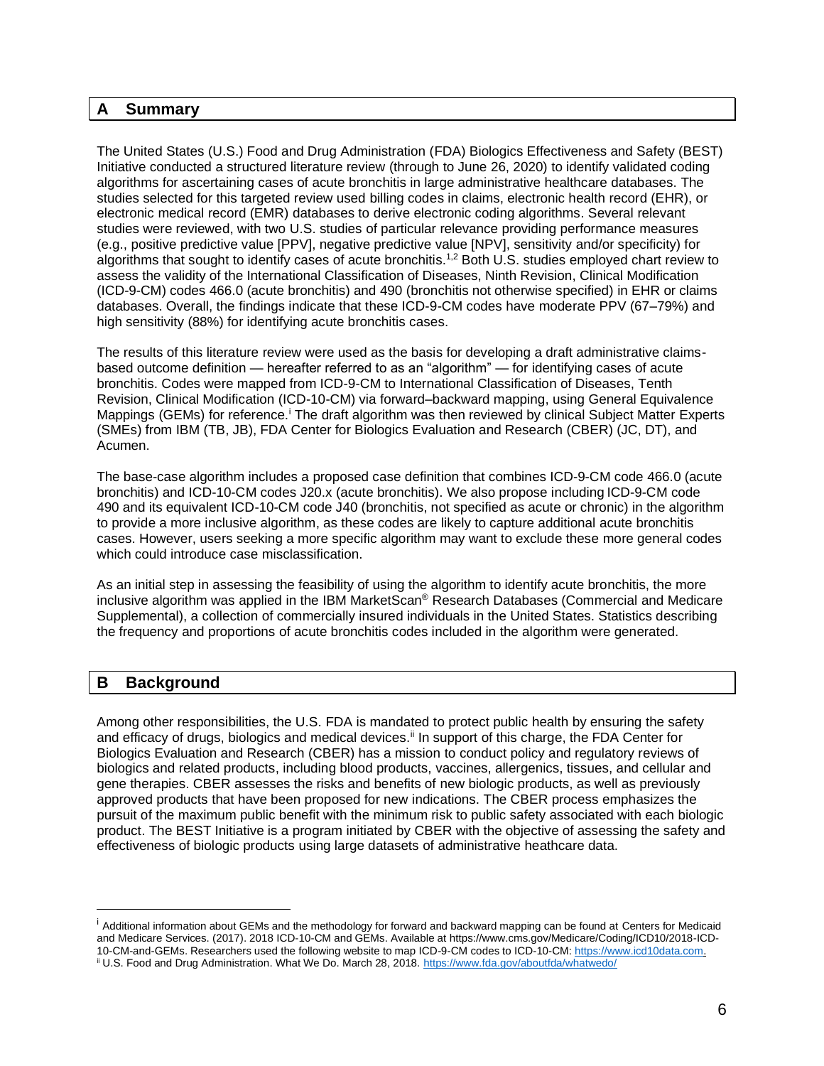## A Summary

The United States (U.S.) Food and Drug Administration (FDA) Biologics Effectiveness and Safety (BEST) Initiative conducted a structured literature review (through to June 26, 2020) to identify validated coding algorithms for ascertaining cases of acute bronchitis in large administrative healthcare databases. The studies selected for this targeted review used billing codes in claims, electronic health record (EHR), or electronic medical record (EMR) databases to derive electronic coding algorithms. Several relevant studies were reviewed, with two U.S. studies of particular relevance providing performance measures (e.g., positive predictive value [PPV], negative predictive value [NPV], sensitivity and/or specificity) for algorithms that sought to identify cases of acute bronchitis.[1,2] Both U.S. studies employed chart review to assess the validity of the International Classification of Diseases, Ninth Revision, Clinical Modification (ICD-9-CM) codes 466.0 (acute bronchitis) and 490 (bronchitis not otherwise specified) in EHR or claims databases. Overall, the findings indicate that these ICD-9-CM codes have moderate PPV (67–79%) and high sensitivity (88%) for identifying acute bronchitis cases.

The results of this literature review were used as the basis for developing a draft administrative claims-based outcome definition — hereafter referred to as an "algorithm" — for identifying cases of acute bronchitis. Codes were mapped from ICD-9-CM to International Classification of Diseases, Tenth Revision, Clinical Modification (ICD-10-CM) via forward–backward mapping, using General Equivalence Mappings (GEMs) for reference.[i] The draft algorithm was then reviewed by clinical Subject Matter Experts (SMEs) from IBM (TB, JB), FDA Center for Biologics Evaluation and Research (CBER) (JC, DT), and Acumen.

The base-case algorithm includes a proposed case definition that combines ICD-9-CM code 466.0 (acute bronchitis) and ICD-10-CM codes J20.x (acute bronchitis). We also propose including ICD-9-CM code 490 and its equivalent ICD-10-CM code J40 (bronchitis, not specified as acute or chronic) in the algorithm to provide a more inclusive algorithm, as these codes are likely to capture additional acute bronchitis cases. However, users seeking a more specific algorithm may want to exclude these more general codes which could introduce case misclassification.

As an initial step in assessing the feasibility of using the algorithm to identify acute bronchitis, the more inclusive algorithm was applied in the IBM MarketScan® Research Databases (Commercial and Medicare Supplemental), a collection of commercially insured individuals in the United States. Statistics describing the frequency and proportions of acute bronchitis codes included in the algorithm were generated.

## B Background

Among other responsibilities, the U.S. FDA is mandated to protect public health by ensuring the safety and efficacy of drugs, biologics and medical devices.[ii] In support of this charge, the FDA Center for Biologics Evaluation and Research (CBER) has a mission to conduct policy and regulatory reviews of biologics and related products, including blood products, vaccines, allergenics, tissues, and cellular and gene therapies. CBER assesses the risks and benefits of new biologic products, as well as previously approved products that have been proposed for new indications. The CBER process emphasizes the pursuit of the maximum public benefit with the minimum risk to public safety associated with each biologic product. The BEST Initiative is a program initiated by CBER with the objective of assessing the safety and effectiveness of biologic products using large datasets of administrative heathcare data.

---

[i] Additional information about GEMs and the methodology for forward and backward mapping can be found at Centers for Medicaid and Medicare Services. (2017). 2018 ICD-10-CM and GEMs. Available at https://www.cms.gov/Medicare/Coding/ICD10/2018-ICD-10-CM-and-GEMs. Researchers used the following website to map ICD-9-CM codes to ICD-10-CM: https://www.icd10data.com.

[ii] U.S. Food and Drug Administration. What We Do. March 28, 2018. https://www.fda.gov/aboutfda/whatwedo/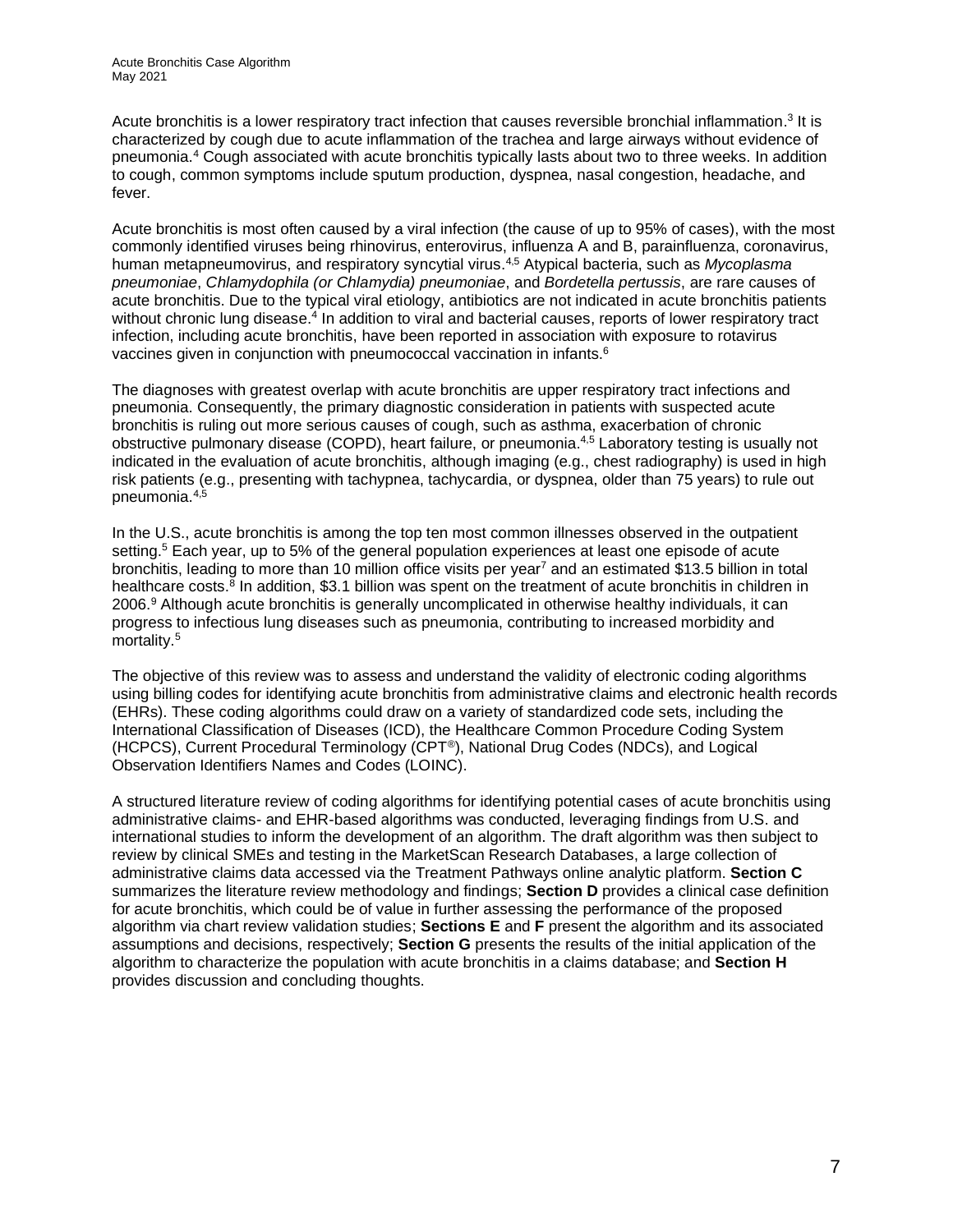Acute bronchitis is a lower respiratory tract infection that causes reversible bronchial inflammation.[3] It is characterized by cough due to acute inflammation of the trachea and large airways without evidence of pneumonia.[4] Cough associated with acute bronchitis typically lasts about two to three weeks. In addition to cough, common symptoms include sputum production, dyspnea, nasal congestion, headache, and fever.

Acute bronchitis is most often caused by a viral infection (the cause of up to 95% of cases), with the most commonly identified viruses being rhinovirus, enterovirus, influenza A and B, parainfluenza, coronavirus, human metapneumovirus, and respiratory syncytial virus.[4,5] Atypical bacteria, such as *Mycoplasma pneumoniae*, *Chlamydophila (or Chlamydia) pneumoniae*, and *Bordetella pertussis*, are rare causes of acute bronchitis. Due to the typical viral etiology, antibiotics are not indicated in acute bronchitis patients without chronic lung disease.[4] In addition to viral and bacterial causes, reports of lower respiratory tract infection, including acute bronchitis, have been reported in association with exposure to rotavirus vaccines given in conjunction with pneumococcal vaccination in infants.[6]

The diagnoses with greatest overlap with acute bronchitis are upper respiratory tract infections and pneumonia. Consequently, the primary diagnostic consideration in patients with suspected acute bronchitis is ruling out more serious causes of cough, such as asthma, exacerbation of chronic obstructive pulmonary disease (COPD), heart failure, or pneumonia.[4,5] Laboratory testing is usually not indicated in the evaluation of acute bronchitis, although imaging (e.g., chest radiography) is used in high risk patients (e.g., presenting with tachypnea, tachycardia, or dyspnea, older than 75 years) to rule out pneumonia.[4,5]

In the U.S., acute bronchitis is among the top ten most common illnesses observed in the outpatient setting.[5] Each year, up to 5% of the general population experiences at least one episode of acute bronchitis, leading to more than 10 million office visits per year[7] and an estimated $13.5 billion in total healthcare costs.[8] In addition, $3.1 billion was spent on the treatment of acute bronchitis in children in 2006.[9] Although acute bronchitis is generally uncomplicated in otherwise healthy individuals, it can progress to infectious lung diseases such as pneumonia, contributing to increased morbidity and mortality.[5]

The objective of this review was to assess and understand the validity of electronic coding algorithms using billing codes for identifying acute bronchitis from administrative claims and electronic health records (EHRs). These coding algorithms could draw on a variety of standardized code sets, including the International Classification of Diseases (ICD), the Healthcare Common Procedure Coding System (HCPCS), Current Procedural Terminology (CPT®), National Drug Codes (NDCs), and Logical Observation Identifiers Names and Codes (LOINC).

A structured literature review of coding algorithms for identifying potential cases of acute bronchitis using administrative claims- and EHR-based algorithms was conducted, leveraging findings from U.S. and international studies to inform the development of an algorithm. The draft algorithm was then subject to review by clinical SMEs and testing in the MarketScan Research Databases, a large collection of administrative claims data accessed via the Treatment Pathways online analytic platform. **Section C** summarizes the literature review methodology and findings; **Section D** provides a clinical case definition for acute bronchitis, which could be of value in further assessing the performance of the proposed algorithm via chart review validation studies; **Sections E** and **F** present the algorithm and its associated assumptions and decisions, respectively; **Section G** presents the results of the initial application of the algorithm to characterize the population with acute bronchitis in a claims database; and **Section H** provides discussion and concluding thoughts.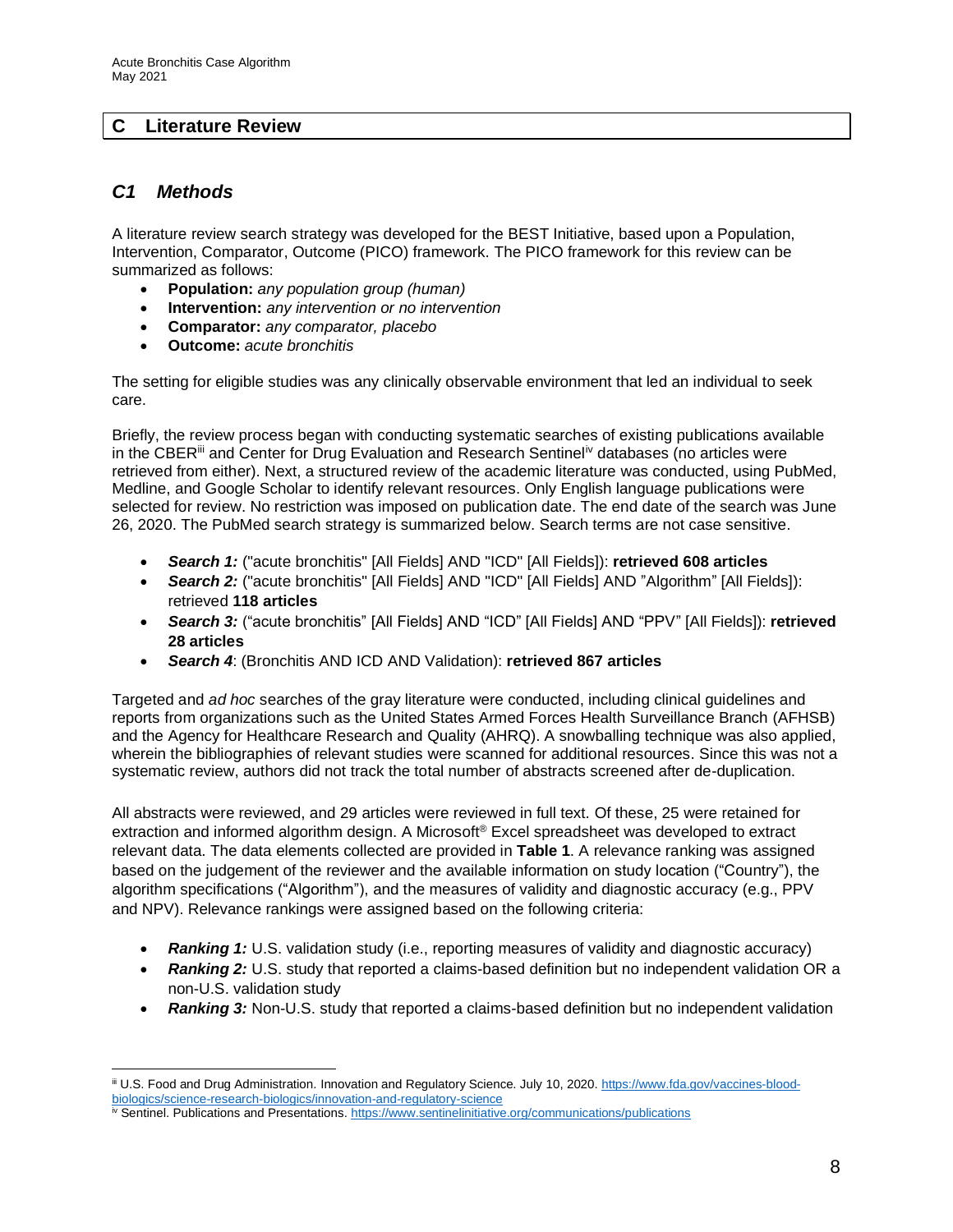## C Literature Review

### *C1 Methods*

A literature review search strategy was developed for the BEST Initiative, based upon a Population, Intervention, Comparator, Outcome (PICO) framework. The PICO framework for this review can be summarized as follows:

- **Population:** *any population group (human)*
- **Intervention:** *any intervention or no intervention*
- **Comparator:** *any comparator, placebo*
- **Outcome:** *acute bronchitis*

The setting for eligible studies was any clinically observable environment that led an individual to seek care.

Briefly, the review process began with conducting systematic searches of existing publications available in the CBER[iii] and Center for Drug Evaluation and Research Sentinel[iv] databases (no articles were retrieved from either). Next, a structured review of the academic literature was conducted, using PubMed, Medline, and Google Scholar to identify relevant resources. Only English language publications were selected for review. No restriction was imposed on publication date. The end date of the search was June 26, 2020. The PubMed search strategy is summarized below. Search terms are not case sensitive.

- ***Search 1:*** ("acute bronchitis" [All Fields] AND "ICD" [All Fields]): **retrieved 608 articles**
- ***Search 2:*** ("acute bronchitis" [All Fields] AND "ICD" [All Fields] AND "Algorithm" [All Fields]): retrieved **118 articles**
- ***Search 3:*** ("acute bronchitis" [All Fields] AND "ICD" [All Fields] AND "PPV" [All Fields]): **retrieved 28 articles**
- ***Search 4***: (Bronchitis AND ICD AND Validation): **retrieved 867 articles**

Targeted and *ad hoc* searches of the gray literature were conducted, including clinical guidelines and reports from organizations such as the United States Armed Forces Health Surveillance Branch (AFHSB) and the Agency for Healthcare Research and Quality (AHRQ). A snowballing technique was also applied, wherein the bibliographies of relevant studies were scanned for additional resources. Since this was not a systematic review, authors did not track the total number of abstracts screened after de-duplication.

All abstracts were reviewed, and 29 articles were reviewed in full text. Of these, 25 were retained for extraction and informed algorithm design. A Microsoft® Excel spreadsheet was developed to extract relevant data. The data elements collected are provided in **Table 1**. A relevance ranking was assigned based on the judgement of the reviewer and the available information on study location ("Country"), the algorithm specifications ("Algorithm"), and the measures of validity and diagnostic accuracy (e.g., PPV and NPV). Relevance rankings were assigned based on the following criteria:

- ***Ranking 1:*** U.S. validation study (i.e., reporting measures of validity and diagnostic accuracy)
- ***Ranking 2:*** U.S. study that reported a claims-based definition but no independent validation OR a non-U.S. validation study
- ***Ranking 3:*** Non-U.S. study that reported a claims-based definition but no independent validation

---

[iii] U.S. Food and Drug Administration. Innovation and Regulatory Science. July 10, 2020. https://www.fda.gov/vaccines-blood-biologics/science-research-biologics/innovation-and-regulatory-science

[iv] Sentinel. Publications and Presentations. https://www.sentinelinitiative.org/communications/publications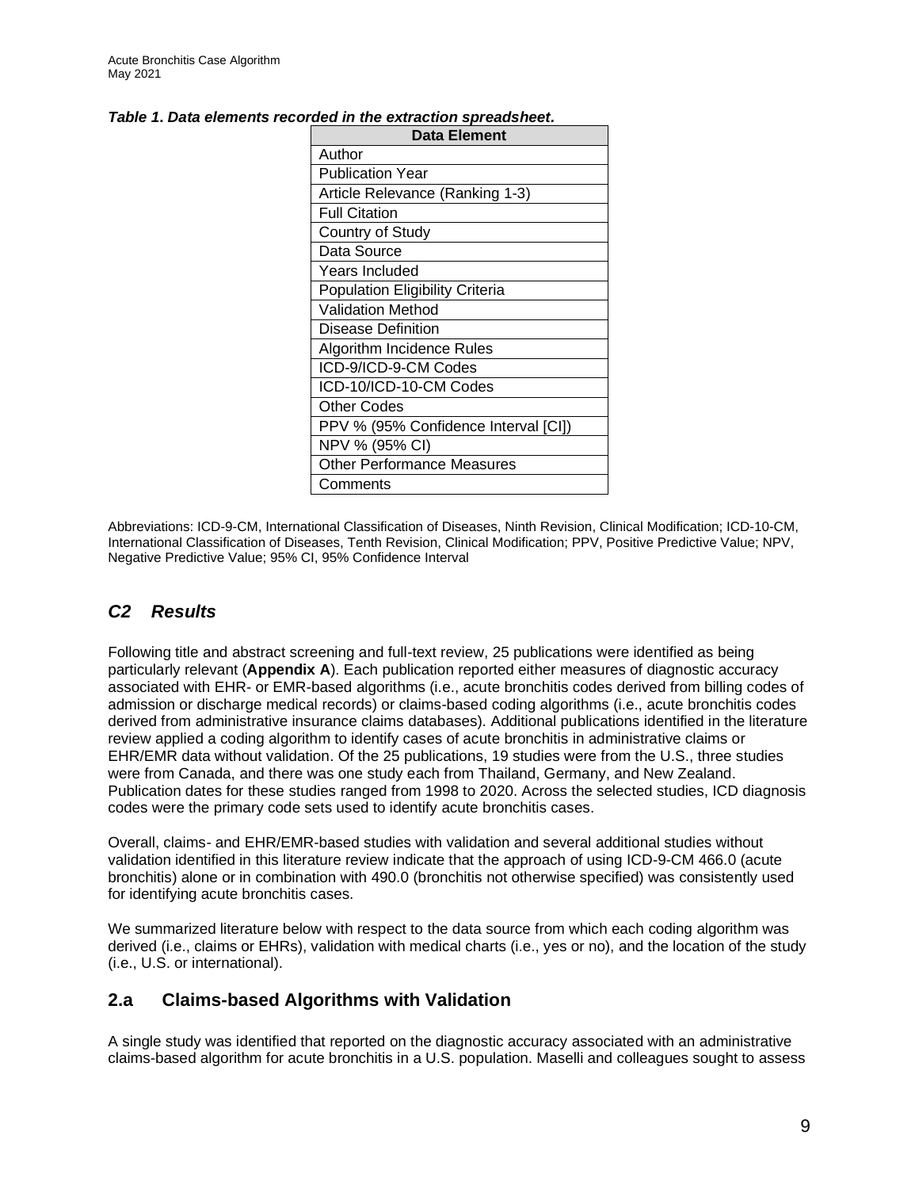***Table 1. Data elements recorded in the extraction spreadsheet.***

| Data Element |
|---|
| Author |
| Publication Year |
| Article Relevance (Ranking 1-3) |
| Full Citation |
| Country of Study |
| Data Source |
| Years Included |
| Population Eligibility Criteria |
| Validation Method |
| Disease Definition |
| Algorithm Incidence Rules |
| ICD-9/ICD-9-CM Codes |
| ICD-10/ICD-10-CM Codes |
| Other Codes |
| PPV % (95% Confidence Interval [CI]) |
| NPV % (95% CI) |
| Other Performance Measures |
| Comments |

Abbreviations: ICD-9-CM, International Classification of Diseases, Ninth Revision, Clinical Modification; ICD-10-CM, International Classification of Diseases, Tenth Revision, Clinical Modification; PPV, Positive Predictive Value; NPV, Negative Predictive Value; 95% CI, 95% Confidence Interval

## *C2 Results*

Following title and abstract screening and full-text review, 25 publications were identified as being particularly relevant (**Appendix A**). Each publication reported either measures of diagnostic accuracy associated with EHR- or EMR-based algorithms (i.e., acute bronchitis codes derived from billing codes of admission or discharge medical records) or claims-based coding algorithms (i.e., acute bronchitis codes derived from administrative insurance claims databases). Additional publications identified in the literature review applied a coding algorithm to identify cases of acute bronchitis in administrative claims or EHR/EMR data without validation. Of the 25 publications, 19 studies were from the U.S., three studies were from Canada, and there was one study each from Thailand, Germany, and New Zealand. Publication dates for these studies ranged from 1998 to 2020. Across the selected studies, ICD diagnosis codes were the primary code sets used to identify acute bronchitis cases.

Overall, claims- and EHR/EMR-based studies with validation and several additional studies without validation identified in this literature review indicate that the approach of using ICD-9-CM 466.0 (acute bronchitis) alone or in combination with 490.0 (bronchitis not otherwise specified) was consistently used for identifying acute bronchitis cases.

We summarized literature below with respect to the data source from which each coding algorithm was derived (i.e., claims or EHRs), validation with medical charts (i.e., yes or no), and the location of the study (i.e., U.S. or international).

### 2.a Claims-based Algorithms with Validation

A single study was identified that reported on the diagnostic accuracy associated with an administrative claims-based algorithm for acute bronchitis in a U.S. population. Maselli and colleagues sought to assess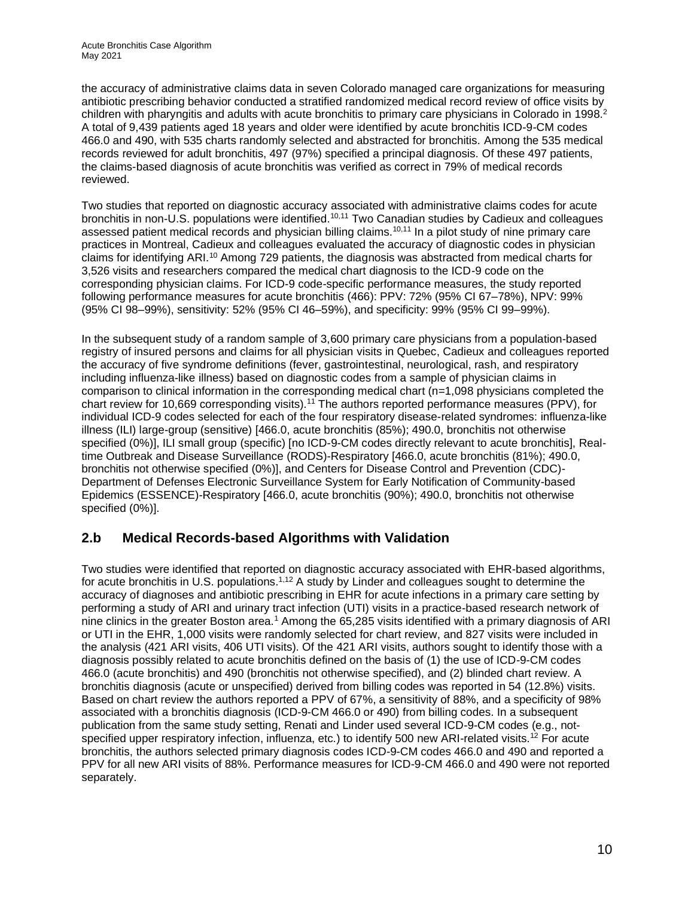the accuracy of administrative claims data in seven Colorado managed care organizations for measuring antibiotic prescribing behavior conducted a stratified randomized medical record review of office visits by children with pharyngitis and adults with acute bronchitis to primary care physicians in Colorado in 1998.[2] A total of 9,439 patients aged 18 years and older were identified by acute bronchitis ICD-9-CM codes 466.0 and 490, with 535 charts randomly selected and abstracted for bronchitis. Among the 535 medical records reviewed for adult bronchitis, 497 (97%) specified a principal diagnosis. Of these 497 patients, the claims-based diagnosis of acute bronchitis was verified as correct in 79% of medical records reviewed.

Two studies that reported on diagnostic accuracy associated with administrative claims codes for acute bronchitis in non-U.S. populations were identified.[10,11] Two Canadian studies by Cadieux and colleagues assessed patient medical records and physician billing claims.[10,11] In a pilot study of nine primary care practices in Montreal, Cadieux and colleagues evaluated the accuracy of diagnostic codes in physician claims for identifying ARI.[10] Among 729 patients, the diagnosis was abstracted from medical charts for 3,526 visits and researchers compared the medical chart diagnosis to the ICD-9 code on the corresponding physician claims. For ICD-9 code-specific performance measures, the study reported following performance measures for acute bronchitis (466): PPV: 72% (95% CI 67–78%), NPV: 99% (95% CI 98–99%), sensitivity: 52% (95% CI 46–59%), and specificity: 99% (95% CI 99–99%).

In the subsequent study of a random sample of 3,600 primary care physicians from a population-based registry of insured persons and claims for all physician visits in Quebec, Cadieux and colleagues reported the accuracy of five syndrome definitions (fever, gastrointestinal, neurological, rash, and respiratory including influenza-like illness) based on diagnostic codes from a sample of physician claims in comparison to clinical information in the corresponding medical chart (n=1,098 physicians completed the chart review for 10,669 corresponding visits).[11] The authors reported performance measures (PPV), for individual ICD-9 codes selected for each of the four respiratory disease-related syndromes: influenza-like illness (ILI) large-group (sensitive) [466.0, acute bronchitis (85%); 490.0, bronchitis not otherwise specified (0%)], ILI small group (specific) [no ICD-9-CM codes directly relevant to acute bronchitis], Real-time Outbreak and Disease Surveillance (RODS)-Respiratory [466.0, acute bronchitis (81%); 490.0, bronchitis not otherwise specified (0%)], and Centers for Disease Control and Prevention (CDC)-Department of Defenses Electronic Surveillance System for Early Notification of Community-based Epidemics (ESSENCE)-Respiratory [466.0, acute bronchitis (90%); 490.0, bronchitis not otherwise specified (0%)].

## 2.b Medical Records-based Algorithms with Validation

Two studies were identified that reported on diagnostic accuracy associated with EHR-based algorithms, for acute bronchitis in U.S. populations.[1,12] A study by Linder and colleagues sought to determine the accuracy of diagnoses and antibiotic prescribing in EHR for acute infections in a primary care setting by performing a study of ARI and urinary tract infection (UTI) visits in a practice-based research network of nine clinics in the greater Boston area.[1] Among the 65,285 visits identified with a primary diagnosis of ARI or UTI in the EHR, 1,000 visits were randomly selected for chart review, and 827 visits were included in the analysis (421 ARI visits, 406 UTI visits). Of the 421 ARI visits, authors sought to identify those with a diagnosis possibly related to acute bronchitis defined on the basis of (1) the use of ICD-9-CM codes 466.0 (acute bronchitis) and 490 (bronchitis not otherwise specified), and (2) blinded chart review. A bronchitis diagnosis (acute or unspecified) derived from billing codes was reported in 54 (12.8%) visits. Based on chart review the authors reported a PPV of 67%, a sensitivity of 88%, and a specificity of 98% associated with a bronchitis diagnosis (ICD-9-CM 466.0 or 490) from billing codes. In a subsequent publication from the same study setting, Renati and Linder used several ICD-9-CM codes (e.g., not-specified upper respiratory infection, influenza, etc.) to identify 500 new ARI-related visits.[12] For acute bronchitis, the authors selected primary diagnosis codes ICD-9-CM codes 466.0 and 490 and reported a PPV for all new ARI visits of 88%. Performance measures for ICD-9-CM 466.0 and 490 were not reported separately.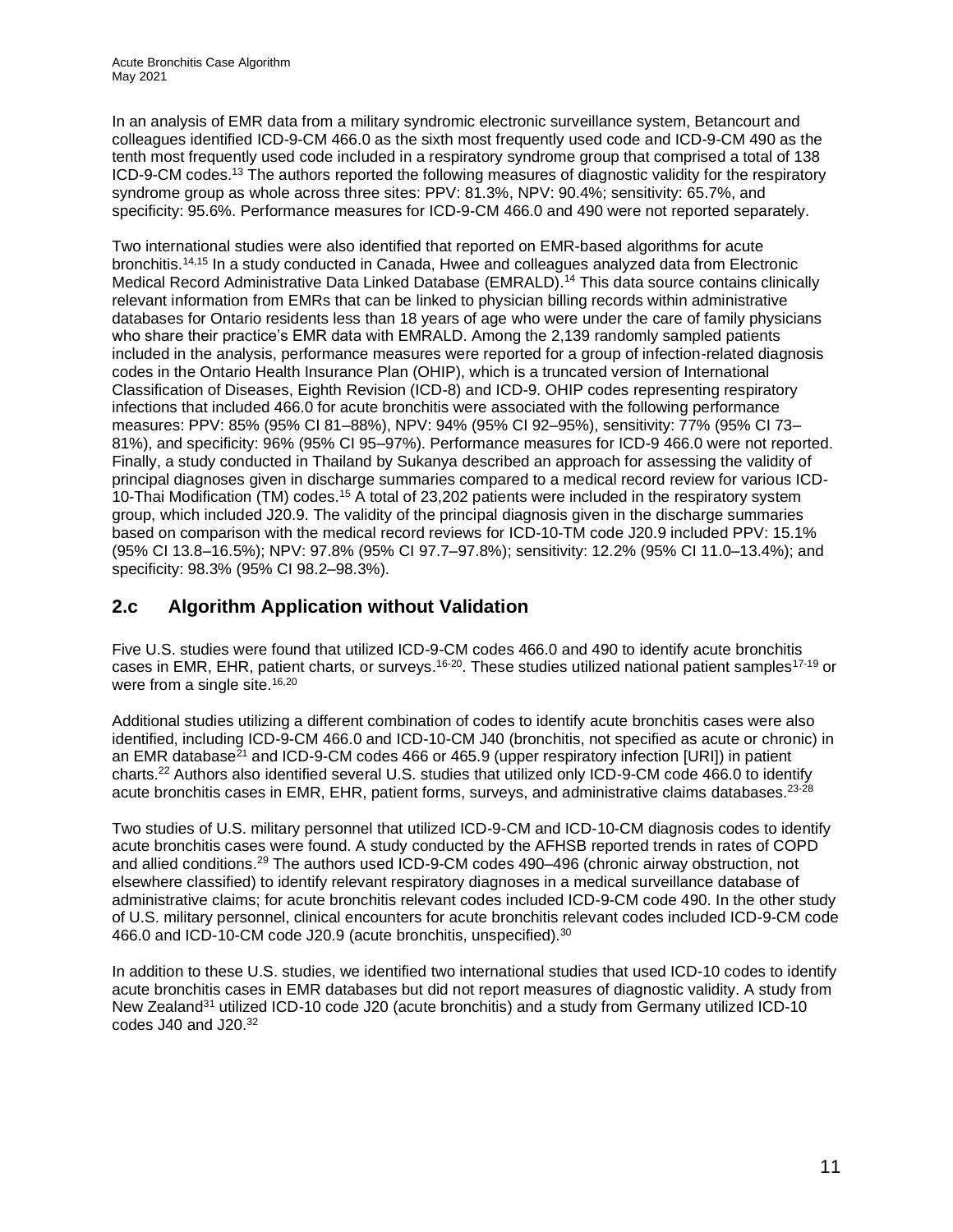In an analysis of EMR data from a military syndromic electronic surveillance system, Betancourt and colleagues identified ICD-9-CM 466.0 as the sixth most frequently used code and ICD-9-CM 490 as the tenth most frequently used code included in a respiratory syndrome group that comprised a total of 138 ICD-9-CM codes.[13] The authors reported the following measures of diagnostic validity for the respiratory syndrome group as whole across three sites: PPV: 81.3%, NPV: 90.4%; sensitivity: 65.7%, and specificity: 95.6%. Performance measures for ICD-9-CM 466.0 and 490 were not reported separately.

Two international studies were also identified that reported on EMR-based algorithms for acute bronchitis.[14,15] In a study conducted in Canada, Hwee and colleagues analyzed data from Electronic Medical Record Administrative Data Linked Database (EMRALD).[14] This data source contains clinically relevant information from EMRs that can be linked to physician billing records within administrative databases for Ontario residents less than 18 years of age who were under the care of family physicians who share their practice's EMR data with EMRALD. Among the 2,139 randomly sampled patients included in the analysis, performance measures were reported for a group of infection-related diagnosis codes in the Ontario Health Insurance Plan (OHIP), which is a truncated version of International Classification of Diseases, Eighth Revision (ICD-8) and ICD-9. OHIP codes representing respiratory infections that included 466.0 for acute bronchitis were associated with the following performance measures: PPV: 85% (95% CI 81–88%), NPV: 94% (95% CI 92–95%), sensitivity: 77% (95% CI 73–81%), and specificity: 96% (95% CI 95–97%). Performance measures for ICD-9 466.0 were not reported. Finally, a study conducted in Thailand by Sukanya described an approach for assessing the validity of principal diagnoses given in discharge summaries compared to a medical record review for various ICD-10-Thai Modification (TM) codes.[15] A total of 23,202 patients were included in the respiratory system group, which included J20.9. The validity of the principal diagnosis given in the discharge summaries based on comparison with the medical record reviews for ICD-10-TM code J20.9 included PPV: 15.1% (95% CI 13.8–16.5%); NPV: 97.8% (95% CI 97.7–97.8%); sensitivity: 12.2% (95% CI 11.0–13.4%); and specificity: 98.3% (95% CI 98.2–98.3%).

## 2.c Algorithm Application without Validation

Five U.S. studies were found that utilized ICD-9-CM codes 466.0 and 490 to identify acute bronchitis cases in EMR, EHR, patient charts, or surveys.[16-20]. These studies utilized national patient samples[17-19] or were from a single site.[16,20]

Additional studies utilizing a different combination of codes to identify acute bronchitis cases were also identified, including ICD-9-CM 466.0 and ICD-10-CM J40 (bronchitis, not specified as acute or chronic) in an EMR database[21] and ICD-9-CM codes 466 or 465.9 (upper respiratory infection [URI]) in patient charts.[22] Authors also identified several U.S. studies that utilized only ICD-9-CM code 466.0 to identify acute bronchitis cases in EMR, EHR, patient forms, surveys, and administrative claims databases.[23-28]

Two studies of U.S. military personnel that utilized ICD-9-CM and ICD-10-CM diagnosis codes to identify acute bronchitis cases were found. A study conducted by the AFHSB reported trends in rates of COPD and allied conditions.[29] The authors used ICD-9-CM codes 490–496 (chronic airway obstruction, not elsewhere classified) to identify relevant respiratory diagnoses in a medical surveillance database of administrative claims; for acute bronchitis relevant codes included ICD-9-CM code 490. In the other study of U.S. military personnel, clinical encounters for acute bronchitis relevant codes included ICD-9-CM code 466.0 and ICD-10-CM code J20.9 (acute bronchitis, unspecified).[30]

In addition to these U.S. studies, we identified two international studies that used ICD-10 codes to identify acute bronchitis cases in EMR databases but did not report measures of diagnostic validity. A study from New Zealand[31] utilized ICD-10 code J20 (acute bronchitis) and a study from Germany utilized ICD-10 codes J40 and J20.[32]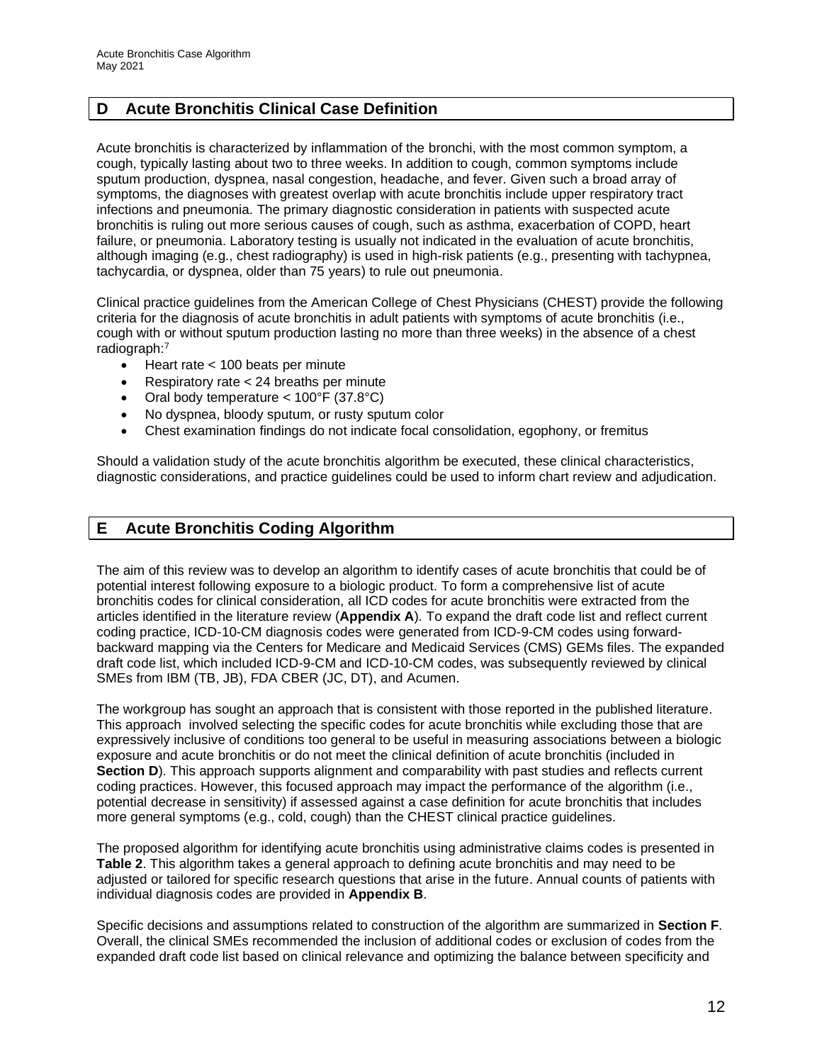## D Acute Bronchitis Clinical Case Definition

Acute bronchitis is characterized by inflammation of the bronchi, with the most common symptom, a cough, typically lasting about two to three weeks. In addition to cough, common symptoms include sputum production, dyspnea, nasal congestion, headache, and fever. Given such a broad array of symptoms, the diagnoses with greatest overlap with acute bronchitis include upper respiratory tract infections and pneumonia. The primary diagnostic consideration in patients with suspected acute bronchitis is ruling out more serious causes of cough, such as asthma, exacerbation of COPD, heart failure, or pneumonia. Laboratory testing is usually not indicated in the evaluation of acute bronchitis, although imaging (e.g., chest radiography) is used in high-risk patients (e.g., presenting with tachypnea, tachycardia, or dyspnea, older than 75 years) to rule out pneumonia.

Clinical practice guidelines from the American College of Chest Physicians (CHEST) provide the following criteria for the diagnosis of acute bronchitis in adult patients with symptoms of acute bronchitis (i.e., cough with or without sputum production lasting no more than three weeks) in the absence of a chest radiograph:[7]

- Heart rate < 100 beats per minute
- Respiratory rate < 24 breaths per minute
- Oral body temperature < 100°F (37.8°C)
- No dyspnea, bloody sputum, or rusty sputum color
- Chest examination findings do not indicate focal consolidation, egophony, or fremitus

Should a validation study of the acute bronchitis algorithm be executed, these clinical characteristics, diagnostic considerations, and practice guidelines could be used to inform chart review and adjudication.

## E Acute Bronchitis Coding Algorithm

The aim of this review was to develop an algorithm to identify cases of acute bronchitis that could be of potential interest following exposure to a biologic product. To form a comprehensive list of acute bronchitis codes for clinical consideration, all ICD codes for acute bronchitis were extracted from the articles identified in the literature review (**Appendix A**). To expand the draft code list and reflect current coding practice, ICD-10-CM diagnosis codes were generated from ICD-9-CM codes using forward-backward mapping via the Centers for Medicare and Medicaid Services (CMS) GEMs files. The expanded draft code list, which included ICD-9-CM and ICD-10-CM codes, was subsequently reviewed by clinical SMEs from IBM (TB, JB), FDA CBER (JC, DT), and Acumen.

The workgroup has sought an approach that is consistent with those reported in the published literature. This approach involved selecting the specific codes for acute bronchitis while excluding those that are expressively inclusive of conditions too general to be useful in measuring associations between a biologic exposure and acute bronchitis or do not meet the clinical definition of acute bronchitis (included in **Section D**). This approach supports alignment and comparability with past studies and reflects current coding practices. However, this focused approach may impact the performance of the algorithm (i.e., potential decrease in sensitivity) if assessed against a case definition for acute bronchitis that includes more general symptoms (e.g., cold, cough) than the CHEST clinical practice guidelines.

The proposed algorithm for identifying acute bronchitis using administrative claims codes is presented in **Table 2**. This algorithm takes a general approach to defining acute bronchitis and may need to be adjusted or tailored for specific research questions that arise in the future. Annual counts of patients with individual diagnosis codes are provided in **Appendix B**.

Specific decisions and assumptions related to construction of the algorithm are summarized in **Section F**. Overall, the clinical SMEs recommended the inclusion of additional codes or exclusion of codes from the expanded draft code list based on clinical relevance and optimizing the balance between specificity and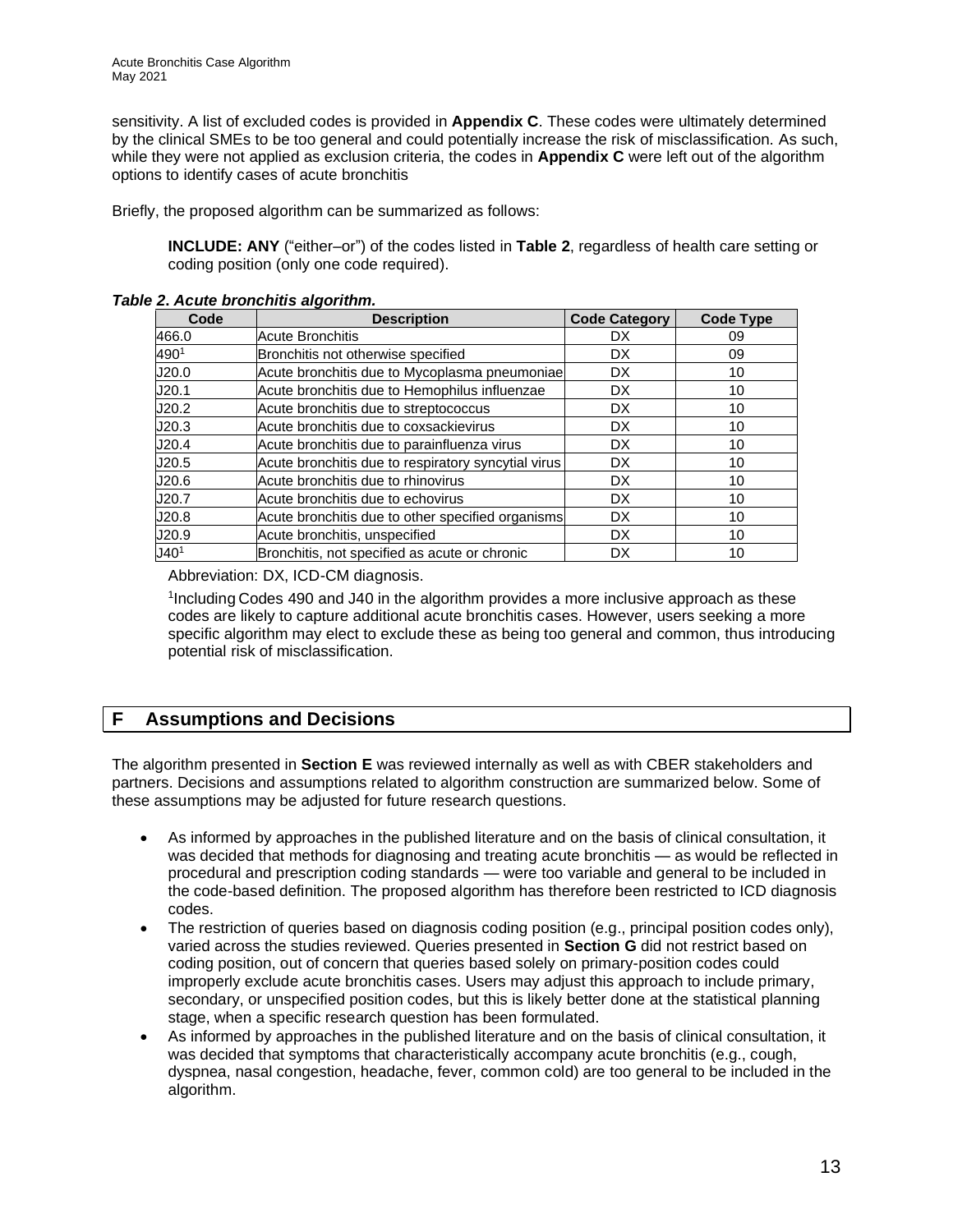sensitivity. A list of excluded codes is provided in **Appendix C**. These codes were ultimately determined by the clinical SMEs to be too general and could potentially increase the risk of misclassification. As such, while they were not applied as exclusion criteria, the codes in **Appendix C** were left out of the algorithm options to identify cases of acute bronchitis

Briefly, the proposed algorithm can be summarized as follows:

> **INCLUDE: ANY** ("either–or") of the codes listed in **Table 2**, regardless of health care setting or coding position (only one code required).

***Table 2. Acute bronchitis algorithm.***

| Code | Description | Code Category | Code Type |
|---|---|---|---|
| 466.0 | Acute Bronchitis | DX | 09 |
| 490[1] | Bronchitis not otherwise specified | DX | 09 |
| J20.0 | Acute bronchitis due to Mycoplasma pneumoniae | DX | 10 |
| J20.1 | Acute bronchitis due to Hemophilus influenzae | DX | 10 |
| J20.2 | Acute bronchitis due to streptococcus | DX | 10 |
| J20.3 | Acute bronchitis due to coxsackievirus | DX | 10 |
| J20.4 | Acute bronchitis due to parainfluenza virus | DX | 10 |
| J20.5 | Acute bronchitis due to respiratory syncytial virus | DX | 10 |
| J20.6 | Acute bronchitis due to rhinovirus | DX | 10 |
| J20.7 | Acute bronchitis due to echovirus | DX | 10 |
| J20.8 | Acute bronchitis due to other specified organisms | DX | 10 |
| J20.9 | Acute bronchitis, unspecified | DX | 10 |
| J40[1] | Bronchitis, not specified as acute or chronic | DX | 10 |

Abbreviation: DX, ICD-CM diagnosis.

[1]Including Codes 490 and J40 in the algorithm provides a more inclusive approach as these codes are likely to capture additional acute bronchitis cases. However, users seeking a more specific algorithm may elect to exclude these as being too general and common, thus introducing potential risk of misclassification.

## F Assumptions and Decisions

The algorithm presented in **Section E** was reviewed internally as well as with CBER stakeholders and partners. Decisions and assumptions related to algorithm construction are summarized below. Some of these assumptions may be adjusted for future research questions.

- As informed by approaches in the published literature and on the basis of clinical consultation, it was decided that methods for diagnosing and treating acute bronchitis — as would be reflected in procedural and prescription coding standards — were too variable and general to be included in the code-based definition. The proposed algorithm has therefore been restricted to ICD diagnosis codes.
- The restriction of queries based on diagnosis coding position (e.g., principal position codes only), varied across the studies reviewed. Queries presented in **Section G** did not restrict based on coding position, out of concern that queries based solely on primary-position codes could improperly exclude acute bronchitis cases. Users may adjust this approach to include primary, secondary, or unspecified position codes, but this is likely better done at the statistical planning stage, when a specific research question has been formulated.
- As informed by approaches in the published literature and on the basis of clinical consultation, it was decided that symptoms that characteristically accompany acute bronchitis (e.g., cough, dyspnea, nasal congestion, headache, fever, common cold) are too general to be included in the algorithm.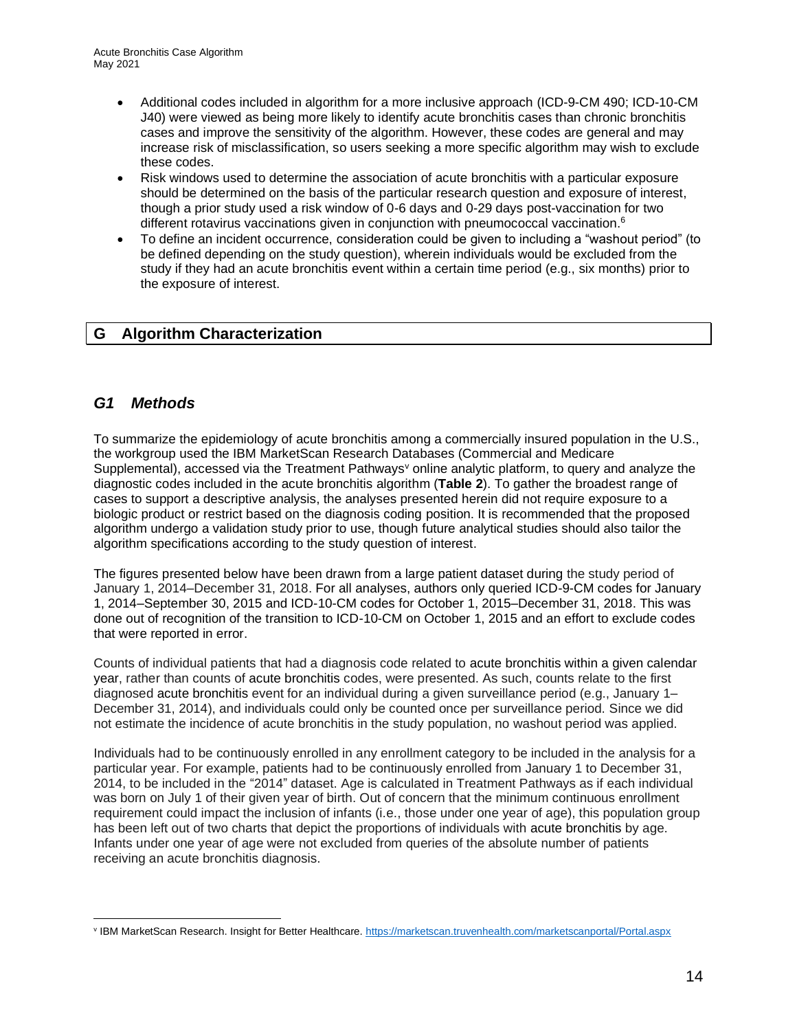- Additional codes included in algorithm for a more inclusive approach (ICD-9-CM 490; ICD-10-CM J40) were viewed as being more likely to identify acute bronchitis cases than chronic bronchitis cases and improve the sensitivity of the algorithm. However, these codes are general and may increase risk of misclassification, so users seeking a more specific algorithm may wish to exclude these codes.
- Risk windows used to determine the association of acute bronchitis with a particular exposure should be determined on the basis of the particular research question and exposure of interest, though a prior study used a risk window of 0-6 days and 0-29 days post-vaccination for two different rotavirus vaccinations given in conjunction with pneumococcal vaccination.[6]
- To define an incident occurrence, consideration could be given to including a "washout period" (to be defined depending on the study question), wherein individuals would be excluded from the study if they had an acute bronchitis event within a certain time period (e.g., six months) prior to the exposure of interest.

## G Algorithm Characterization

### *G1 Methods*

To summarize the epidemiology of acute bronchitis among a commercially insured population in the U.S., the workgroup used the IBM MarketScan Research Databases (Commercial and Medicare Supplemental), accessed via the Treatment Pathways[v] online analytic platform, to query and analyze the diagnostic codes included in the acute bronchitis algorithm (**Table 2**). To gather the broadest range of cases to support a descriptive analysis, the analyses presented herein did not require exposure to a biologic product or restrict based on the diagnosis coding position. It is recommended that the proposed algorithm undergo a validation study prior to use, though future analytical studies should also tailor the algorithm specifications according to the study question of interest.

The figures presented below have been drawn from a large patient dataset during the study period of January 1, 2014–December 31, 2018. For all analyses, authors only queried ICD-9-CM codes for January 1, 2014–September 30, 2015 and ICD-10-CM codes for October 1, 2015–December 31, 2018. This was done out of recognition of the transition to ICD-10-CM on October 1, 2015 and an effort to exclude codes that were reported in error.

Counts of individual patients that had a diagnosis code related to acute bronchitis within a given calendar year, rather than counts of acute bronchitis codes, were presented. As such, counts relate to the first diagnosed acute bronchitis event for an individual during a given surveillance period (e.g., January 1–December 31, 2014), and individuals could only be counted once per surveillance period. Since we did not estimate the incidence of acute bronchitis in the study population, no washout period was applied.

Individuals had to be continuously enrolled in any enrollment category to be included in the analysis for a particular year. For example, patients had to be continuously enrolled from January 1 to December 31, 2014, to be included in the "2014" dataset. Age is calculated in Treatment Pathways as if each individual was born on July 1 of their given year of birth. Out of concern that the minimum continuous enrollment requirement could impact the inclusion of infants (i.e., those under one year of age), this population group has been left out of two charts that depict the proportions of individuals with acute bronchitis by age. Infants under one year of age were not excluded from queries of the absolute number of patients receiving an acute bronchitis diagnosis.

[v] IBM MarketScan Research. Insight for Better Healthcare. https://marketscan.truvenhealth.com/marketscanportal/Portal.aspx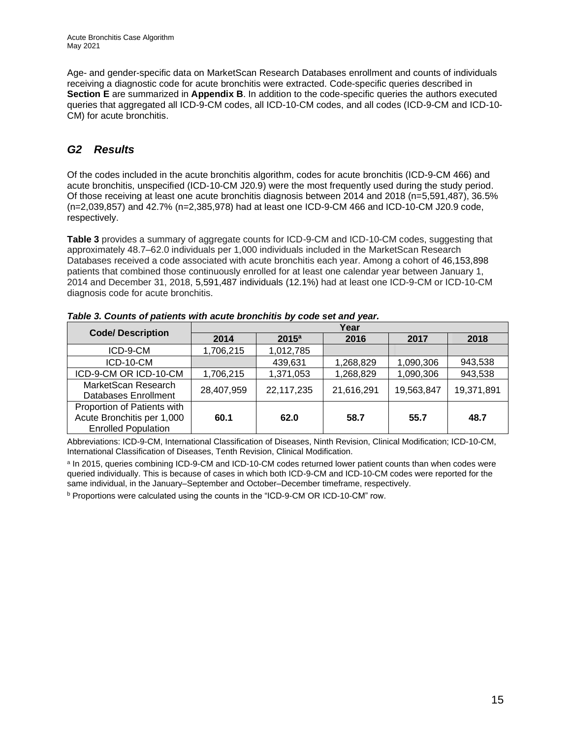Age- and gender-specific data on MarketScan Research Databases enrollment and counts of individuals receiving a diagnostic code for acute bronchitis were extracted. Code-specific queries described in **Section E** are summarized in **Appendix B**. In addition to the code-specific queries the authors executed queries that aggregated all ICD-9-CM codes, all ICD-10-CM codes, and all codes (ICD-9-CM and ICD-10-CM) for acute bronchitis.

## *G2 Results*

Of the codes included in the acute bronchitis algorithm, codes for acute bronchitis (ICD-9-CM 466) and acute bronchitis, unspecified (ICD-10-CM J20.9) were the most frequently used during the study period. Of those receiving at least one acute bronchitis diagnosis between 2014 and 2018 (n=5,591,487), 36.5% (n=2,039,857) and 42.7% (n=2,385,978) had at least one ICD-9-CM 466 and ICD-10-CM J20.9 code, respectively.

**Table 3** provides a summary of aggregate counts for ICD-9-CM and ICD-10-CM codes, suggesting that approximately 48.7–62.0 individuals per 1,000 individuals included in the MarketScan Research Databases received a code associated with acute bronchitis each year. Among a cohort of 46,153,898 patients that combined those continuously enrolled for at least one calendar year between January 1, 2014 and December 31, 2018, 5,591,487 individuals (12.1%) had at least one ICD-9-CM or ICD-10-CM diagnosis code for acute bronchitis.

***Table 3. Counts of patients with acute bronchitis by code set and year.***

| Code/ Description | Year | | | | |
|---|---|---|---|---|---|
| | 2014 | 2015[a] | 2016 | 2017 | 2018 |
| ICD-9-CM | 1,706,215 | 1,012,785 | | | |
| ICD-10-CM | | 439,631 | 1,268,829 | 1,090,306 | 943,538 |
| ICD-9-CM OR ICD-10-CM | 1,706,215 | 1,371,053 | 1,268,829 | 1,090,306 | 943,538 |
| MarketScan Research Databases Enrollment | 28,407,959 | 22,117,235 | 21,616,291 | 19,563,847 | 19,371,891 |
| Proportion of Patients with Acute Bronchitis per 1,000 Enrolled Population | **60.1** | **62.0** | **58.7** | **55.7** | **48.7** |

Abbreviations: ICD-9-CM, International Classification of Diseases, Ninth Revision, Clinical Modification; ICD-10-CM, International Classification of Diseases, Tenth Revision, Clinical Modification.

[a] In 2015, queries combining ICD-9-CM and ICD-10-CM codes returned lower patient counts than when codes were queried individually. This is because of cases in which both ICD-9-CM and ICD-10-CM codes were reported for the same individual, in the January–September and October–December timeframe, respectively.

[b] Proportions were calculated using the counts in the "ICD-9-CM OR ICD-10-CM" row.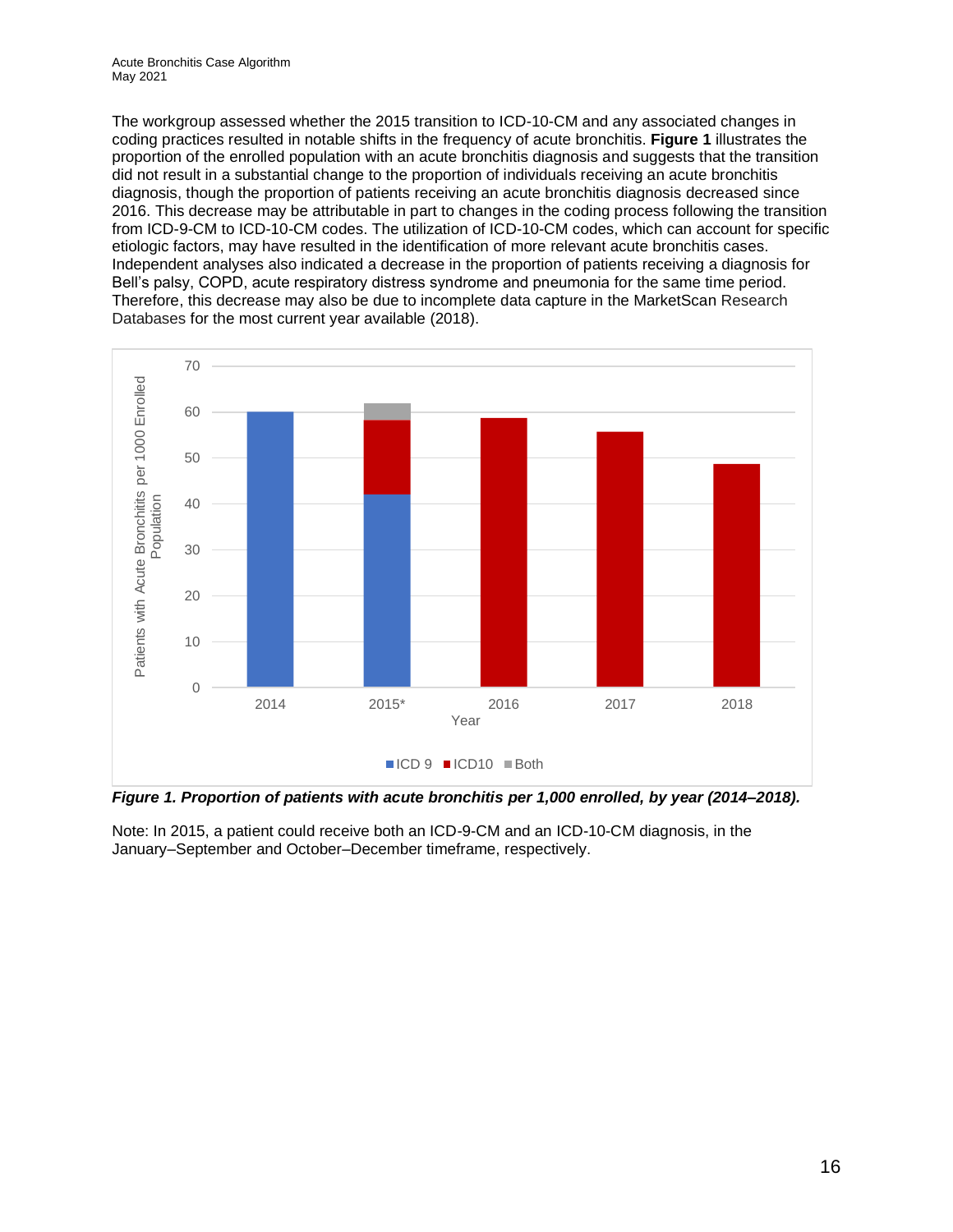The workgroup assessed whether the 2015 transition to ICD-10-CM and any associated changes in coding practices resulted in notable shifts in the frequency of acute bronchitis. **Figure 1** illustrates the proportion of the enrolled population with an acute bronchitis diagnosis and suggests that the transition did not result in a substantial change to the proportion of individuals receiving an acute bronchitis diagnosis, though the proportion of patients receiving an acute bronchitis diagnosis decreased since 2016. This decrease may be attributable in part to changes in the coding process following the transition from ICD-9-CM to ICD-10-CM codes. The utilization of ICD-10-CM codes, which can account for specific etiologic factors, may have resulted in the identification of more relevant acute bronchitis cases. Independent analyses also indicated a decrease in the proportion of patients receiving a diagnosis for Bell's palsy, COPD, acute respiratory distress syndrome and pneumonia for the same time period. Therefore, this decrease may also be due to incomplete data capture in the MarketScan Research Databases for the most current year available (2018).

***Figure 1. Proportion of patients with acute bronchitis per 1,000 enrolled, by year (2014–2018).***

Note: In 2015, a patient could receive both an ICD-9-CM and an ICD-10-CM diagnosis, in the January–September and October–December timeframe, respectively.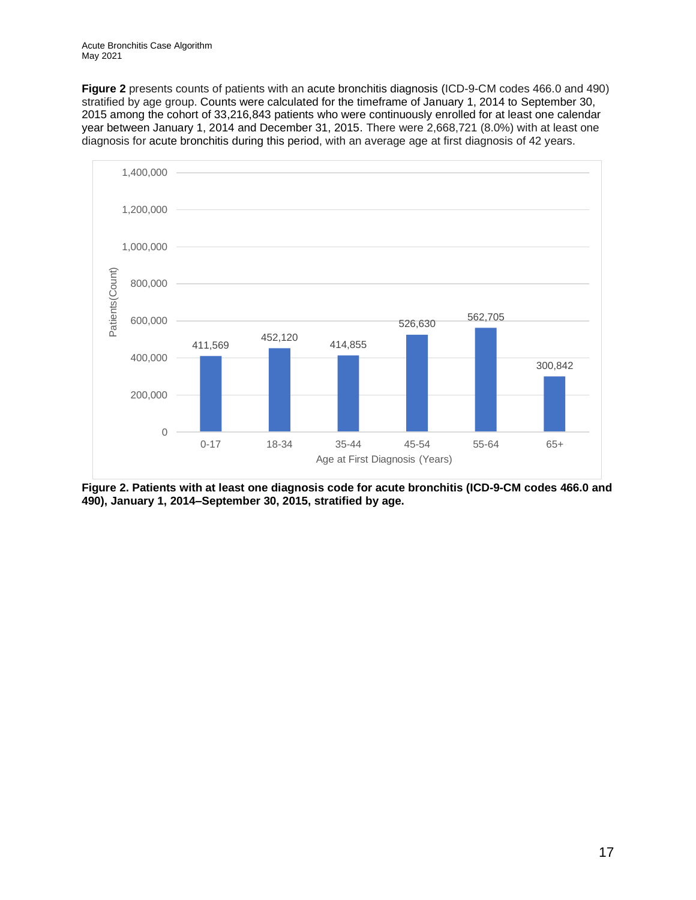**Figure 2** presents counts of patients with an acute bronchitis diagnosis (ICD-9-CM codes 466.0 and 490) stratified by age group. Counts were calculated for the timeframe of January 1, 2014 to September 30, 2015 among the cohort of 33,216,843 patients who were continuously enrolled for at least one calendar year between January 1, 2014 and December 31, 2015. There were 2,668,721 (8.0%) with at least one diagnosis for acute bronchitis during this period, with an average age at first diagnosis of 42 years.

| Age at First Diagnosis (Years) | Patients (Count) |
|---|---|
| 0-17 | 411,569 |
| 18-34 | 452,120 |
| 35-44 | 414,855 |
| 45-54 | 526,630 |
| 55-64 | 562,705 |
| 65+ | 300,842 |

**Figure 2. Patients with at least one diagnosis code for acute bronchitis (ICD-9-CM codes 466.0 and 490), January 1, 2014–September 30, 2015, stratified by age.**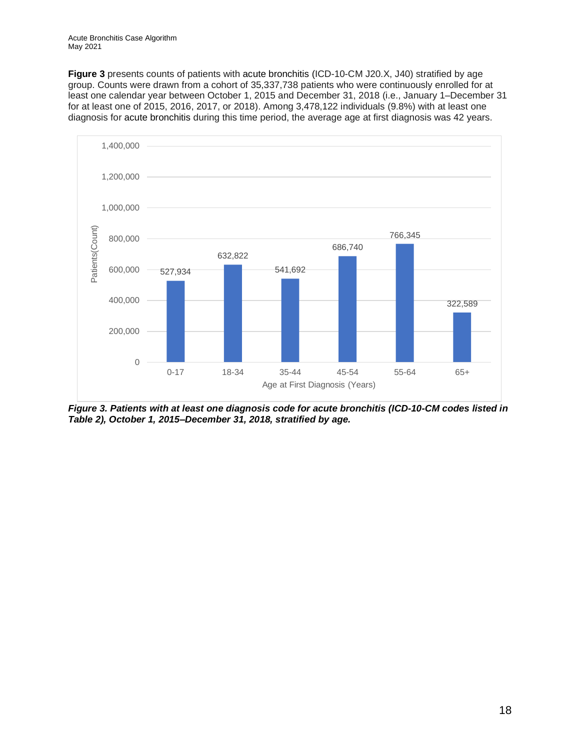**Figure 3** presents counts of patients with acute bronchitis (ICD-10-CM J20.X, J40) stratified by age group. Counts were drawn from a cohort of 35,337,738 patients who were continuously enrolled for at least one calendar year between October 1, 2015 and December 31, 2018 (i.e., January 1–December 31 for at least one of 2015, 2016, 2017, or 2018). Among 3,478,122 individuals (9.8%) with at least one diagnosis for acute bronchitis during this time period, the average age at first diagnosis was 42 years.

| Age at First Diagnosis (Years) | Patients(Count) |
|---|---|
| 0-17 | 527,934 |
| 18-34 | 632,822 |
| 35-44 | 541,692 |
| 45-54 | 686,740 |
| 55-64 | 766,345 |
| 65+ | 322,589 |

***Figure 3. Patients with at least one diagnosis code for acute bronchitis (ICD-10-CM codes listed in Table 2), October 1, 2015–December 31, 2018, stratified by age.***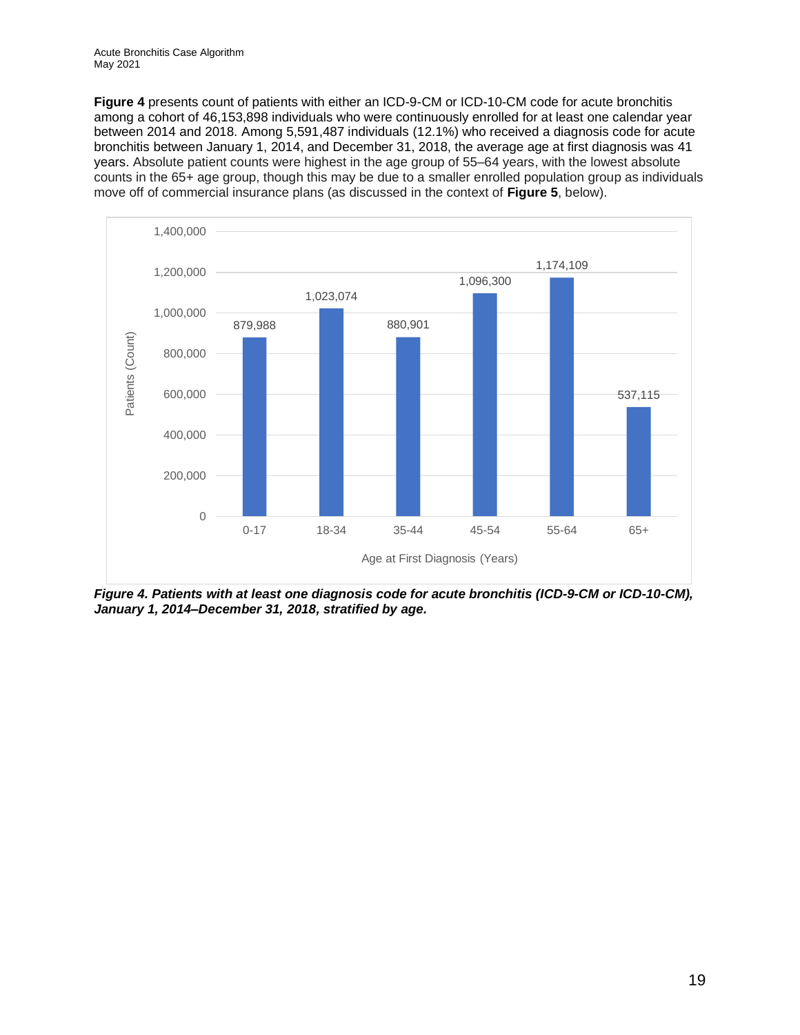**Figure 4** presents count of patients with either an ICD-9-CM or ICD-10-CM code for acute bronchitis among a cohort of 46,153,898 individuals who were continuously enrolled for at least one calendar year between 2014 and 2018. Among 5,591,487 individuals (12.1%) who received a diagnosis code for acute bronchitis between January 1, 2014, and December 31, 2018, the average age at first diagnosis was 41 years. Absolute patient counts were highest in the age group of 55–64 years, with the lowest absolute counts in the 65+ age group, though this may be due to a smaller enrolled population group as individuals move off of commercial insurance plans (as discussed in the context of **Figure 5**, below).

| Age at First Diagnosis (Years) | Patients (Count) |
| --- | --- |
| 0-17 | 879,988 |
| 18-34 | 1,023,074 |
| 35-44 | 880,901 |
| 45-54 | 1,096,300 |
| 55-64 | 1,174,109 |
| 65+ | 537,115 |

***Figure 4. Patients with at least one diagnosis code for acute bronchitis (ICD-9-CM or ICD-10-CM), January 1, 2014–December 31, 2018, stratified by age.***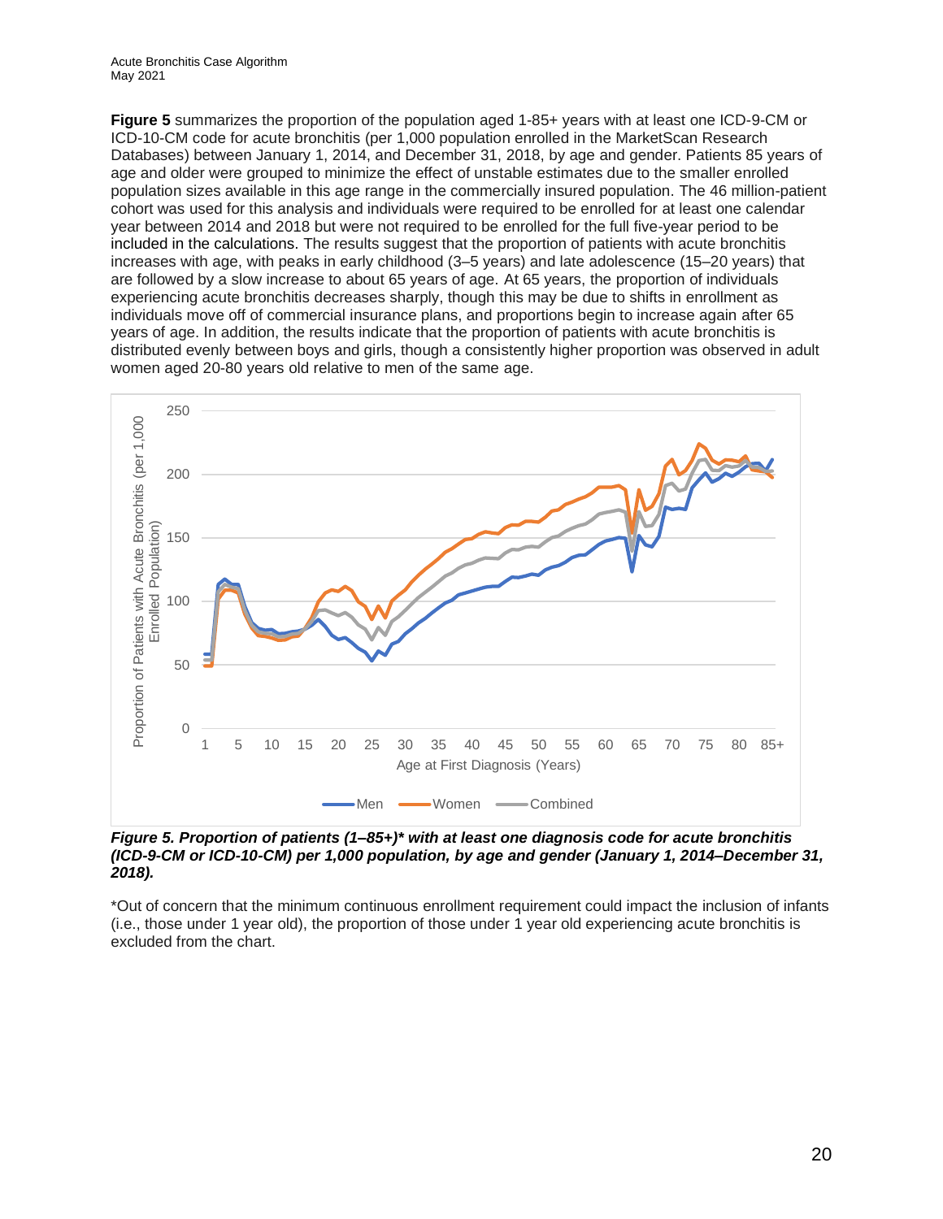**Figure 5** summarizes the proportion of the population aged 1-85+ years with at least one ICD-9-CM or ICD-10-CM code for acute bronchitis (per 1,000 population enrolled in the MarketScan Research Databases) between January 1, 2014, and December 31, 2018, by age and gender. Patients 85 years of age and older were grouped to minimize the effect of unstable estimates due to the smaller enrolled population sizes available in this age range in the commercially insured population. The 46 million-patient cohort was used for this analysis and individuals were required to be enrolled for at least one calendar year between 2014 and 2018 but were not required to be enrolled for the full five-year period to be included in the calculations. The results suggest that the proportion of patients with acute bronchitis increases with age, with peaks in early childhood (3–5 years) and late adolescence (15–20 years) that are followed by a slow increase to about 65 years of age. At 65 years, the proportion of individuals experiencing acute bronchitis decreases sharply, though this may be due to shifts in enrollment as individuals move off of commercial insurance plans, and proportions begin to increase again after 65 years of age. In addition, the results indicate that the proportion of patients with acute bronchitis is distributed evenly between boys and girls, though a consistently higher proportion was observed in adult women aged 20-80 years old relative to men of the same age.

***Figure 5. Proportion of patients (1–85+)* with at least one diagnosis code for acute bronchitis (ICD-9-CM or ICD-10-CM) per 1,000 population, by age and gender (January 1, 2014–December 31, 2018).***

*Out of concern that the minimum continuous enrollment requirement could impact the inclusion of infants (i.e., those under 1 year old), the proportion of those under 1 year old experiencing acute bronchitis is excluded from the chart.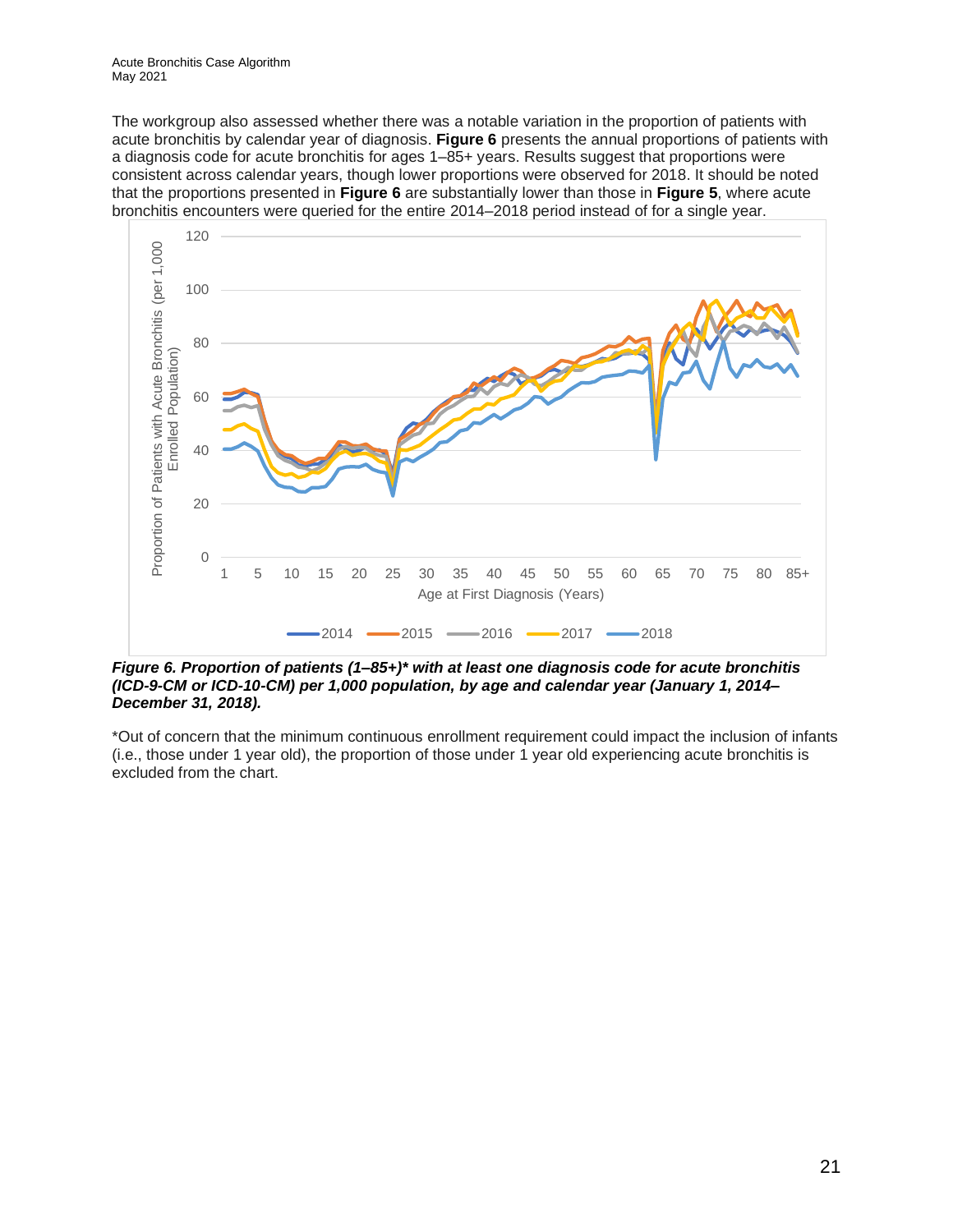The workgroup also assessed whether there was a notable variation in the proportion of patients with acute bronchitis by calendar year of diagnosis. **Figure 6** presents the annual proportions of patients with a diagnosis code for acute bronchitis for ages 1–85+ years. Results suggest that proportions were consistent across calendar years, though lower proportions were observed for 2018. It should be noted that the proportions presented in **Figure 6** are substantially lower than those in **Figure 5**, where acute bronchitis encounters were queried for the entire 2014–2018 period instead of for a single year.

***Figure 6. Proportion of patients (1–85+)* with at least one diagnosis code for acute bronchitis (ICD-9-CM or ICD-10-CM) per 1,000 population, by age and calendar year (January 1, 2014–December 31, 2018).***

*Out of concern that the minimum continuous enrollment requirement could impact the inclusion of infants (i.e., those under 1 year old), the proportion of those under 1 year old experiencing acute bronchitis is excluded from the chart.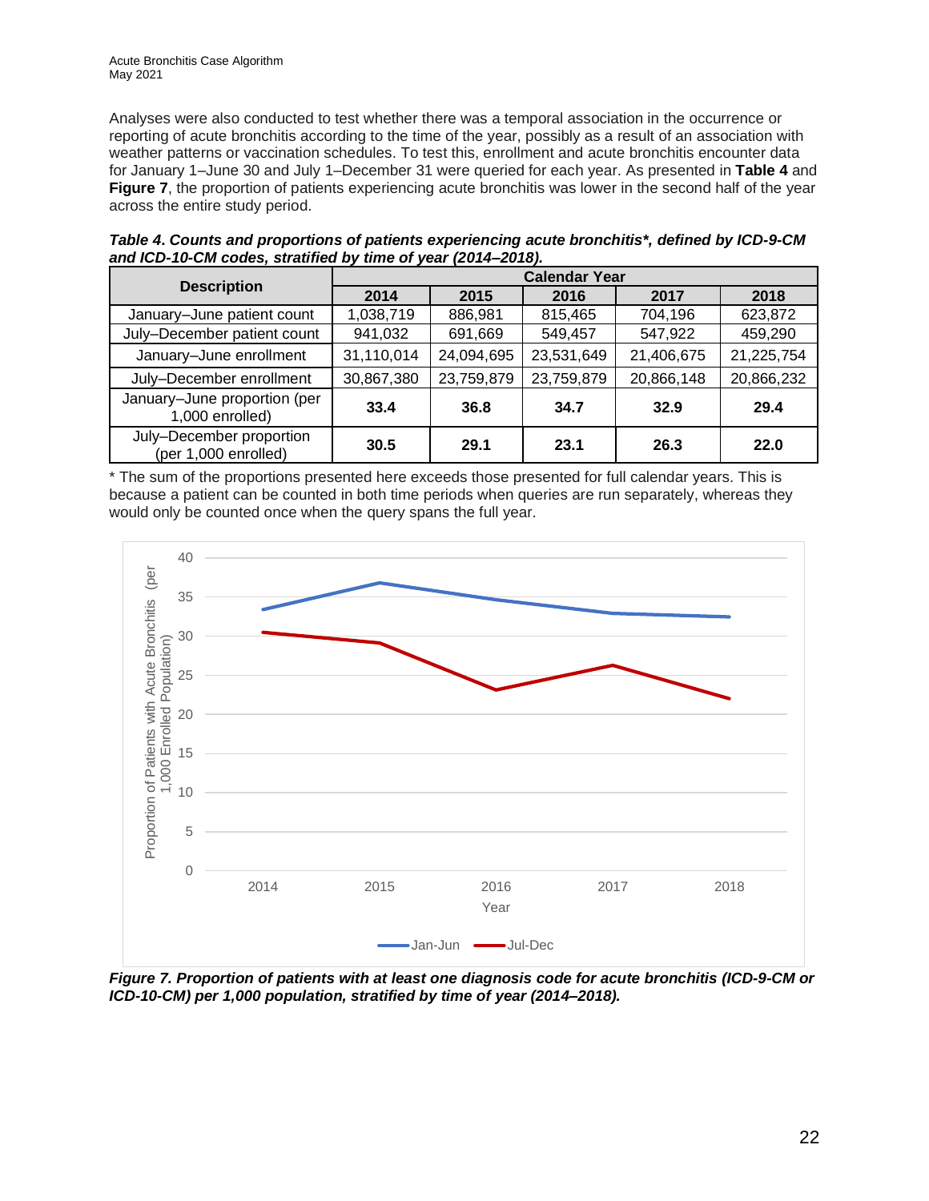Analyses were also conducted to test whether there was a temporal association in the occurrence or reporting of acute bronchitis according to the time of the year, possibly as a result of an association with weather patterns or vaccination schedules. To test this, enrollment and acute bronchitis encounter data for January 1–June 30 and July 1–December 31 were queried for each year. As presented in **Table 4** and **Figure 7**, the proportion of patients experiencing acute bronchitis was lower in the second half of the year across the entire study period.

***Table 4. Counts and proportions of patients experiencing acute bronchitis\*, defined by ICD-9-CM and ICD-10-CM codes, stratified by time of year (2014–2018).***

| Description | Calendar Year | | | | |
|---|---|---|---|---|---|
| | 2014 | 2015 | 2016 | 2017 | 2018 |
| January–June patient count | 1,038,719 | 886,981 | 815,465 | 704,196 | 623,872 |
| July–December patient count | 941,032 | 691,669 | 549,457 | 547,922 | 459,290 |
| January–June enrollment | 31,110,014 | 24,094,695 | 23,531,649 | 21,406,675 | 21,225,754 |
| July–December enrollment | 30,867,380 | 23,759,879 | 23,759,879 | 20,866,148 | 20,866,232 |
| January–June proportion (per 1,000 enrolled) | **33.4** | **36.8** | **34.7** | **32.9** | **29.4** |
| July–December proportion (per 1,000 enrolled) | **30.5** | **29.1** | **23.1** | **26.3** | **22.0** |

\* The sum of the proportions presented here exceeds those presented for full calendar years. This is because a patient can be counted in both time periods when queries are run separately, whereas they would only be counted once when the query spans the full year.

***Figure 7. Proportion of patients with at least one diagnosis code for acute bronchitis (ICD-9-CM or ICD-10-CM) per 1,000 population, stratified by time of year (2014–2018).***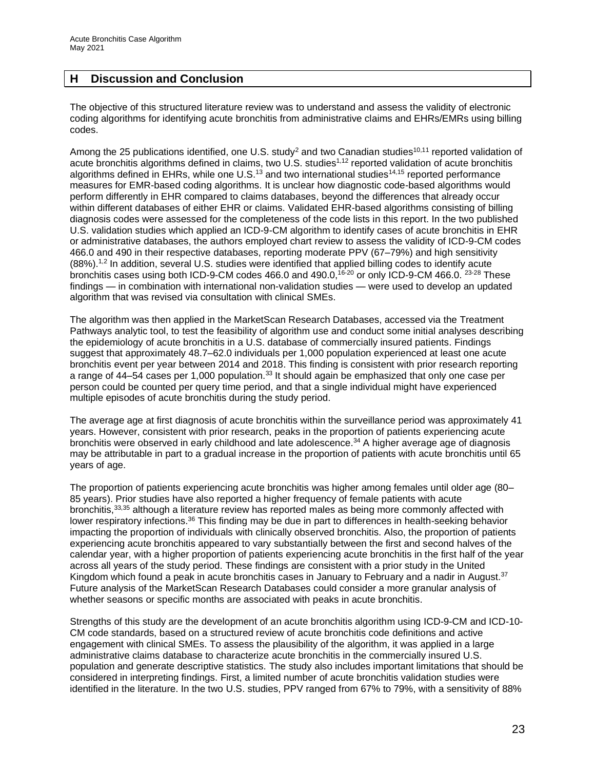## H Discussion and Conclusion

The objective of this structured literature review was to understand and assess the validity of electronic coding algorithms for identifying acute bronchitis from administrative claims and EHRs/EMRs using billing codes.

Among the 25 publications identified, one U.S. study[2] and two Canadian studies[10,11] reported validation of acute bronchitis algorithms defined in claims, two U.S. studies[1,12] reported validation of acute bronchitis algorithms defined in EHRs, while one U.S.[13] and two international studies[14,15] reported performance measures for EMR-based coding algorithms. It is unclear how diagnostic code-based algorithms would perform differently in EHR compared to claims databases, beyond the differences that already occur within different databases of either EHR or claims. Validated EHR-based algorithms consisting of billing diagnosis codes were assessed for the completeness of the code lists in this report. In the two published U.S. validation studies which applied an ICD-9-CM algorithm to identify cases of acute bronchitis in EHR or administrative databases, the authors employed chart review to assess the validity of ICD-9-CM codes 466.0 and 490 in their respective databases, reporting moderate PPV (67–79%) and high sensitivity (88%).[1,2] In addition, several U.S. studies were identified that applied billing codes to identify acute bronchitis cases using both ICD-9-CM codes 466.0 and 490.0,[16-20] or only ICD-9-CM 466.0. [23-28] These findings — in combination with international non-validation studies — were used to develop an updated algorithm that was revised via consultation with clinical SMEs.

The algorithm was then applied in the MarketScan Research Databases, accessed via the Treatment Pathways analytic tool, to test the feasibility of algorithm use and conduct some initial analyses describing the epidemiology of acute bronchitis in a U.S. database of commercially insured patients. Findings suggest that approximately 48.7–62.0 individuals per 1,000 population experienced at least one acute bronchitis event per year between 2014 and 2018. This finding is consistent with prior research reporting a range of 44–54 cases per 1,000 population.[33] It should again be emphasized that only one case per person could be counted per query time period, and that a single individual might have experienced multiple episodes of acute bronchitis during the study period.

The average age at first diagnosis of acute bronchitis within the surveillance period was approximately 41 years. However, consistent with prior research, peaks in the proportion of patients experiencing acute bronchitis were observed in early childhood and late adolescence.[34] A higher average age of diagnosis may be attributable in part to a gradual increase in the proportion of patients with acute bronchitis until 65 years of age.

The proportion of patients experiencing acute bronchitis was higher among females until older age (80–85 years). Prior studies have also reported a higher frequency of female patients with acute bronchitis,[33,35] although a literature review has reported males as being more commonly affected with lower respiratory infections.[36] This finding may be due in part to differences in health-seeking behavior impacting the proportion of individuals with clinically observed bronchitis. Also, the proportion of patients experiencing acute bronchitis appeared to vary substantially between the first and second halves of the calendar year, with a higher proportion of patients experiencing acute bronchitis in the first half of the year across all years of the study period. These findings are consistent with a prior study in the United Kingdom which found a peak in acute bronchitis cases in January to February and a nadir in August.[37] Future analysis of the MarketScan Research Databases could consider a more granular analysis of whether seasons or specific months are associated with peaks in acute bronchitis.

Strengths of this study are the development of an acute bronchitis algorithm using ICD-9-CM and ICD-10-CM code standards, based on a structured review of acute bronchitis code definitions and active engagement with clinical SMEs. To assess the plausibility of the algorithm, it was applied in a large administrative claims database to characterize acute bronchitis in the commercially insured U.S. population and generate descriptive statistics. The study also includes important limitations that should be considered in interpreting findings. First, a limited number of acute bronchitis validation studies were identified in the literature. In the two U.S. studies, PPV ranged from 67% to 79%, with a sensitivity of 88%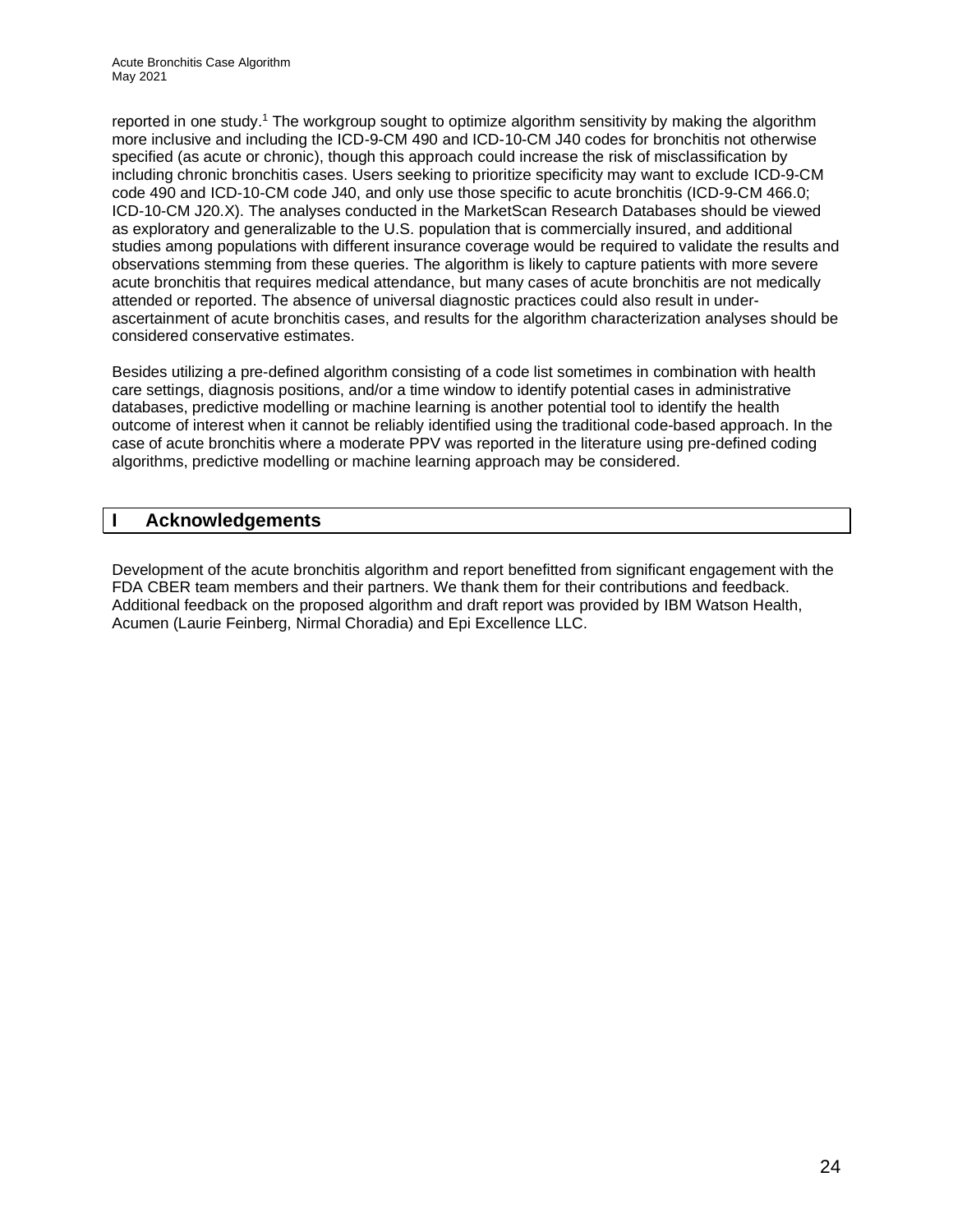reported in one study.[1] The workgroup sought to optimize algorithm sensitivity by making the algorithm more inclusive and including the ICD-9-CM 490 and ICD-10-CM J40 codes for bronchitis not otherwise specified (as acute or chronic), though this approach could increase the risk of misclassification by including chronic bronchitis cases. Users seeking to prioritize specificity may want to exclude ICD-9-CM code 490 and ICD-10-CM code J40, and only use those specific to acute bronchitis (ICD-9-CM 466.0; ICD-10-CM J20.X). The analyses conducted in the MarketScan Research Databases should be viewed as exploratory and generalizable to the U.S. population that is commercially insured, and additional studies among populations with different insurance coverage would be required to validate the results and observations stemming from these queries. The algorithm is likely to capture patients with more severe acute bronchitis that requires medical attendance, but many cases of acute bronchitis are not medically attended or reported. The absence of universal diagnostic practices could also result in under-ascertainment of acute bronchitis cases, and results for the algorithm characterization analyses should be considered conservative estimates.

Besides utilizing a pre-defined algorithm consisting of a code list sometimes in combination with health care settings, diagnosis positions, and/or a time window to identify potential cases in administrative databases, predictive modelling or machine learning is another potential tool to identify the health outcome of interest when it cannot be reliably identified using the traditional code-based approach. In the case of acute bronchitis where a moderate PPV was reported in the literature using pre-defined coding algorithms, predictive modelling or machine learning approach may be considered.

# I Acknowledgements

Development of the acute bronchitis algorithm and report benefitted from significant engagement with the FDA CBER team members and their partners. We thank them for their contributions and feedback. Additional feedback on the proposed algorithm and draft report was provided by IBM Watson Health, Acumen (Laurie Feinberg, Nirmal Choradia) and Epi Excellence LLC.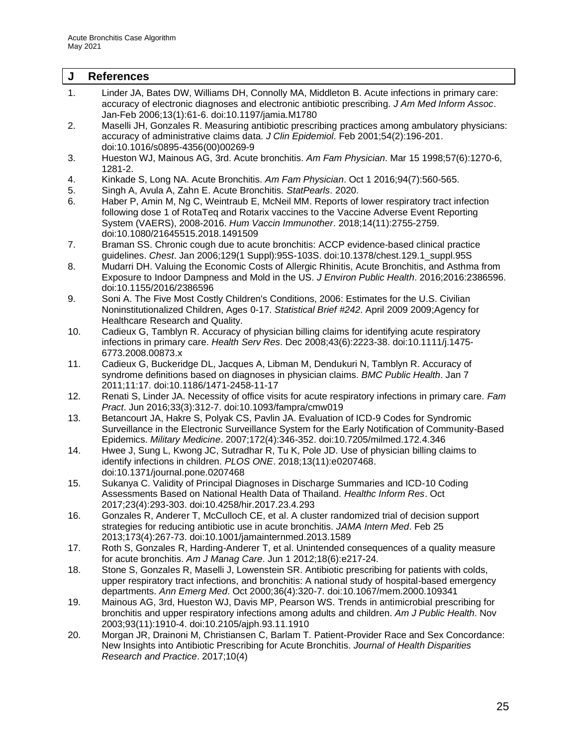## J References

1. Linder JA, Bates DW, Williams DH, Connolly MA, Middleton B. Acute infections in primary care: accuracy of electronic diagnoses and electronic antibiotic prescribing. *J Am Med Inform Assoc*. Jan-Feb 2006;13(1):61-6. doi:10.1197/jamia.M1780
2. Maselli JH, Gonzales R. Measuring antibiotic prescribing practices among ambulatory physicians: accuracy of administrative claims data. *J Clin Epidemiol*. Feb 2001;54(2):196-201. doi:10.1016/s0895-4356(00)00269-9
3. Hueston WJ, Mainous AG, 3rd. Acute bronchitis. *Am Fam Physician*. Mar 15 1998;57(6):1270-6, 1281-2.
4. Kinkade S, Long NA. Acute Bronchitis. *Am Fam Physician*. Oct 1 2016;94(7):560-565.
5. Singh A, Avula A, Zahn E. Acute Bronchitis. *StatPearls*. 2020.
6. Haber P, Amin M, Ng C, Weintraub E, McNeil MM. Reports of lower respiratory tract infection following dose 1 of RotaTeq and Rotarix vaccines to the Vaccine Adverse Event Reporting System (VAERS), 2008-2016. *Hum Vaccin Immunother*. 2018;14(11):2755-2759. doi:10.1080/21645515.2018.1491509
7. Braman SS. Chronic cough due to acute bronchitis: ACCP evidence-based clinical practice guidelines. *Chest*. Jan 2006;129(1 Suppl):95S-103S. doi:10.1378/chest.129.1_suppl.95S
8. Mudarri DH. Valuing the Economic Costs of Allergic Rhinitis, Acute Bronchitis, and Asthma from Exposure to Indoor Dampness and Mold in the US. *J Environ Public Health*. 2016;2016:2386596. doi:10.1155/2016/2386596
9. Soni A. The Five Most Costly Children's Conditions, 2006: Estimates for the U.S. Civilian Noninstitutionalized Children, Ages 0-17. *Statistical Brief #242*. April 2009 2009;Agency for Healthcare Research and Quality.
10. Cadieux G, Tamblyn R. Accuracy of physician billing claims for identifying acute respiratory infections in primary care. *Health Serv Res*. Dec 2008;43(6):2223-38. doi:10.1111/j.1475-6773.2008.00873.x
11. Cadieux G, Buckeridge DL, Jacques A, Libman M, Dendukuri N, Tamblyn R. Accuracy of syndrome definitions based on diagnoses in physician claims. *BMC Public Health*. Jan 7 2011;11:17. doi:10.1186/1471-2458-11-17
12. Renati S, Linder JA. Necessity of office visits for acute respiratory infections in primary care. *Fam Pract*. Jun 2016;33(3):312-7. doi:10.1093/fampra/cmw019
13. Betancourt JA, Hakre S, Polyak CS, Pavlin JA. Evaluation of ICD-9 Codes for Syndromic Surveillance in the Electronic Surveillance System for the Early Notification of Community-Based Epidemics. *Military Medicine*. 2007;172(4):346-352. doi:10.7205/milmed.172.4.346
14. Hwee J, Sung L, Kwong JC, Sutradhar R, Tu K, Pole JD. Use of physician billing claims to identify infections in children. *PLOS ONE*. 2018;13(11):e0207468. doi:10.1371/journal.pone.0207468
15. Sukanya C. Validity of Principal Diagnoses in Discharge Summaries and ICD-10 Coding Assessments Based on National Health Data of Thailand. *Healthc Inform Res*. Oct 2017;23(4):293-303. doi:10.4258/hir.2017.23.4.293
16. Gonzales R, Anderer T, McCulloch CE, et al. A cluster randomized trial of decision support strategies for reducing antibiotic use in acute bronchitis. *JAMA Intern Med*. Feb 25 2013;173(4):267-73. doi:10.1001/jamainternmed.2013.1589
17. Roth S, Gonzales R, Harding-Anderer T, et al. Unintended consequences of a quality measure for acute bronchitis. *Am J Manag Care*. Jun 1 2012;18(6):e217-24.
18. Stone S, Gonzales R, Maselli J, Lowenstein SR. Antibiotic prescribing for patients with colds, upper respiratory tract infections, and bronchitis: A national study of hospital-based emergency departments. *Ann Emerg Med*. Oct 2000;36(4):320-7. doi:10.1067/mem.2000.109341
19. Mainous AG, 3rd, Hueston WJ, Davis MP, Pearson WS. Trends in antimicrobial prescribing for bronchitis and upper respiratory infections among adults and children. *Am J Public Health*. Nov 2003;93(11):1910-4. doi:10.2105/ajph.93.11.1910
20. Morgan JR, Drainoni M, Christiansen C, Barlam T. Patient-Provider Race and Sex Concordance: New Insights into Antibiotic Prescribing for Acute Bronchitis. *Journal of Health Disparities Research and Practice*. 2017;10(4)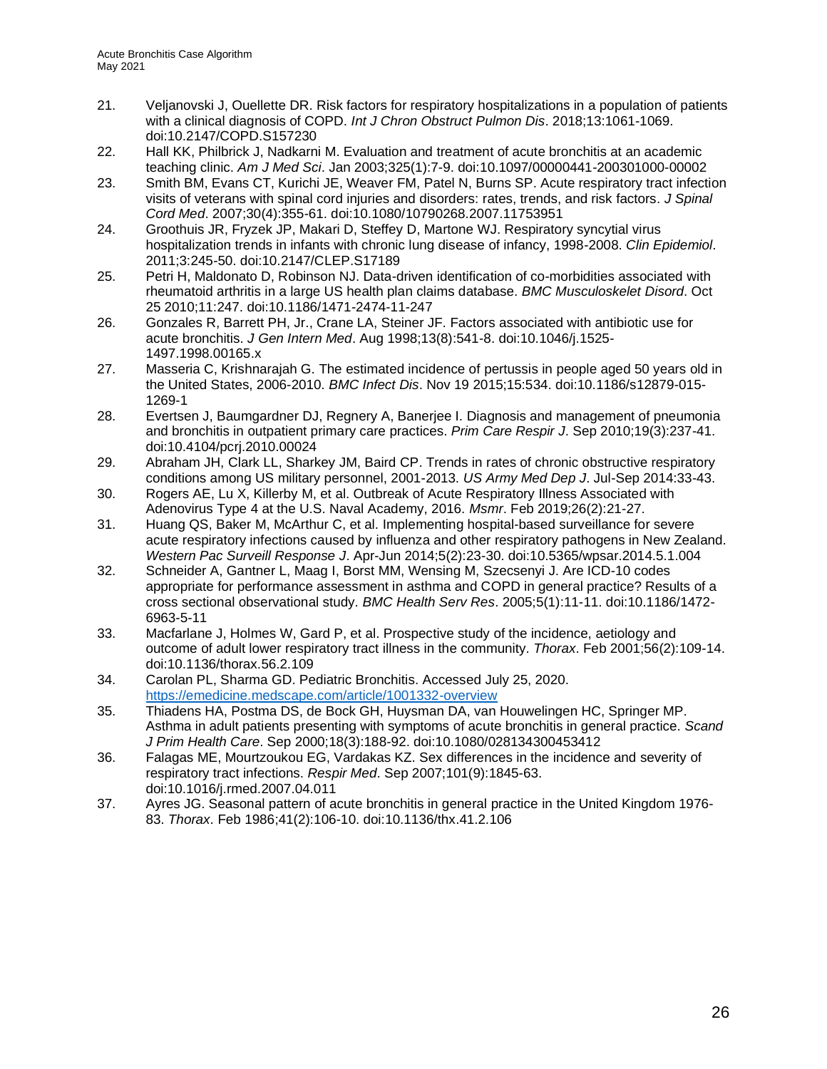21. Veljanovski J, Ouellette DR. Risk factors for respiratory hospitalizations in a population of patients with a clinical diagnosis of COPD. *Int J Chron Obstruct Pulmon Dis*. 2018;13:1061-1069. doi:10.2147/COPD.S157230
22. Hall KK, Philbrick J, Nadkarni M. Evaluation and treatment of acute bronchitis at an academic teaching clinic. *Am J Med Sci*. Jan 2003;325(1):7-9. doi:10.1097/00000441-200301000-00002
23. Smith BM, Evans CT, Kurichi JE, Weaver FM, Patel N, Burns SP. Acute respiratory tract infection visits of veterans with spinal cord injuries and disorders: rates, trends, and risk factors. *J Spinal Cord Med*. 2007;30(4):355-61. doi:10.1080/10790268.2007.11753951
24. Groothuis JR, Fryzek JP, Makari D, Steffey D, Martone WJ. Respiratory syncytial virus hospitalization trends in infants with chronic lung disease of infancy, 1998-2008. *Clin Epidemiol*. 2011;3:245-50. doi:10.2147/CLEP.S17189
25. Petri H, Maldonato D, Robinson NJ. Data-driven identification of co-morbidities associated with rheumatoid arthritis in a large US health plan claims database. *BMC Musculoskelet Disord*. Oct 25 2010;11:247. doi:10.1186/1471-2474-11-247
26. Gonzales R, Barrett PH, Jr., Crane LA, Steiner JF. Factors associated with antibiotic use for acute bronchitis. *J Gen Intern Med*. Aug 1998;13(8):541-8. doi:10.1046/j.1525-1497.1998.00165.x
27. Masseria C, Krishnarajah G. The estimated incidence of pertussis in people aged 50 years old in the United States, 2006-2010. *BMC Infect Dis*. Nov 19 2015;15:534. doi:10.1186/s12879-015-1269-1
28. Evertsen J, Baumgardner DJ, Regnery A, Banerjee I. Diagnosis and management of pneumonia and bronchitis in outpatient primary care practices. *Prim Care Respir J*. Sep 2010;19(3):237-41. doi:10.4104/pcrj.2010.00024
29. Abraham JH, Clark LL, Sharkey JM, Baird CP. Trends in rates of chronic obstructive respiratory conditions among US military personnel, 2001-2013. *US Army Med Dep J*. Jul-Sep 2014:33-43.
30. Rogers AE, Lu X, Killerby M, et al. Outbreak of Acute Respiratory Illness Associated with Adenovirus Type 4 at the U.S. Naval Academy, 2016. *Msmr*. Feb 2019;26(2):21-27.
31. Huang QS, Baker M, McArthur C, et al. Implementing hospital-based surveillance for severe acute respiratory infections caused by influenza and other respiratory pathogens in New Zealand. *Western Pac Surveill Response J*. Apr-Jun 2014;5(2):23-30. doi:10.5365/wpsar.2014.5.1.004
32. Schneider A, Gantner L, Maag I, Borst MM, Wensing M, Szecsenyi J. Are ICD-10 codes appropriate for performance assessment in asthma and COPD in general practice? Results of a cross sectional observational study. *BMC Health Serv Res*. 2005;5(1):11-11. doi:10.1186/1472-6963-5-11
33. Macfarlane J, Holmes W, Gard P, et al. Prospective study of the incidence, aetiology and outcome of adult lower respiratory tract illness in the community. *Thorax*. Feb 2001;56(2):109-14. doi:10.1136/thorax.56.2.109
34. Carolan PL, Sharma GD. Pediatric Bronchitis. Accessed July 25, 2020. https://emedicine.medscape.com/article/1001332-overview
35. Thiadens HA, Postma DS, de Bock GH, Huysman DA, van Houwelingen HC, Springer MP. Asthma in adult patients presenting with symptoms of acute bronchitis in general practice. *Scand J Prim Health Care*. Sep 2000;18(3):188-92. doi:10.1080/028134300453412
36. Falagas ME, Mourtzoukou EG, Vardakas KZ. Sex differences in the incidence and severity of respiratory tract infections. *Respir Med*. Sep 2007;101(9):1845-63. doi:10.1016/j.rmed.2007.04.011
37. Ayres JG. Seasonal pattern of acute bronchitis in general practice in the United Kingdom 1976-83. *Thorax*. Feb 1986;41(2):106-10. doi:10.1136/thx.41.2.106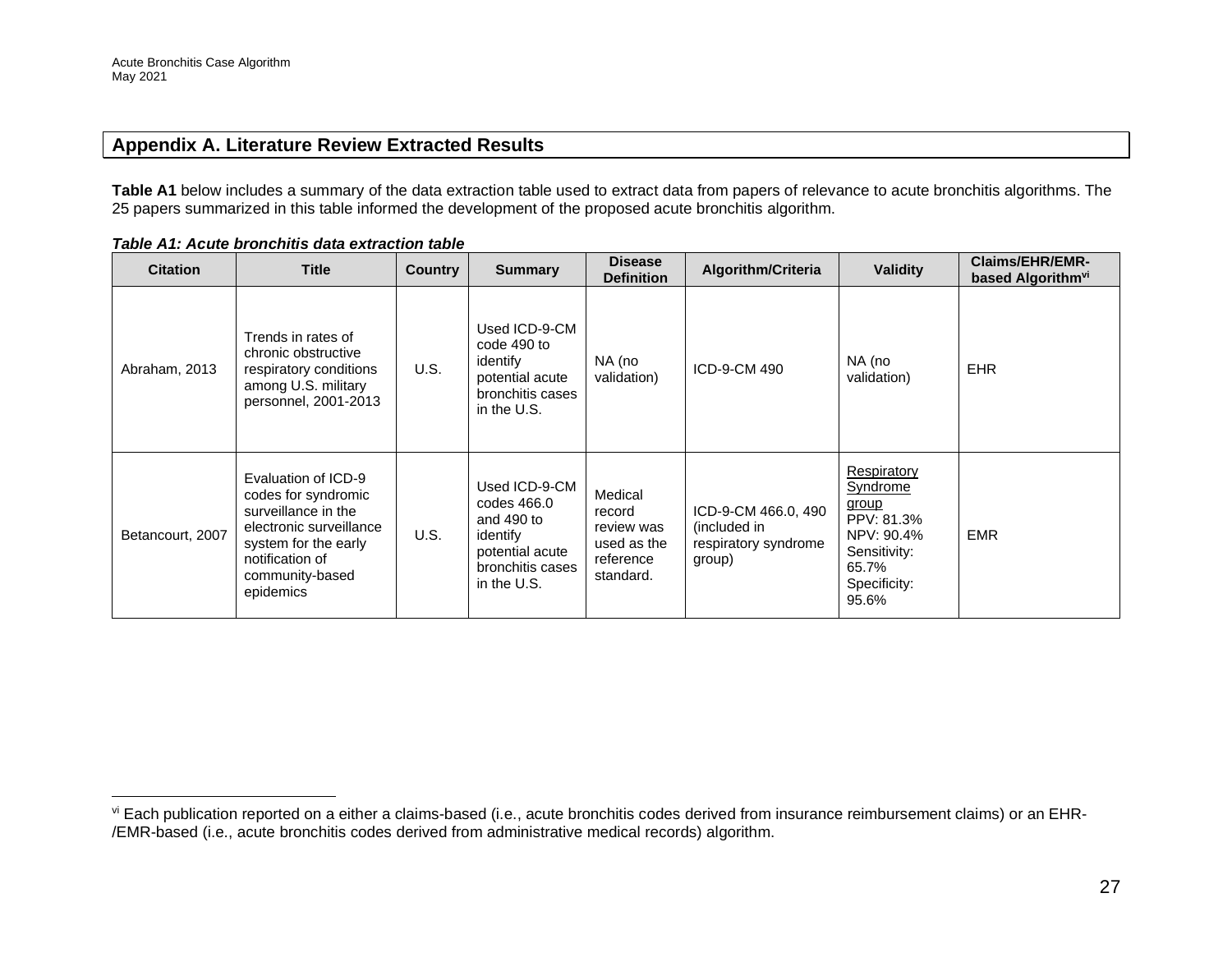## Appendix A. Literature Review Extracted Results

**Table A1** below includes a summary of the data extraction table used to extract data from papers of relevance to acute bronchitis algorithms. The 25 papers summarized in this table informed the development of the proposed acute bronchitis algorithm.

***Table A1: Acute bronchitis data extraction table***

| Citation | Title | Country | Summary | Disease Definition | Algorithm/Criteria | Validity | Claims/EHR/EMR-based Algorithm[vi] |
|---|---|---|---|---|---|---|---|
| Abraham, 2013 | Trends in rates of chronic obstructive respiratory conditions among U.S. military personnel, 2001-2013 | U.S. | Used ICD-9-CM code 490 to identify potential acute bronchitis cases in the U.S. | NA (no validation) | ICD-9-CM 490 | NA (no validation) | EHR |
| Betancourt, 2007 | Evaluation of ICD-9 codes for syndromic surveillance in the electronic surveillance system for the early notification of community-based epidemics | U.S. | Used ICD-9-CM codes 466.0 and 490 to identify potential acute bronchitis cases in the U.S. | Medical record review was used as the reference standard. | ICD-9-CM 466.0, 490 (included in respiratory syndrome group) | Respiratory Syndrome group<br>PPV: 81.3%<br>NPV: 90.4%<br>Sensitivity: 65.7%<br>Specificity: 95.6% | EMR |

[vi] Each publication reported on a either a claims-based (i.e., acute bronchitis codes derived from insurance reimbursement claims) or an EHR-/EMR-based (i.e., acute bronchitis codes derived from administrative medical records) algorithm.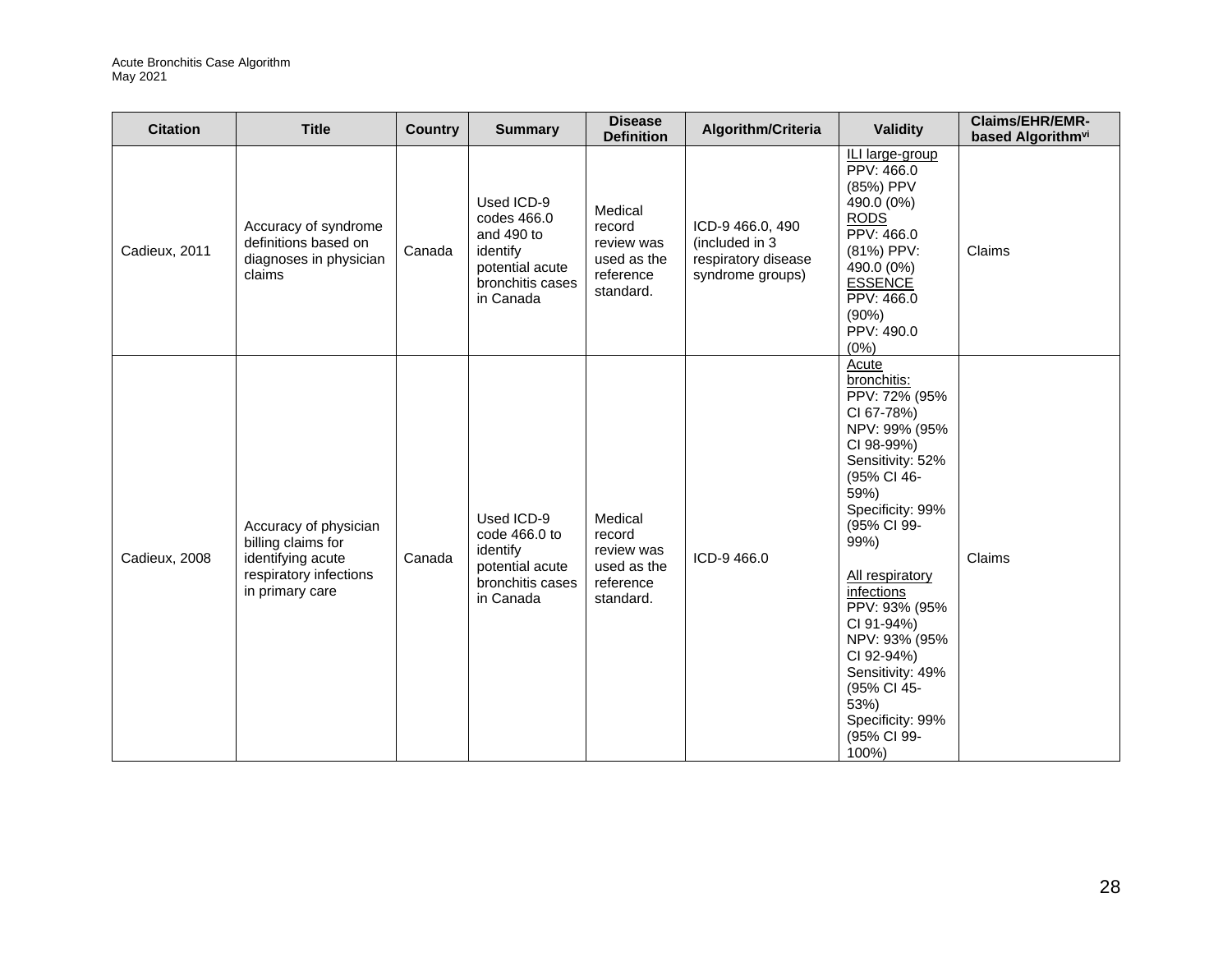| Citation | Title | Country | Summary | Disease Definition | Algorithm/Criteria | Validity | Claims/EHR/EMR-based Algorithm[vi] |
|---|---|---|---|---|---|---|---|
| Cadieux, 2011 | Accuracy of syndrome definitions based on diagnoses in physician claims | Canada | Used ICD-9 codes 466.0 and 490 to identify potential acute bronchitis cases in Canada | Medical record review was used as the reference standard. | ICD-9 466.0, 490 (included in 3 respiratory disease syndrome groups) | ILI large-group<br>PPV: 466.0 (85%) PPV 490.0 (0%)<br>RODS<br>PPV: 466.0 (81%) PPV: 490.0 (0%)<br>ESSENCE<br>PPV: 466.0 (90%)<br>PPV: 490.0 (0%) | Claims |
| Cadieux, 2008 | Accuracy of physician billing claims for identifying acute respiratory infections in primary care | Canada | Used ICD-9 code 466.0 to identify potential acute bronchitis cases in Canada | Medical record review was used as the reference standard. | ICD-9 466.0 | Acute bronchitis:<br>PPV: 72% (95% CI 67-78%)<br>NPV: 99% (95% CI 98-99%)<br>Sensitivity: 52% (95% CI 46-59%)<br>Specificity: 99% (95% CI 99-99%)<br><br>All respiratory infections<br>PPV: 93% (95% CI 91-94%)<br>NPV: 93% (95% CI 92-94%)<br>Sensitivity: 49% (95% CI 45-53%)<br>Specificity: 99% (95% CI 99-100%) | Claims |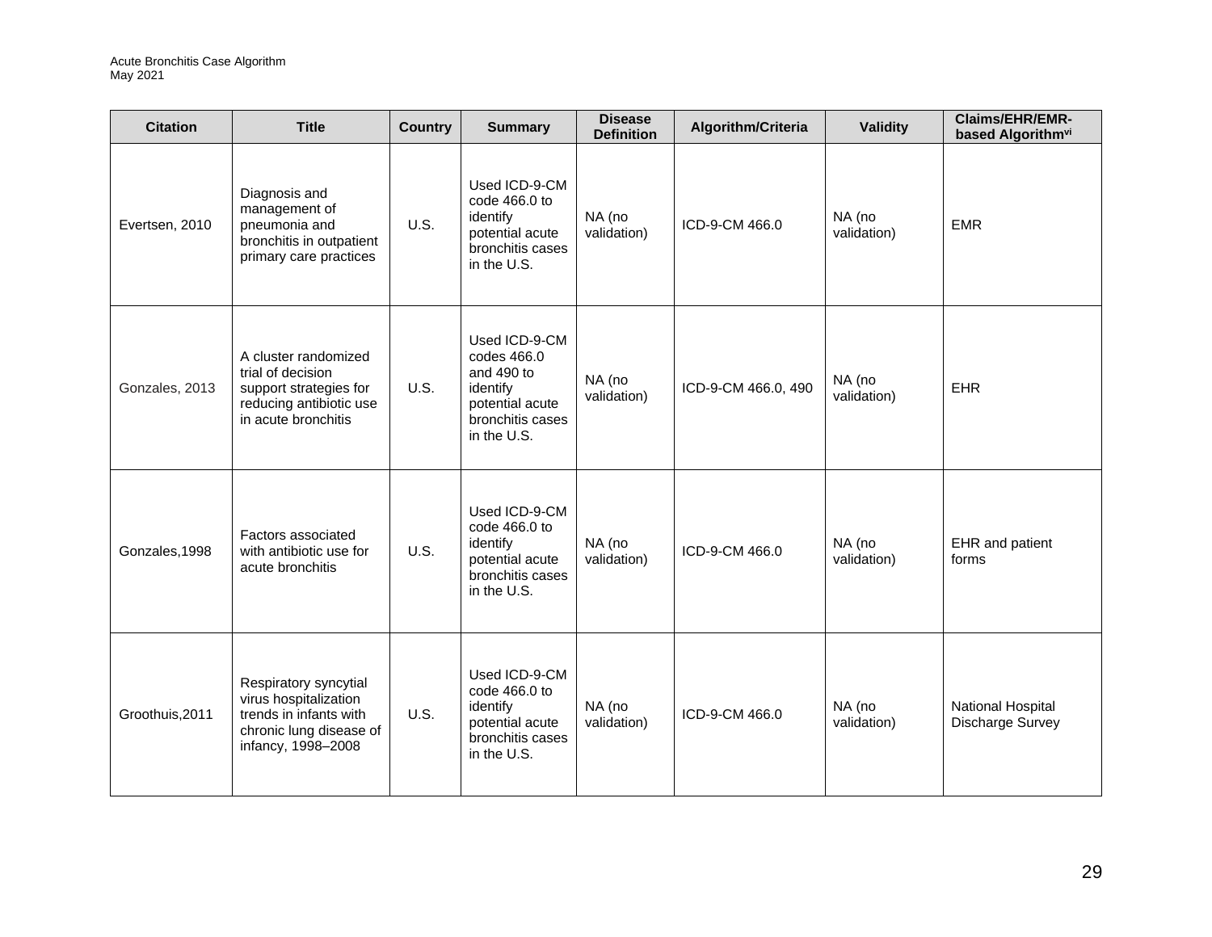| Citation | Title | Country | Summary | Disease Definition | Algorithm/Criteria | Validity | Claims/EHR/EMR-based Algorithm[vi] |
|---|---|---|---|---|---|---|---|
| Evertsen, 2010 | Diagnosis and management of pneumonia and bronchitis in outpatient primary care practices | U.S. | Used ICD-9-CM code 466.0 to identify potential acute bronchitis cases in the U.S. | NA (no validation) | ICD-9-CM 466.0 | NA (no validation) | EMR |
| Gonzales, 2013 | A cluster randomized trial of decision support strategies for reducing antibiotic use in acute bronchitis | U.S. | Used ICD-9-CM codes 466.0 and 490 to identify potential acute bronchitis cases in the U.S. | NA (no validation) | ICD-9-CM 466.0, 490 | NA (no validation) | EHR |
| Gonzales,1998 | Factors associated with antibiotic use for acute bronchitis | U.S. | Used ICD-9-CM code 466.0 to identify potential acute bronchitis cases in the U.S. | NA (no validation) | ICD-9-CM 466.0 | NA (no validation) | EHR and patient forms |
| Groothuis,2011 | Respiratory syncytial virus hospitalization trends in infants with chronic lung disease of infancy, 1998–2008 | U.S. | Used ICD-9-CM code 466.0 to identify potential acute bronchitis cases in the U.S. | NA (no validation) | ICD-9-CM 466.0 | NA (no validation) | National Hospital Discharge Survey |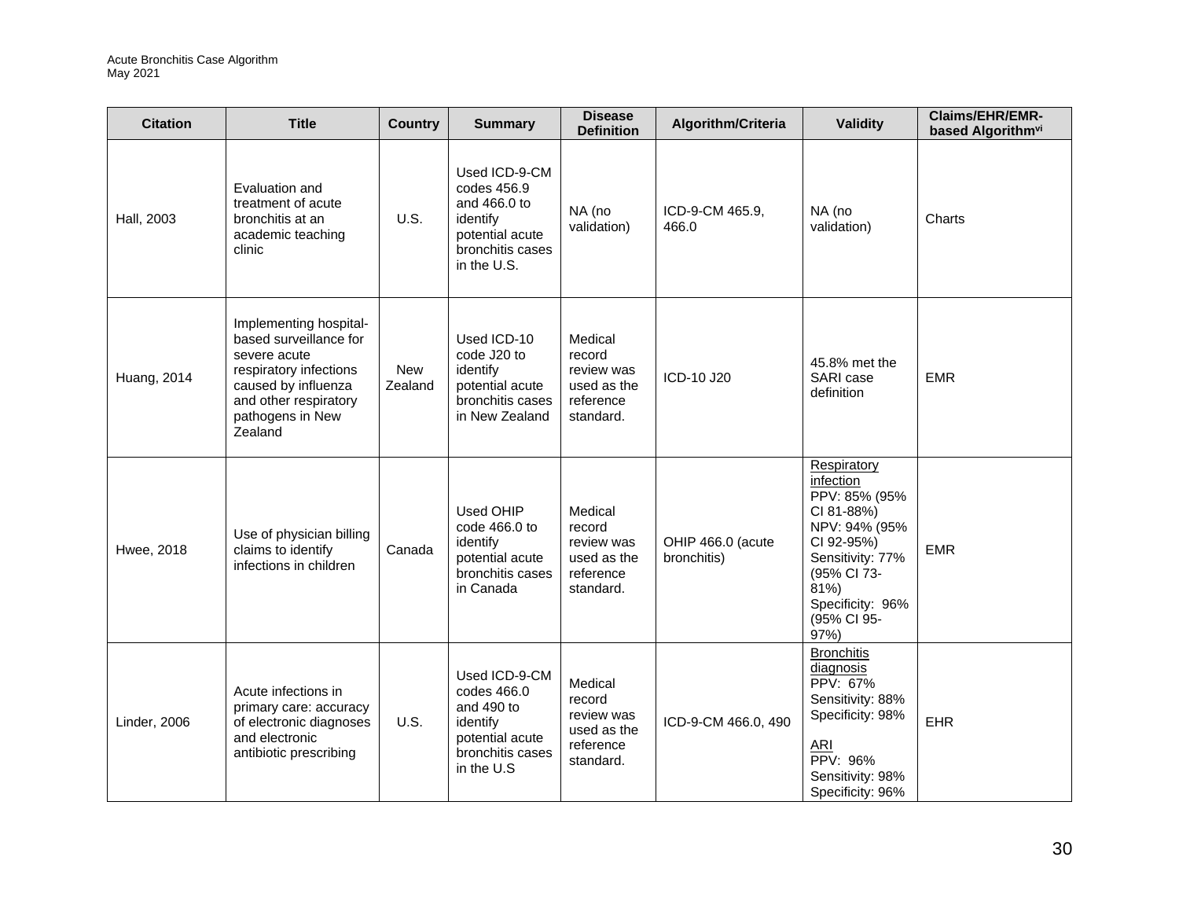| Citation | Title | Country | Summary | Disease Definition | Algorithm/Criteria | Validity | Claims/EHR/EMR-based Algorithm[vi] |
|---|---|---|---|---|---|---|---|
| Hall, 2003 | Evaluation and treatment of acute bronchitis at an academic teaching clinic | U.S. | Used ICD-9-CM codes 456.9 and 466.0 to identify potential acute bronchitis cases in the U.S. | NA (no validation) | ICD-9-CM 465.9, 466.0 | NA (no validation) | Charts |
| Huang, 2014 | Implementing hospital-based surveillance for severe acute respiratory infections caused by influenza and other respiratory pathogens in New Zealand | New Zealand | Used ICD-10 code J20 to identify potential acute bronchitis cases in New Zealand | Medical record review was used as the reference standard. | ICD-10 J20 | 45.8% met the SARI case definition | EMR |
| Hwee, 2018 | Use of physician billing claims to identify infections in children | Canada | Used OHIP code 466.0 to identify potential acute bronchitis cases in Canada | Medical record review was used as the reference standard. | OHIP 466.0 (acute bronchitis) | Respiratory infection<br>PPV: 85% (95% CI 81-88%)<br>NPV: 94% (95% CI 92-95%)<br>Sensitivity: 77% (95% CI 73-81%)<br>Specificity: 96% (95% CI 95-97%) | EMR |
| Linder, 2006 | Acute infections in primary care: accuracy of electronic diagnoses and electronic antibiotic prescribing | U.S. | Used ICD-9-CM codes 466.0 and 490 to identify potential acute bronchitis cases in the U.S | Medical record review was used as the reference standard. | ICD-9-CM 466.0, 490 | Bronchitis diagnosis<br>PPV: 67%<br>Sensitivity: 88%<br>Specificity: 98%<br><br>ARI<br>PPV: 96%<br>Sensitivity: 98%<br>Specificity: 96% | EHR |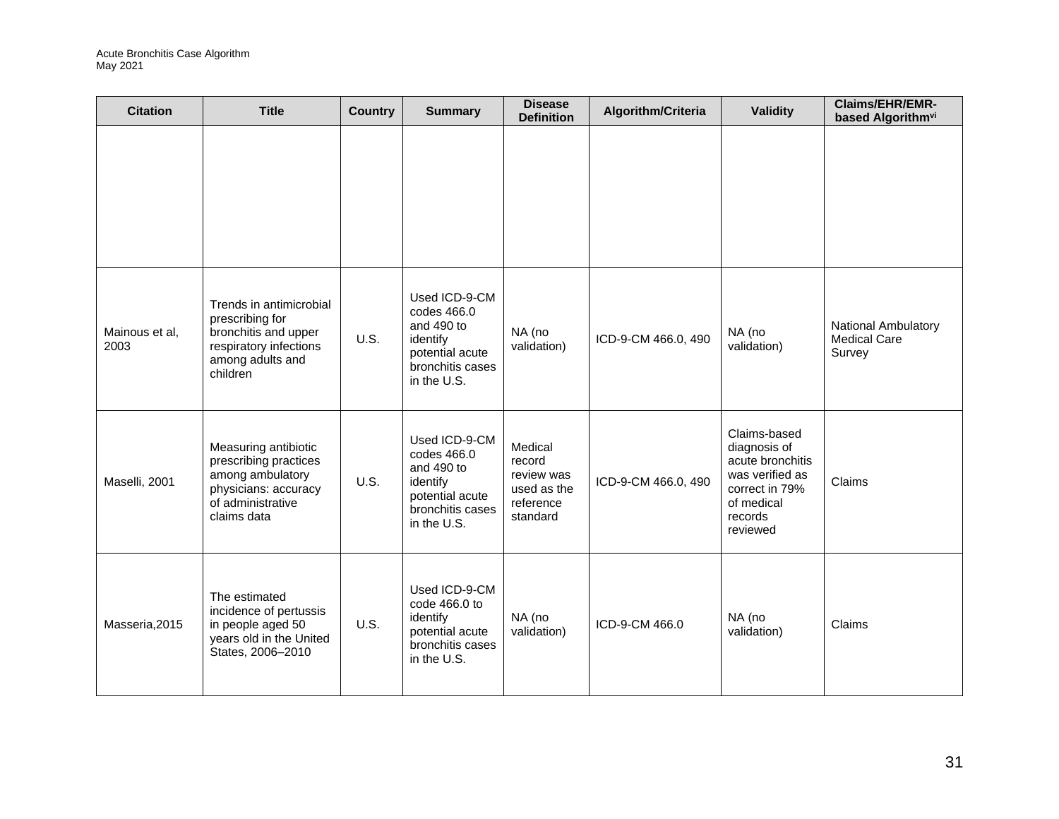| Citation | Title | Country | Summary | Disease Definition | Algorithm/Criteria | Validity | Claims/EHR/EMR-based Algorithm[vi] |
|---|---|---|---|---|---|---|---|
| | | | | | | | |
| Mainous et al, 2003 | Trends in antimicrobial prescribing for bronchitis and upper respiratory infections among adults and children | U.S. | Used ICD-9-CM codes 466.0 and 490 to identify potential acute bronchitis cases in the U.S. | NA (no validation) | ICD-9-CM 466.0, 490 | NA (no validation) | National Ambulatory Medical Care Survey |
| Maselli, 2001 | Measuring antibiotic prescribing practices among ambulatory physicians: accuracy of administrative claims data | U.S. | Used ICD-9-CM codes 466.0 and 490 to identify potential acute bronchitis cases in the U.S. | Medical record review was used as the reference standard | ICD-9-CM 466.0, 490 | Claims-based diagnosis of acute bronchitis was verified as correct in 79% of medical records reviewed | Claims |
| Masseria,2015 | The estimated incidence of pertussis in people aged 50 years old in the United States, 2006–2010 | U.S. | Used ICD-9-CM code 466.0 to identify potential acute bronchitis cases in the U.S. | NA (no validation) | ICD-9-CM 466.0 | NA (no validation) | Claims |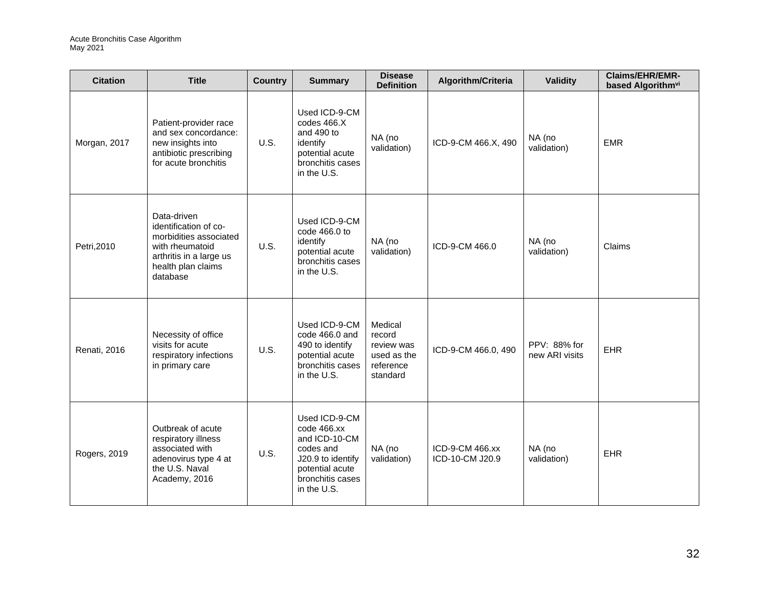| Citation | Title | Country | Summary | Disease Definition | Algorithm/Criteria | Validity | Claims/EHR/EMR-based Algorithm[vi] |
|---|---|---|---|---|---|---|---|
| Morgan, 2017 | Patient-provider race and sex concordance: new insights into antibiotic prescribing for acute bronchitis | U.S. | Used ICD-9-CM codes 466.X and 490 to identify potential acute bronchitis cases in the U.S. | NA (no validation) | ICD-9-CM 466.X, 490 | NA (no validation) | EMR |
| Petri,2010 | Data-driven identification of co-morbidities associated with rheumatoid arthritis in a large us health plan claims database | U.S. | Used ICD-9-CM code 466.0 to identify potential acute bronchitis cases in the U.S. | NA (no validation) | ICD-9-CM 466.0 | NA (no validation) | Claims |
| Renati, 2016 | Necessity of office visits for acute respiratory infections in primary care | U.S. | Used ICD-9-CM code 466.0 and 490 to identify potential acute bronchitis cases in the U.S. | Medical record review was used as the reference standard | ICD-9-CM 466.0, 490 | PPV: 88% for new ARI visits | EHR |
| Rogers, 2019 | Outbreak of acute respiratory illness associated with adenovirus type 4 at the U.S. Naval Academy, 2016 | U.S. | Used ICD-9-CM code 466.xx and ICD-10-CM codes and J20.9 to identify potential acute bronchitis cases in the U.S. | NA (no validation) | ICD-9-CM 466.xx ICD-10-CM J20.9 | NA (no validation) | EHR |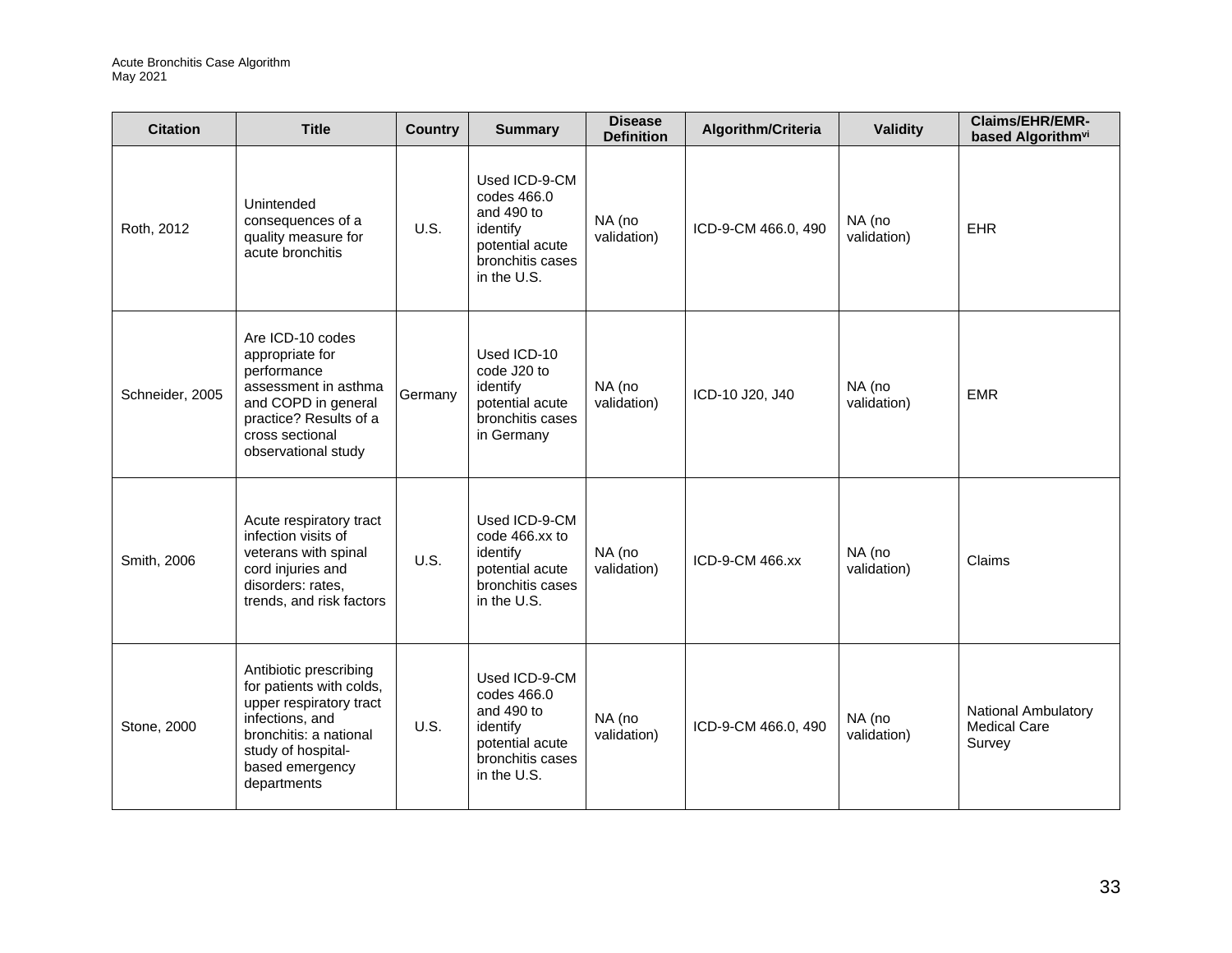| Citation | Title | Country | Summary | Disease Definition | Algorithm/Criteria | Validity | Claims/EHR/EMR-based Algorithm[vi] |
|---|---|---|---|---|---|---|---|
| Roth, 2012 | Unintended consequences of a quality measure for acute bronchitis | U.S. | Used ICD-9-CM codes 466.0 and 490 to identify potential acute bronchitis cases in the U.S. | NA (no validation) | ICD-9-CM 466.0, 490 | NA (no validation) | EHR |
| Schneider, 2005 | Are ICD-10 codes appropriate for performance assessment in asthma and COPD in general practice? Results of a cross sectional observational study | Germany | Used ICD-10 code J20 to identify potential acute bronchitis cases in Germany | NA (no validation) | ICD-10 J20, J40 | NA (no validation) | EMR |
| Smith, 2006 | Acute respiratory tract infection visits of veterans with spinal cord injuries and disorders: rates, trends, and risk factors | U.S. | Used ICD-9-CM code 466.xx to identify potential acute bronchitis cases in the U.S. | NA (no validation) | ICD-9-CM 466.xx | NA (no validation) | Claims |
| Stone, 2000 | Antibiotic prescribing for patients with colds, upper respiratory tract infections, and bronchitis: a national study of hospital-based emergency departments | U.S. | Used ICD-9-CM codes 466.0 and 490 to identify potential acute bronchitis cases in the U.S. | NA (no validation) | ICD-9-CM 466.0, 490 | NA (no validation) | National Ambulatory Medical Care Survey |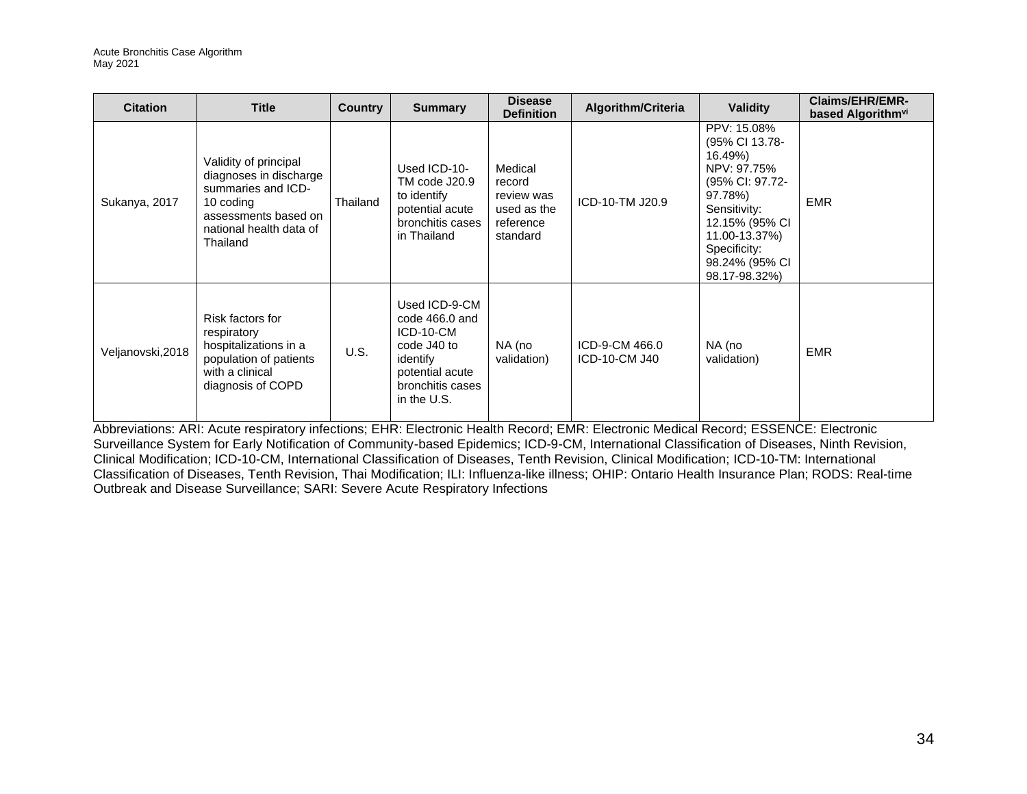| Citation | Title | Country | Summary | Disease Definition | Algorithm/Criteria | Validity | Claims/EHR/EMR-based Algorithm[vi] |
|---|---|---|---|---|---|---|---|
| Sukanya, 2017 | Validity of principal diagnoses in discharge summaries and ICD-10 coding assessments based on national health data of Thailand | Thailand | Used ICD-10-TM code J20.9 to identify potential acute bronchitis cases in Thailand | Medical record review was used as the reference standard | ICD-10-TM J20.9 | PPV: 15.08% (95% CI 13.78-16.49%) NPV: 97.75% (95% CI: 97.72-97.78%) Sensitivity: 12.15% (95% CI 11.00-13.37%) Specificity: 98.24% (95% CI 98.17-98.32%) | EMR |
| Veljanovski,2018 | Risk factors for respiratory hospitalizations in a population of patients with a clinical diagnosis of COPD | U.S. | Used ICD-9-CM code 466.0 and ICD-10-CM code J40 to identify potential acute bronchitis cases in the U.S. | NA (no validation) | ICD-9-CM 466.0 ICD-10-CM J40 | NA (no validation) | EMR |

Abbreviations: ARI: Acute respiratory infections; EHR: Electronic Health Record; EMR: Electronic Medical Record; ESSENCE: Electronic Surveillance System for Early Notification of Community-based Epidemics; ICD-9-CM, International Classification of Diseases, Ninth Revision, Clinical Modification; ICD-10-CM, International Classification of Diseases, Tenth Revision, Clinical Modification; ICD-10-TM: International Classification of Diseases, Tenth Revision, Thai Modification; ILI: Influenza-like illness; OHIP: Ontario Health Insurance Plan; RODS: Real-time Outbreak and Disease Surveillance; SARI: Severe Acute Respiratory Infections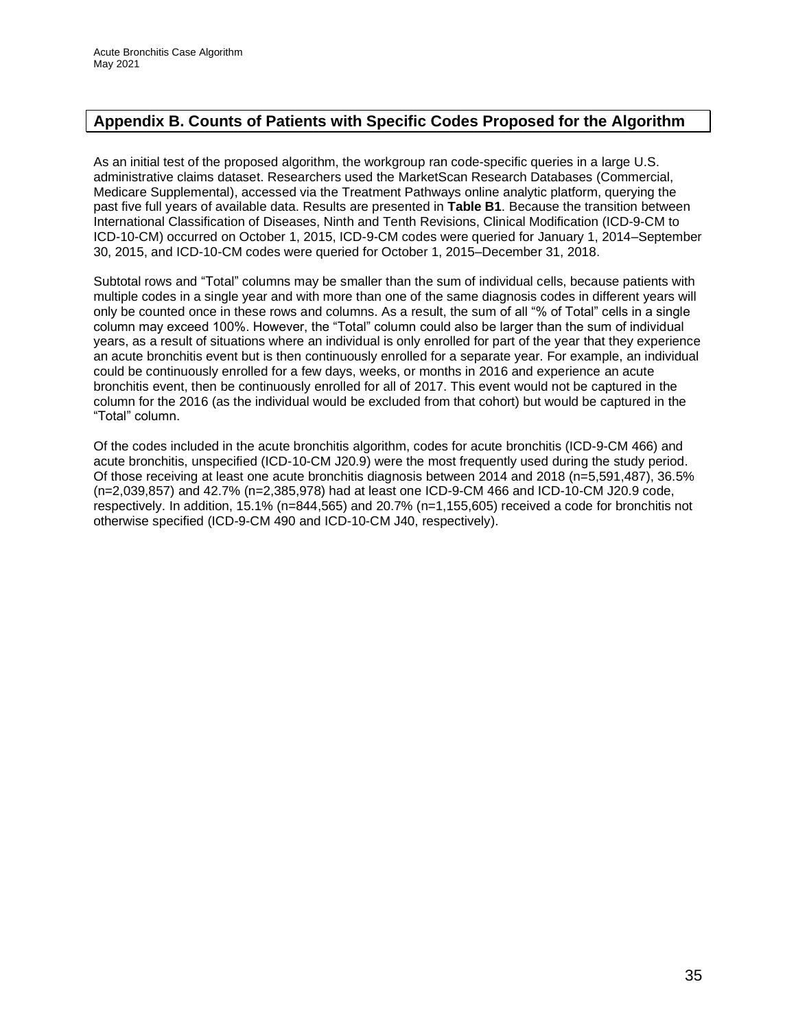## Appendix B. Counts of Patients with Specific Codes Proposed for the Algorithm

As an initial test of the proposed algorithm, the workgroup ran code-specific queries in a large U.S. administrative claims dataset. Researchers used the MarketScan Research Databases (Commercial, Medicare Supplemental), accessed via the Treatment Pathways online analytic platform, querying the past five full years of available data. Results are presented in **Table B1**. Because the transition between International Classification of Diseases, Ninth and Tenth Revisions, Clinical Modification (ICD-9-CM to ICD-10-CM) occurred on October 1, 2015, ICD-9-CM codes were queried for January 1, 2014–September 30, 2015, and ICD-10-CM codes were queried for October 1, 2015–December 31, 2018.

Subtotal rows and "Total" columns may be smaller than the sum of individual cells, because patients with multiple codes in a single year and with more than one of the same diagnosis codes in different years will only be counted once in these rows and columns. As a result, the sum of all "% of Total" cells in a single column may exceed 100%. However, the "Total" column could also be larger than the sum of individual years, as a result of situations where an individual is only enrolled for part of the year that they experience an acute bronchitis event but is then continuously enrolled for a separate year. For example, an individual could be continuously enrolled for a few days, weeks, or months in 2016 and experience an acute bronchitis event, then be continuously enrolled for all of 2017. This event would not be captured in the column for the 2016 (as the individual would be excluded from that cohort) but would be captured in the "Total" column.

Of the codes included in the acute bronchitis algorithm, codes for acute bronchitis (ICD-9-CM 466) and acute bronchitis, unspecified (ICD-10-CM J20.9) were the most frequently used during the study period. Of those receiving at least one acute bronchitis diagnosis between 2014 and 2018 (n=5,591,487), 36.5% (n=2,039,857) and 42.7% (n=2,385,978) had at least one ICD-9-CM 466 and ICD-10-CM J20.9 code, respectively. In addition, 15.1% (n=844,565) and 20.7% (n=1,155,605) received a code for bronchitis not otherwise specified (ICD-9-CM 490 and ICD-10-CM J40, respectively).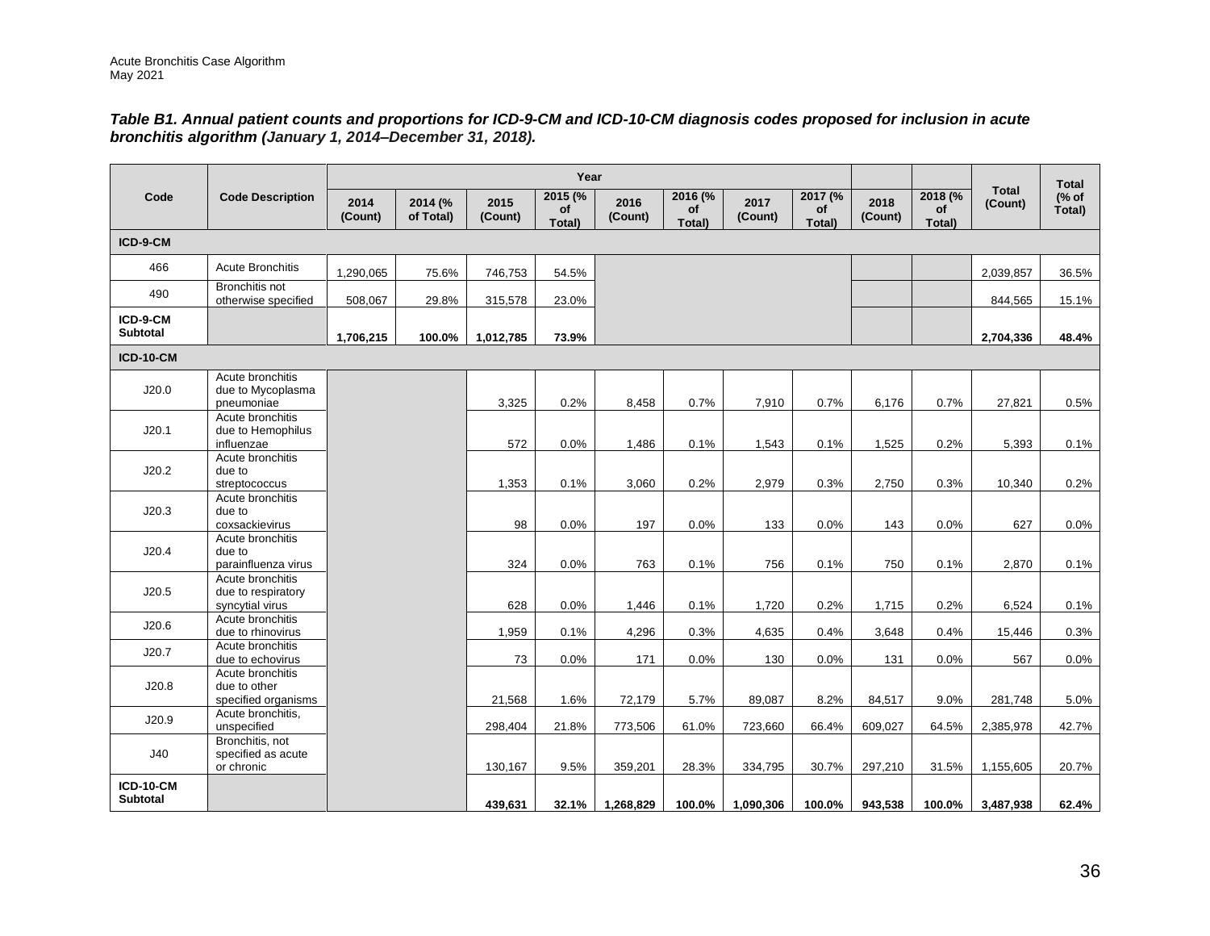*Table B1. Annual patient counts and proportions for ICD-9-CM and ICD-10-CM diagnosis codes proposed for inclusion in acute bronchitis algorithm (January 1, 2014–December 31, 2018).*

| Code | Code Description | Year | | | | | | | | | | Total (Count) | Total (% of Total) |
|---|---|---|---|---|---|---|---|---|---|---|---|---|---|
| | | 2014 (Count) | 2014 (% of Total) | 2015 (Count) | 2015 (% of Total) | 2016 (Count) | 2016 (% of Total) | 2017 (Count) | 2017 (% of Total) | 2018 (Count) | 2018 (% of Total) | | |
| **ICD-9-CM** | | | | | | | | | | | | | |
| 466 | Acute Bronchitis | 1,290,065 | 75.6% | 746,753 | 54.5% | | | | | | | 2,039,857 | 36.5% |
| 490 | Bronchitis not otherwise specified | 508,067 | 29.8% | 315,578 | 23.0% | | | | | | | 844,565 | 15.1% |
| **ICD-9-CM Subtotal** | | **1,706,215** | **100.0%** | **1,012,785** | **73.9%** | | | | | | | **2,704,336** | **48.4%** |
| **ICD-10-CM** | | | | | | | | | | | | | |
| J20.0 | Acute bronchitis due to Mycoplasma pneumoniae | | | 3,325 | 0.2% | 8,458 | 0.7% | 7,910 | 0.7% | 6,176 | 0.7% | 27,821 | 0.5% |
| J20.1 | Acute bronchitis due to Hemophilus influenzae | | | 572 | 0.0% | 1,486 | 0.1% | 1,543 | 0.1% | 1,525 | 0.2% | 5,393 | 0.1% |
| J20.2 | Acute bronchitis due to streptococcus | | | 1,353 | 0.1% | 3,060 | 0.2% | 2,979 | 0.3% | 2,750 | 0.3% | 10,340 | 0.2% |
| J20.3 | Acute bronchitis due to coxsackievirus | | | 98 | 0.0% | 197 | 0.0% | 133 | 0.0% | 143 | 0.0% | 627 | 0.0% |
| J20.4 | Acute bronchitis due to parainfluenza virus | | | 324 | 0.0% | 763 | 0.1% | 756 | 0.1% | 750 | 0.1% | 2,870 | 0.1% |
| J20.5 | Acute bronchitis due to respiratory syncytial virus | | | 628 | 0.0% | 1,446 | 0.1% | 1,720 | 0.2% | 1,715 | 0.2% | 6,524 | 0.1% |
| J20.6 | Acute bronchitis due to rhinovirus | | | 1,959 | 0.1% | 4,296 | 0.3% | 4,635 | 0.4% | 3,648 | 0.4% | 15,446 | 0.3% |
| J20.7 | Acute bronchitis due to echovirus | | | 73 | 0.0% | 171 | 0.0% | 130 | 0.0% | 131 | 0.0% | 567 | 0.0% |
| J20.8 | Acute bronchitis due to other specified organisms | | | 21,568 | 1.6% | 72,179 | 5.7% | 89,087 | 8.2% | 84,517 | 9.0% | 281,748 | 5.0% |
| J20.9 | Acute bronchitis, unspecified | | | 298,404 | 21.8% | 773,506 | 61.0% | 723,660 | 66.4% | 609,027 | 64.5% | 2,385,978 | 42.7% |
| J40 | Bronchitis, not specified as acute or chronic | | | 130,167 | 9.5% | 359,201 | 28.3% | 334,795 | 30.7% | 297,210 | 31.5% | 1,155,605 | 20.7% |
| **ICD-10-CM Subtotal** | | | | **439,631** | **32.1%** | **1,268,829** | **100.0%** | **1,090,306** | **100.0%** | **943,538** | **100.0%** | **3,487,938** | **62.4%** |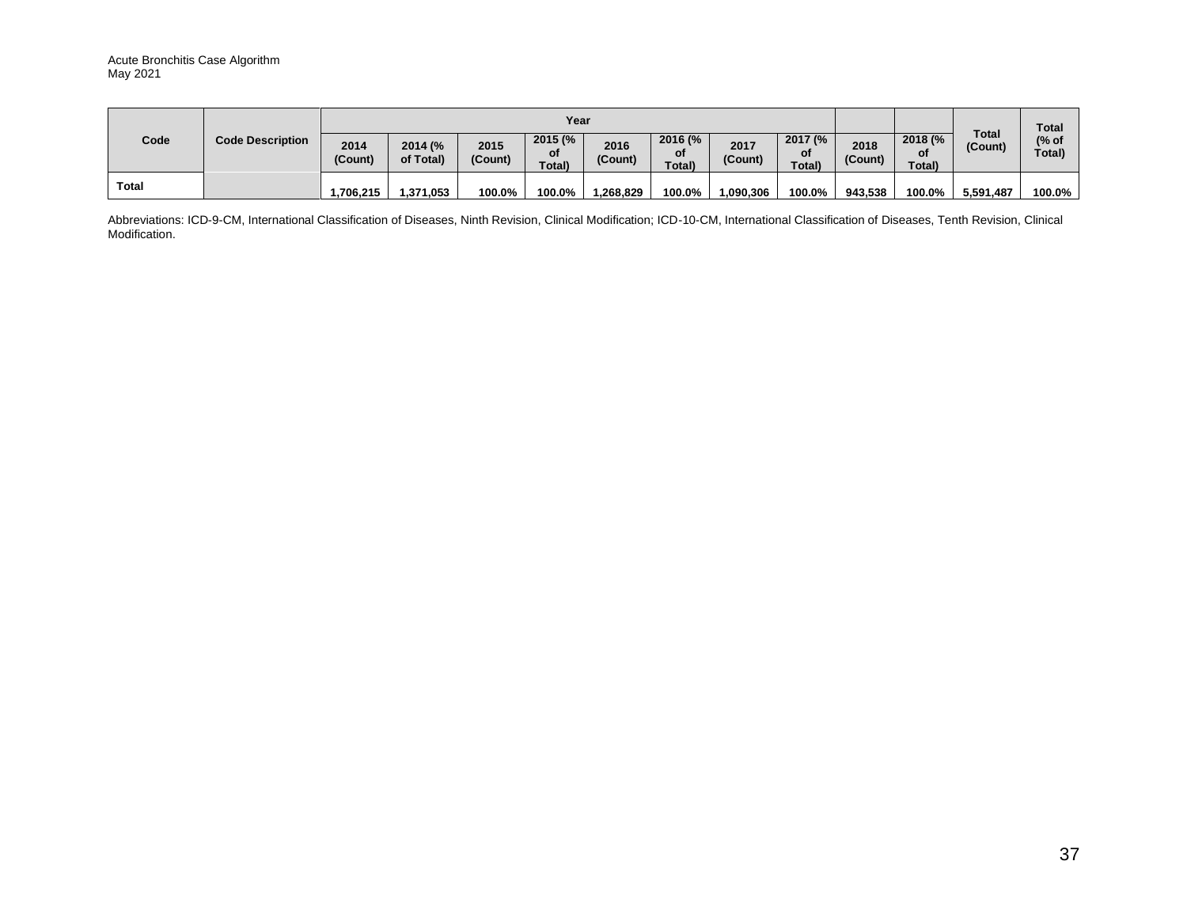| Code | Code Description | Year | | | | | | | | | | Total (Count) | Total (% of Total) |
|---|---|---|---|---|---|---|---|---|---|---|---|---|---|
| | | 2014 (Count) | 2014 (% of Total) | 2015 (Count) | 2015 (% of Total) | 2016 (Count) | 2016 (% of Total) | 2017 (Count) | 2017 (% of Total) | 2018 (Count) | 2018 (% of Total) | | |
| **Total** | | **1,706,215** | **1,371,053** | **100.0%** | **100.0%** | **1,268,829** | **100.0%** | **1,090,306** | **100.0%** | **943,538** | **100.0%** | **5,591,487** | **100.0%** |

Abbreviations: ICD-9-CM, International Classification of Diseases, Ninth Revision, Clinical Modification; ICD-10-CM, International Classification of Diseases, Tenth Revision, Clinical Modification.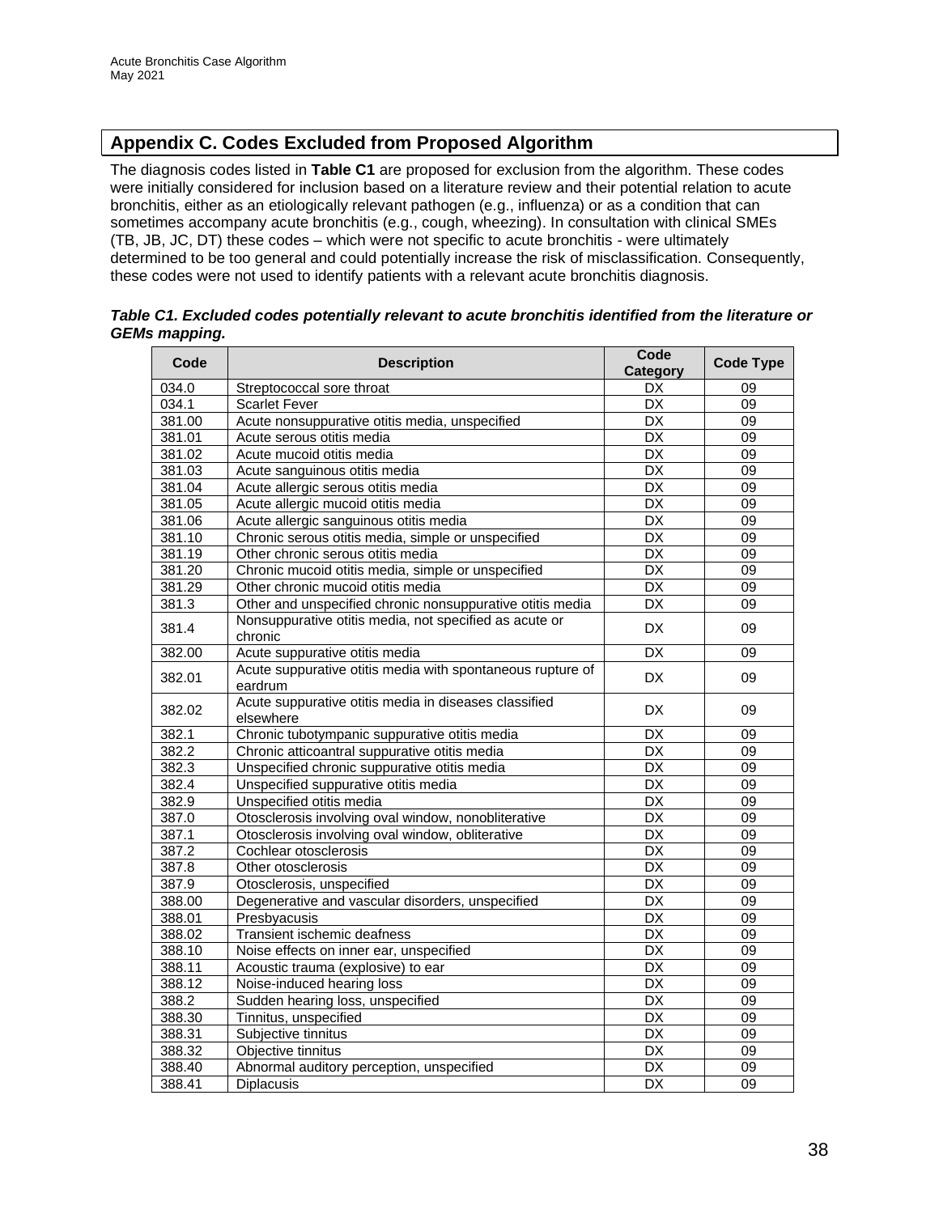## Appendix C. Codes Excluded from Proposed Algorithm

The diagnosis codes listed in **Table C1** are proposed for exclusion from the algorithm. These codes were initially considered for inclusion based on a literature review and their potential relation to acute bronchitis, either as an etiologically relevant pathogen (e.g., influenza) or as a condition that can sometimes accompany acute bronchitis (e.g., cough, wheezing). In consultation with clinical SMEs (TB, JB, JC, DT) these codes – which were not specific to acute bronchitis - were ultimately determined to be too general and could potentially increase the risk of misclassification. Consequently, these codes were not used to identify patients with a relevant acute bronchitis diagnosis.

***Table C1. Excluded codes potentially relevant to acute bronchitis identified from the literature or GEMs mapping.***

| Code | Description | Code Category | Code Type |
|---|---|---|---|
| 034.0 | Streptococcal sore throat | DX | 09 |
| 034.1 | Scarlet Fever | DX | 09 |
| 381.00 | Acute nonsuppurative otitis media, unspecified | DX | 09 |
| 381.01 | Acute serous otitis media | DX | 09 |
| 381.02 | Acute mucoid otitis media | DX | 09 |
| 381.03 | Acute sanguinous otitis media | DX | 09 |
| 381.04 | Acute allergic serous otitis media | DX | 09 |
| 381.05 | Acute allergic mucoid otitis media | DX | 09 |
| 381.06 | Acute allergic sanguinous otitis media | DX | 09 |
| 381.10 | Chronic serous otitis media, simple or unspecified | DX | 09 |
| 381.19 | Other chronic serous otitis media | DX | 09 |
| 381.20 | Chronic mucoid otitis media, simple or unspecified | DX | 09 |
| 381.29 | Other chronic mucoid otitis media | DX | 09 |
| 381.3 | Other and unspecified chronic nonsuppurative otitis media | DX | 09 |
| 381.4 | Nonsuppurative otitis media, not specified as acute or chronic | DX | 09 |
| 382.00 | Acute suppurative otitis media | DX | 09 |
| 382.01 | Acute suppurative otitis media with spontaneous rupture of eardrum | DX | 09 |
| 382.02 | Acute suppurative otitis media in diseases classified elsewhere | DX | 09 |
| 382.1 | Chronic tubotympanic suppurative otitis media | DX | 09 |
| 382.2 | Chronic atticoantral suppurative otitis media | DX | 09 |
| 382.3 | Unspecified chronic suppurative otitis media | DX | 09 |
| 382.4 | Unspecified suppurative otitis media | DX | 09 |
| 382.9 | Unspecified otitis media | DX | 09 |
| 387.0 | Otosclerosis involving oval window, nonobliterative | DX | 09 |
| 387.1 | Otosclerosis involving oval window, obliterative | DX | 09 |
| 387.2 | Cochlear otosclerosis | DX | 09 |
| 387.8 | Other otosclerosis | DX | 09 |
| 387.9 | Otosclerosis, unspecified | DX | 09 |
| 388.00 | Degenerative and vascular disorders, unspecified | DX | 09 |
| 388.01 | Presbyacusis | DX | 09 |
| 388.02 | Transient ischemic deafness | DX | 09 |
| 388.10 | Noise effects on inner ear, unspecified | DX | 09 |
| 388.11 | Acoustic trauma (explosive) to ear | DX | 09 |
| 388.12 | Noise-induced hearing loss | DX | 09 |
| 388.2 | Sudden hearing loss, unspecified | DX | 09 |
| 388.30 | Tinnitus, unspecified | DX | 09 |
| 388.31 | Subjective tinnitus | DX | 09 |
| 388.32 | Objective tinnitus | DX | 09 |
| 388.40 | Abnormal auditory perception, unspecified | DX | 09 |
| 388.41 | Diplacusis | DX | 09 |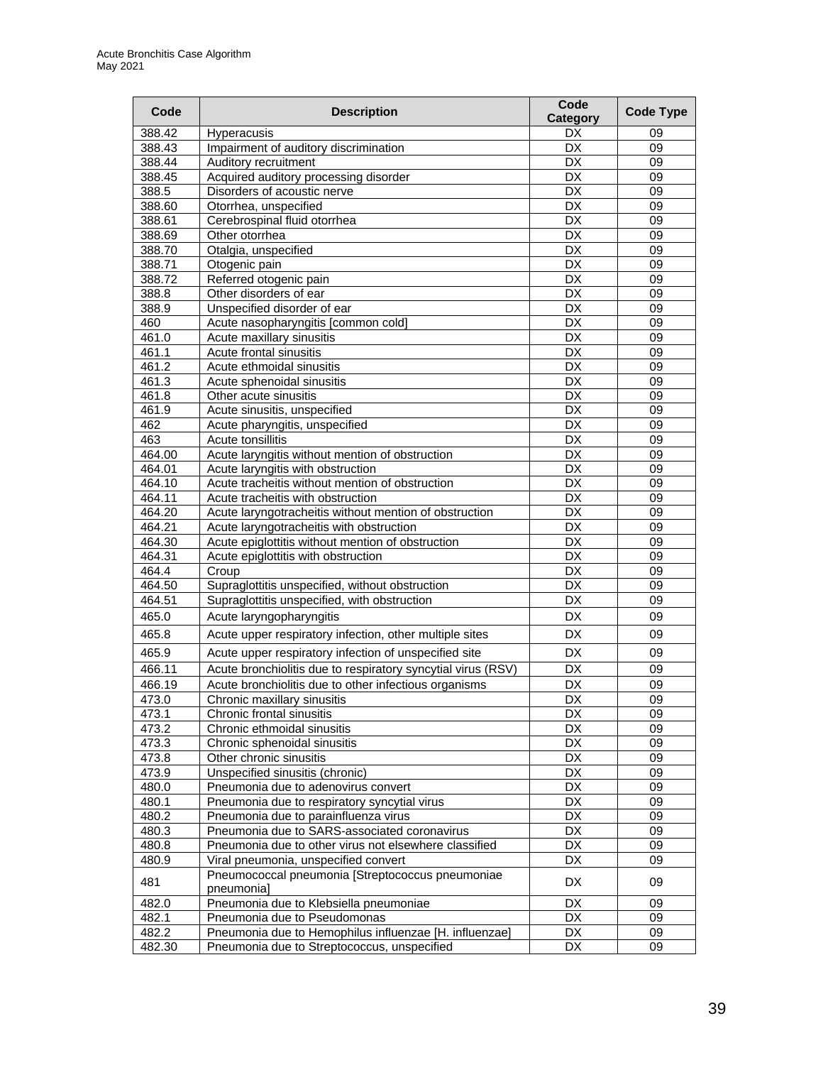| Code | Description | Code Category | Code Type |
|---|---|---|---|
| 388.42 | Hyperacusis | DX | 09 |
| 388.43 | Impairment of auditory discrimination | DX | 09 |
| 388.44 | Auditory recruitment | DX | 09 |
| 388.45 | Acquired auditory processing disorder | DX | 09 |
| 388.5 | Disorders of acoustic nerve | DX | 09 |
| 388.60 | Otorrhea, unspecified | DX | 09 |
| 388.61 | Cerebrospinal fluid otorrhea | DX | 09 |
| 388.69 | Other otorrhea | DX | 09 |
| 388.70 | Otalgia, unspecified | DX | 09 |
| 388.71 | Otogenic pain | DX | 09 |
| 388.72 | Referred otogenic pain | DX | 09 |
| 388.8 | Other disorders of ear | DX | 09 |
| 388.9 | Unspecified disorder of ear | DX | 09 |
| 460 | Acute nasopharyngitis [common cold] | DX | 09 |
| 461.0 | Acute maxillary sinusitis | DX | 09 |
| 461.1 | Acute frontal sinusitis | DX | 09 |
| 461.2 | Acute ethmoidal sinusitis | DX | 09 |
| 461.3 | Acute sphenoidal sinusitis | DX | 09 |
| 461.8 | Other acute sinusitis | DX | 09 |
| 461.9 | Acute sinusitis, unspecified | DX | 09 |
| 462 | Acute pharyngitis, unspecified | DX | 09 |
| 463 | Acute tonsillitis | DX | 09 |
| 464.00 | Acute laryngitis without mention of obstruction | DX | 09 |
| 464.01 | Acute laryngitis with obstruction | DX | 09 |
| 464.10 | Acute tracheitis without mention of obstruction | DX | 09 |
| 464.11 | Acute tracheitis with obstruction | DX | 09 |
| 464.20 | Acute laryngotracheitis without mention of obstruction | DX | 09 |
| 464.21 | Acute laryngotracheitis with obstruction | DX | 09 |
| 464.30 | Acute epiglottitis without mention of obstruction | DX | 09 |
| 464.31 | Acute epiglottitis with obstruction | DX | 09 |
| 464.4 | Croup | DX | 09 |
| 464.50 | Supraglottitis unspecified, without obstruction | DX | 09 |
| 464.51 | Supraglottitis unspecified, with obstruction | DX | 09 |
| 465.0 | Acute laryngopharyngitis | DX | 09 |
| 465.8 | Acute upper respiratory infection, other multiple sites | DX | 09 |
| 465.9 | Acute upper respiratory infection of unspecified site | DX | 09 |
| 466.11 | Acute bronchiolitis due to respiratory syncytial virus (RSV) | DX | 09 |
| 466.19 | Acute bronchiolitis due to other infectious organisms | DX | 09 |
| 473.0 | Chronic maxillary sinusitis | DX | 09 |
| 473.1 | Chronic frontal sinusitis | DX | 09 |
| 473.2 | Chronic ethmoidal sinusitis | DX | 09 |
| 473.3 | Chronic sphenoidal sinusitis | DX | 09 |
| 473.8 | Other chronic sinusitis | DX | 09 |
| 473.9 | Unspecified sinusitis (chronic) | DX | 09 |
| 480.0 | Pneumonia due to adenovirus convert | DX | 09 |
| 480.1 | Pneumonia due to respiratory syncytial virus | DX | 09 |
| 480.2 | Pneumonia due to parainfluenza virus | DX | 09 |
| 480.3 | Pneumonia due to SARS-associated coronavirus | DX | 09 |
| 480.8 | Pneumonia due to other virus not elsewhere classified | DX | 09 |
| 480.9 | Viral pneumonia, unspecified convert | DX | 09 |
| 481 | Pneumococcal pneumonia [Streptococcus pneumoniae pneumonia] | DX | 09 |
| 482.0 | Pneumonia due to Klebsiella pneumoniae | DX | 09 |
| 482.1 | Pneumonia due to Pseudomonas | DX | 09 |
| 482.2 | Pneumonia due to Hemophilus influenzae [H. influenzae] | DX | 09 |
| 482.30 | Pneumonia due to Streptococcus, unspecified | DX | 09 |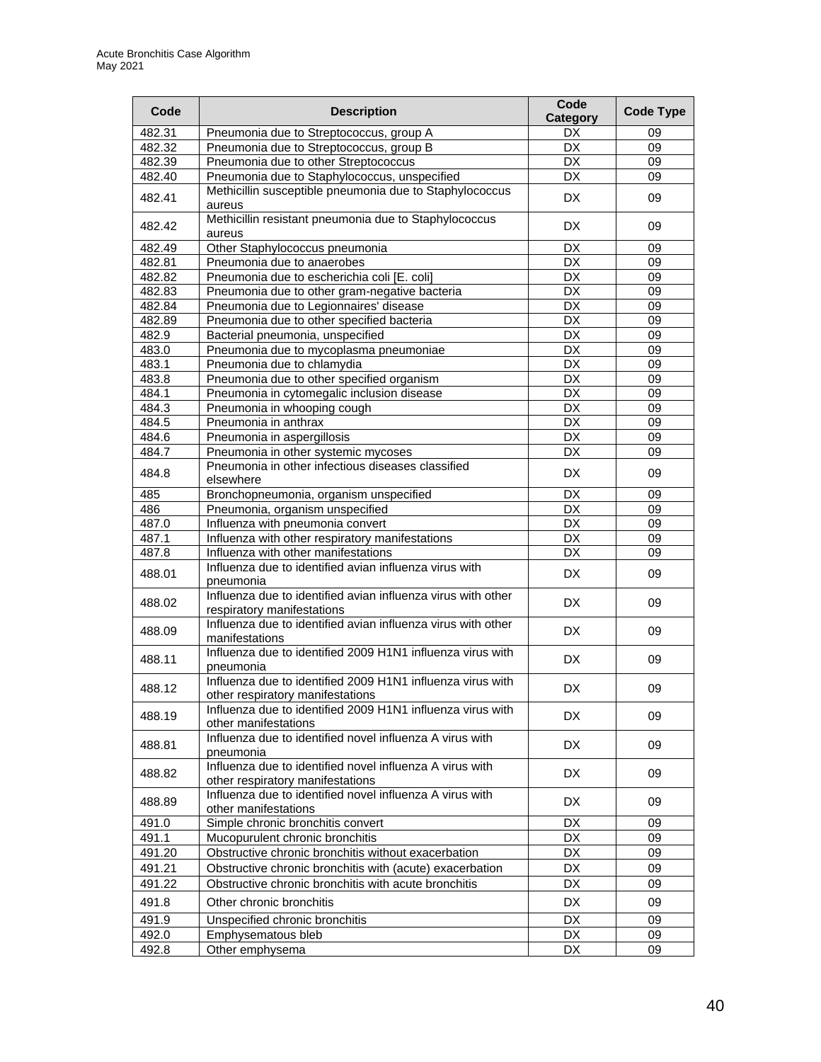| Code | Description | Code Category | Code Type |
|---|---|---|---|
| 482.31 | Pneumonia due to Streptococcus, group A | DX | 09 |
| 482.32 | Pneumonia due to Streptococcus, group B | DX | 09 |
| 482.39 | Pneumonia due to other Streptococcus | DX | 09 |
| 482.40 | Pneumonia due to Staphylococcus, unspecified | DX | 09 |
| 482.41 | Methicillin susceptible pneumonia due to Staphylococcus aureus | DX | 09 |
| 482.42 | Methicillin resistant pneumonia due to Staphylococcus aureus | DX | 09 |
| 482.49 | Other Staphylococcus pneumonia | DX | 09 |
| 482.81 | Pneumonia due to anaerobes | DX | 09 |
| 482.82 | Pneumonia due to escherichia coli [E. coli] | DX | 09 |
| 482.83 | Pneumonia due to other gram-negative bacteria | DX | 09 |
| 482.84 | Pneumonia due to Legionnaires' disease | DX | 09 |
| 482.89 | Pneumonia due to other specified bacteria | DX | 09 |
| 482.9 | Bacterial pneumonia, unspecified | DX | 09 |
| 483.0 | Pneumonia due to mycoplasma pneumoniae | DX | 09 |
| 483.1 | Pneumonia due to chlamydia | DX | 09 |
| 483.8 | Pneumonia due to other specified organism | DX | 09 |
| 484.1 | Pneumonia in cytomegalic inclusion disease | DX | 09 |
| 484.3 | Pneumonia in whooping cough | DX | 09 |
| 484.5 | Pneumonia in anthrax | DX | 09 |
| 484.6 | Pneumonia in aspergillosis | DX | 09 |
| 484.7 | Pneumonia in other systemic mycoses | DX | 09 |
| 484.8 | Pneumonia in other infectious diseases classified elsewhere | DX | 09 |
| 485 | Bronchopneumonia, organism unspecified | DX | 09 |
| 486 | Pneumonia, organism unspecified | DX | 09 |
| 487.0 | Influenza with pneumonia convert | DX | 09 |
| 487.1 | Influenza with other respiratory manifestations | DX | 09 |
| 487.8 | Influenza with other manifestations | DX | 09 |
| 488.01 | Influenza due to identified avian influenza virus with pneumonia | DX | 09 |
| 488.02 | Influenza due to identified avian influenza virus with other respiratory manifestations | DX | 09 |
| 488.09 | Influenza due to identified avian influenza virus with other manifestations | DX | 09 |
| 488.11 | Influenza due to identified 2009 H1N1 influenza virus with pneumonia | DX | 09 |
| 488.12 | Influenza due to identified 2009 H1N1 influenza virus with other respiratory manifestations | DX | 09 |
| 488.19 | Influenza due to identified 2009 H1N1 influenza virus with other manifestations | DX | 09 |
| 488.81 | Influenza due to identified novel influenza A virus with pneumonia | DX | 09 |
| 488.82 | Influenza due to identified novel influenza A virus with other respiratory manifestations | DX | 09 |
| 488.89 | Influenza due to identified novel influenza A virus with other manifestations | DX | 09 |
| 491.0 | Simple chronic bronchitis convert | DX | 09 |
| 491.1 | Mucopurulent chronic bronchitis | DX | 09 |
| 491.20 | Obstructive chronic bronchitis without exacerbation | DX | 09 |
| 491.21 | Obstructive chronic bronchitis with (acute) exacerbation | DX | 09 |
| 491.22 | Obstructive chronic bronchitis with acute bronchitis | DX | 09 |
| 491.8 | Other chronic bronchitis | DX | 09 |
| 491.9 | Unspecified chronic bronchitis | DX | 09 |
| 492.0 | Emphysematous bleb | DX | 09 |
| 492.8 | Other emphysema | DX | 09 |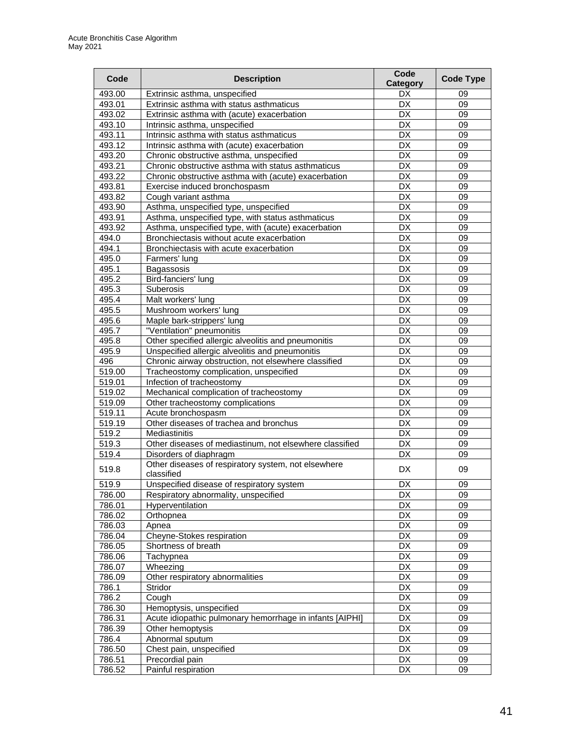| Code | Description | Code Category | Code Type |
|---|---|---|---|
| 493.00 | Extrinsic asthma, unspecified | DX | 09 |
| 493.01 | Extrinsic asthma with status asthmaticus | DX | 09 |
| 493.02 | Extrinsic asthma with (acute) exacerbation | DX | 09 |
| 493.10 | Intrinsic asthma, unspecified | DX | 09 |
| 493.11 | Intrinsic asthma with status asthmaticus | DX | 09 |
| 493.12 | Intrinsic asthma with (acute) exacerbation | DX | 09 |
| 493.20 | Chronic obstructive asthma, unspecified | DX | 09 |
| 493.21 | Chronic obstructive asthma with status asthmaticus | DX | 09 |
| 493.22 | Chronic obstructive asthma with (acute) exacerbation | DX | 09 |
| 493.81 | Exercise induced bronchospasm | DX | 09 |
| 493.82 | Cough variant asthma | DX | 09 |
| 493.90 | Asthma, unspecified type, unspecified | DX | 09 |
| 493.91 | Asthma, unspecified type, with status asthmaticus | DX | 09 |
| 493.92 | Asthma, unspecified type, with (acute) exacerbation | DX | 09 |
| 494.0 | Bronchiectasis without acute exacerbation | DX | 09 |
| 494.1 | Bronchiectasis with acute exacerbation | DX | 09 |
| 495.0 | Farmers' lung | DX | 09 |
| 495.1 | Bagassosis | DX | 09 |
| 495.2 | Bird-fanciers' lung | DX | 09 |
| 495.3 | Suberosis | DX | 09 |
| 495.4 | Malt workers' lung | DX | 09 |
| 495.5 | Mushroom workers' lung | DX | 09 |
| 495.6 | Maple bark-strippers' lung | DX | 09 |
| 495.7 | "Ventilation" pneumonitis | DX | 09 |
| 495.8 | Other specified allergic alveolitis and pneumonitis | DX | 09 |
| 495.9 | Unspecified allergic alveolitis and pneumonitis | DX | 09 |
| 496 | Chronic airway obstruction, not elsewhere classified | DX | 09 |
| 519.00 | Tracheostomy complication, unspecified | DX | 09 |
| 519.01 | Infection of tracheostomy | DX | 09 |
| 519.02 | Mechanical complication of tracheostomy | DX | 09 |
| 519.09 | Other tracheostomy complications | DX | 09 |
| 519.11 | Acute bronchospasm | DX | 09 |
| 519.19 | Other diseases of trachea and bronchus | DX | 09 |
| 519.2 | Mediastinitis | DX | 09 |
| 519.3 | Other diseases of mediastinum, not elsewhere classified | DX | 09 |
| 519.4 | Disorders of diaphragm | DX | 09 |
| 519.8 | Other diseases of respiratory system, not elsewhere classified | DX | 09 |
| 519.9 | Unspecified disease of respiratory system | DX | 09 |
| 786.00 | Respiratory abnormality, unspecified | DX | 09 |
| 786.01 | Hyperventilation | DX | 09 |
| 786.02 | Orthopnea | DX | 09 |
| 786.03 | Apnea | DX | 09 |
| 786.04 | Cheyne-Stokes respiration | DX | 09 |
| 786.05 | Shortness of breath | DX | 09 |
| 786.06 | Tachypnea | DX | 09 |
| 786.07 | Wheezing | DX | 09 |
| 786.09 | Other respiratory abnormalities | DX | 09 |
| 786.1 | Stridor | DX | 09 |
| 786.2 | Cough | DX | 09 |
| 786.30 | Hemoptysis, unspecified | DX | 09 |
| 786.31 | Acute idiopathic pulmonary hemorrhage in infants [AIPHI] | DX | 09 |
| 786.39 | Other hemoptysis | DX | 09 |
| 786.4 | Abnormal sputum | DX | 09 |
| 786.50 | Chest pain, unspecified | DX | 09 |
| 786.51 | Precordial pain | DX | 09 |
| 786.52 | Painful respiration | DX | 09 |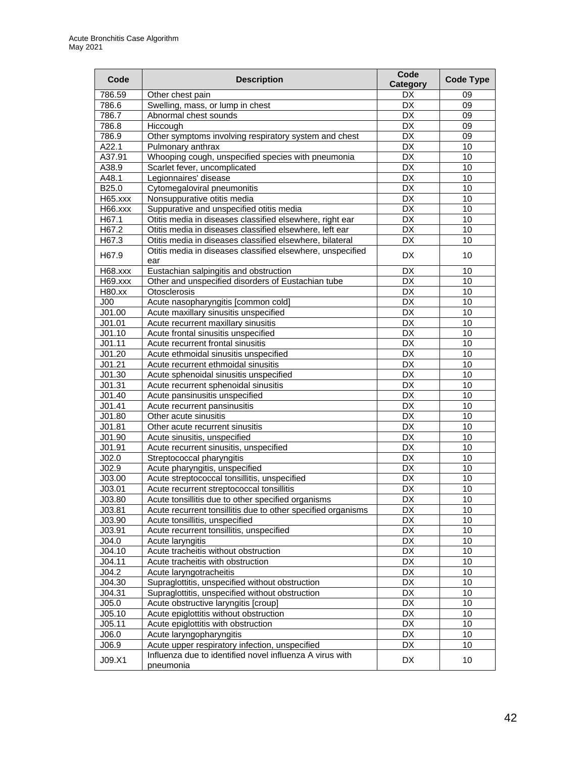| Code | Description | Code Category | Code Type |
|---|---|---|---|
| 786.59 | Other chest pain | DX | 09 |
| 786.6 | Swelling, mass, or lump in chest | DX | 09 |
| 786.7 | Abnormal chest sounds | DX | 09 |
| 786.8 | Hiccough | DX | 09 |
| 786.9 | Other symptoms involving respiratory system and chest | DX | 09 |
| A22.1 | Pulmonary anthrax | DX | 10 |
| A37.91 | Whooping cough, unspecified species with pneumonia | DX | 10 |
| A38.9 | Scarlet fever, uncomplicated | DX | 10 |
| A48.1 | Legionnaires' disease | DX | 10 |
| B25.0 | Cytomegaloviral pneumonitis | DX | 10 |
| H65.xxx | Nonsuppurative otitis media | DX | 10 |
| H66.xxx | Suppurative and unspecified otitis media | DX | 10 |
| H67.1 | Otitis media in diseases classified elsewhere, right ear | DX | 10 |
| H67.2 | Otitis media in diseases classified elsewhere, left ear | DX | 10 |
| H67.3 | Otitis media in diseases classified elsewhere, bilateral | DX | 10 |
| H67.9 | Otitis media in diseases classified elsewhere, unspecified ear | DX | 10 |
| H68.xxx | Eustachian salpingitis and obstruction | DX | 10 |
| H69.xxx | Other and unspecified disorders of Eustachian tube | DX | 10 |
| H80.xx | Otosclerosis | DX | 10 |
| J00 | Acute nasopharyngitis [common cold] | DX | 10 |
| J01.00 | Acute maxillary sinusitis unspecified | DX | 10 |
| J01.01 | Acute recurrent maxillary sinusitis | DX | 10 |
| J01.10 | Acute frontal sinusitis unspecified | DX | 10 |
| J01.11 | Acute recurrent frontal sinusitis | DX | 10 |
| J01.20 | Acute ethmoidal sinusitis unspecified | DX | 10 |
| J01.21 | Acute recurrent ethmoidal sinusitis | DX | 10 |
| J01.30 | Acute sphenoidal sinusitis unspecified | DX | 10 |
| J01.31 | Acute recurrent sphenoidal sinusitis | DX | 10 |
| J01.40 | Acute pansinusitis unspecified | DX | 10 |
| J01.41 | Acute recurrent pansinusitis | DX | 10 |
| J01.80 | Other acute sinusitis | DX | 10 |
| J01.81 | Other acute recurrent sinusitis | DX | 10 |
| J01.90 | Acute sinusitis, unspecified | DX | 10 |
| J01.91 | Acute recurrent sinusitis, unspecified | DX | 10 |
| J02.0 | Streptococcal pharyngitis | DX | 10 |
| J02.9 | Acute pharyngitis, unspecified | DX | 10 |
| J03.00 | Acute streptococcal tonsillitis, unspecified | DX | 10 |
| J03.01 | Acute recurrent streptococcal tonsillitis | DX | 10 |
| J03.80 | Acute tonsillitis due to other specified organisms | DX | 10 |
| J03.81 | Acute recurrent tonsillitis due to other specified organisms | DX | 10 |
| J03.90 | Acute tonsillitis, unspecified | DX | 10 |
| J03.91 | Acute recurrent tonsillitis, unspecified | DX | 10 |
| J04.0 | Acute laryngitis | DX | 10 |
| J04.10 | Acute tracheitis without obstruction | DX | 10 |
| J04.11 | Acute tracheitis with obstruction | DX | 10 |
| J04.2 | Acute laryngotracheitis | DX | 10 |
| J04.30 | Supraglottitis, unspecified without obstruction | DX | 10 |
| J04.31 | Supraglottitis, unspecified without obstruction | DX | 10 |
| J05.0 | Acute obstructive laryngitis [croup] | DX | 10 |
| J05.10 | Acute epiglottitis without obstruction | DX | 10 |
| J05.11 | Acute epiglottitis with obstruction | DX | 10 |
| J06.0 | Acute laryngopharyngitis | DX | 10 |
| J06.9 | Acute upper respiratory infection, unspecified | DX | 10 |
| J09.X1 | Influenza due to identified novel influenza A virus with pneumonia | DX | 10 |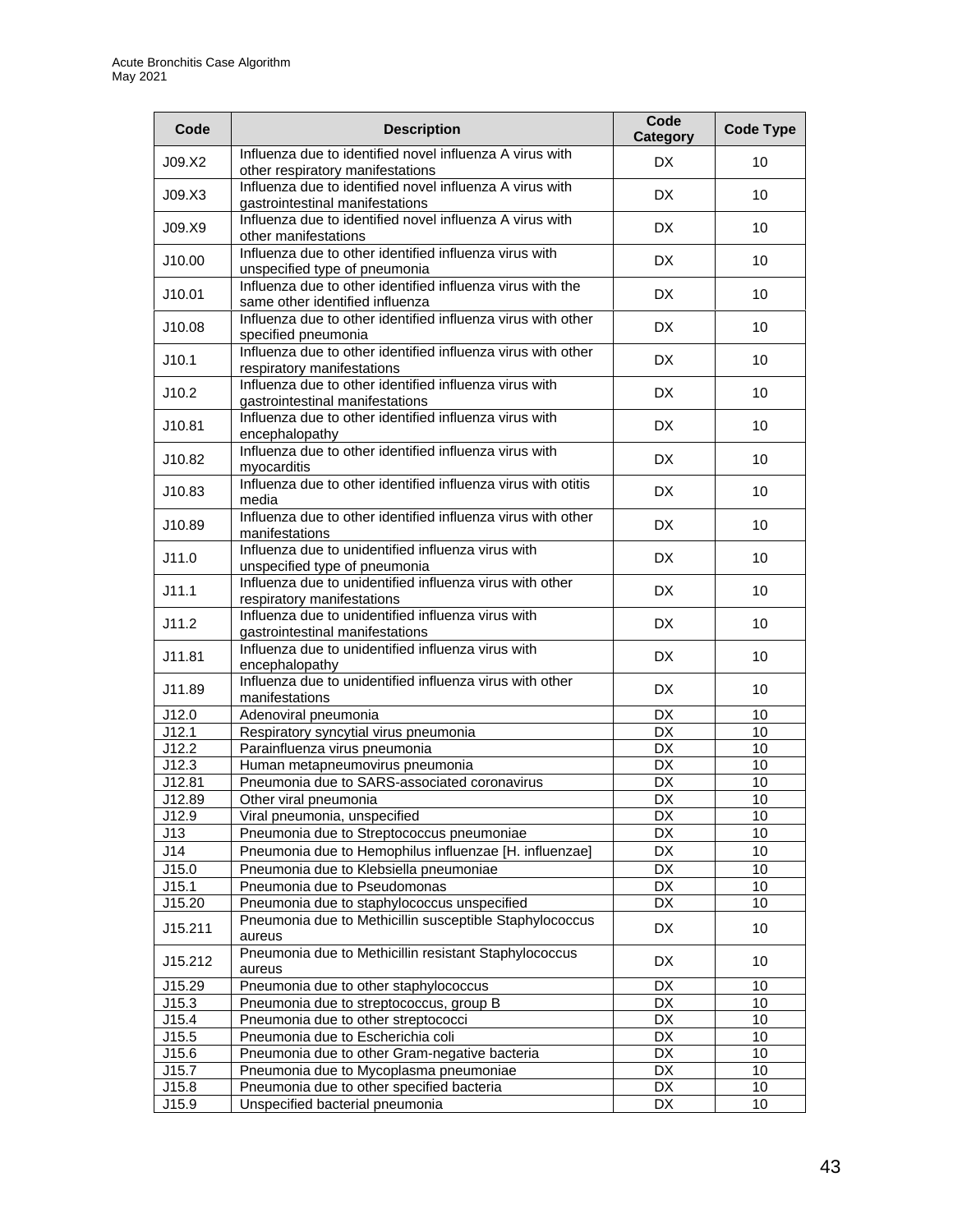| Code | Description | Code Category | Code Type |
|---|---|---|---|
| J09.X2 | Influenza due to identified novel influenza A virus with other respiratory manifestations | DX | 10 |
| J09.X3 | Influenza due to identified novel influenza A virus with gastrointestinal manifestations | DX | 10 |
| J09.X9 | Influenza due to identified novel influenza A virus with other manifestations | DX | 10 |
| J10.00 | Influenza due to other identified influenza virus with unspecified type of pneumonia | DX | 10 |
| J10.01 | Influenza due to other identified influenza virus with the same other identified influenza | DX | 10 |
| J10.08 | Influenza due to other identified influenza virus with other specified pneumonia | DX | 10 |
| J10.1 | Influenza due to other identified influenza virus with other respiratory manifestations | DX | 10 |
| J10.2 | Influenza due to other identified influenza virus with gastrointestinal manifestations | DX | 10 |
| J10.81 | Influenza due to other identified influenza virus with encephalopathy | DX | 10 |
| J10.82 | Influenza due to other identified influenza virus with myocarditis | DX | 10 |
| J10.83 | Influenza due to other identified influenza virus with otitis media | DX | 10 |
| J10.89 | Influenza due to other identified influenza virus with other manifestations | DX | 10 |
| J11.0 | Influenza due to unidentified influenza virus with unspecified type of pneumonia | DX | 10 |
| J11.1 | Influenza due to unidentified influenza virus with other respiratory manifestations | DX | 10 |
| J11.2 | Influenza due to unidentified influenza virus with gastrointestinal manifestations | DX | 10 |
| J11.81 | Influenza due to unidentified influenza virus with encephalopathy | DX | 10 |
| J11.89 | Influenza due to unidentified influenza virus with other manifestations | DX | 10 |
| J12.0 | Adenoviral pneumonia | DX | 10 |
| J12.1 | Respiratory syncytial virus pneumonia | DX | 10 |
| J12.2 | Parainfluenza virus pneumonia | DX | 10 |
| J12.3 | Human metapneumovirus pneumonia | DX | 10 |
| J12.81 | Pneumonia due to SARS-associated coronavirus | DX | 10 |
| J12.89 | Other viral pneumonia | DX | 10 |
| J12.9 | Viral pneumonia, unspecified | DX | 10 |
| J13 | Pneumonia due to Streptococcus pneumoniae | DX | 10 |
| J14 | Pneumonia due to Hemophilus influenzae [H. influenzae] | DX | 10 |
| J15.0 | Pneumonia due to Klebsiella pneumoniae | DX | 10 |
| J15.1 | Pneumonia due to Pseudomonas | DX | 10 |
| J15.20 | Pneumonia due to staphylococcus unspecified | DX | 10 |
| J15.211 | Pneumonia due to Methicillin susceptible Staphylococcus aureus | DX | 10 |
| J15.212 | Pneumonia due to Methicillin resistant Staphylococcus aureus | DX | 10 |
| J15.29 | Pneumonia due to other staphylococcus | DX | 10 |
| J15.3 | Pneumonia due to streptococcus, group B | DX | 10 |
| J15.4 | Pneumonia due to other streptococci | DX | 10 |
| J15.5 | Pneumonia due to Escherichia coli | DX | 10 |
| J15.6 | Pneumonia due to other Gram-negative bacteria | DX | 10 |
| J15.7 | Pneumonia due to Mycoplasma pneumoniae | DX | 10 |
| J15.8 | Pneumonia due to other specified bacteria | DX | 10 |
| J15.9 | Unspecified bacterial pneumonia | DX | 10 |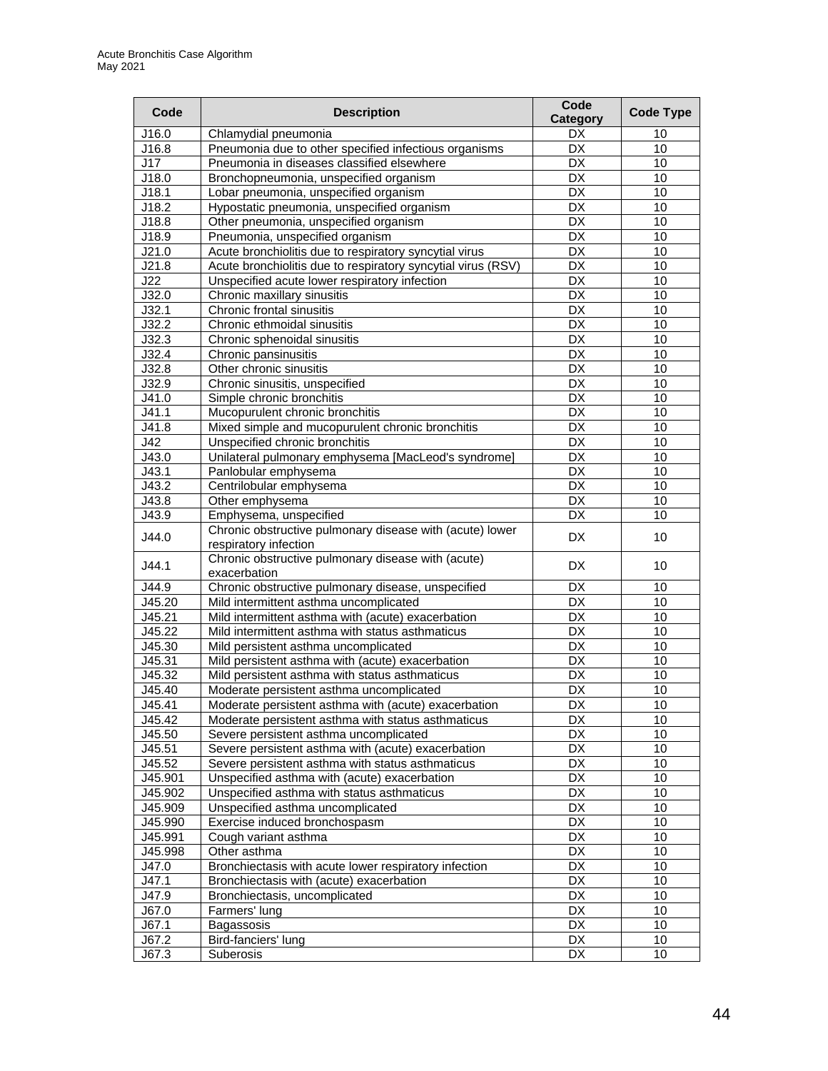| Code | Description | Code Category | Code Type |
|---|---|---|---|
| J16.0 | Chlamydial pneumonia | DX | 10 |
| J16.8 | Pneumonia due to other specified infectious organisms | DX | 10 |
| J17 | Pneumonia in diseases classified elsewhere | DX | 10 |
| J18.0 | Bronchopneumonia, unspecified organism | DX | 10 |
| J18.1 | Lobar pneumonia, unspecified organism | DX | 10 |
| J18.2 | Hypostatic pneumonia, unspecified organism | DX | 10 |
| J18.8 | Other pneumonia, unspecified organism | DX | 10 |
| J18.9 | Pneumonia, unspecified organism | DX | 10 |
| J21.0 | Acute bronchiolitis due to respiratory syncytial virus | DX | 10 |
| J21.8 | Acute bronchiolitis due to respiratory syncytial virus (RSV) | DX | 10 |
| J22 | Unspecified acute lower respiratory infection | DX | 10 |
| J32.0 | Chronic maxillary sinusitis | DX | 10 |
| J32.1 | Chronic frontal sinusitis | DX | 10 |
| J32.2 | Chronic ethmoidal sinusitis | DX | 10 |
| J32.3 | Chronic sphenoidal sinusitis | DX | 10 |
| J32.4 | Chronic pansinusitis | DX | 10 |
| J32.8 | Other chronic sinusitis | DX | 10 |
| J32.9 | Chronic sinusitis, unspecified | DX | 10 |
| J41.0 | Simple chronic bronchitis | DX | 10 |
| J41.1 | Mucopurulent chronic bronchitis | DX | 10 |
| J41.8 | Mixed simple and mucopurulent chronic bronchitis | DX | 10 |
| J42 | Unspecified chronic bronchitis | DX | 10 |
| J43.0 | Unilateral pulmonary emphysema [MacLeod's syndrome] | DX | 10 |
| J43.1 | Panlobular emphysema | DX | 10 |
| J43.2 | Centrilobular emphysema | DX | 10 |
| J43.8 | Other emphysema | DX | 10 |
| J43.9 | Emphysema, unspecified | DX | 10 |
| J44.0 | Chronic obstructive pulmonary disease with (acute) lower respiratory infection | DX | 10 |
| J44.1 | Chronic obstructive pulmonary disease with (acute) exacerbation | DX | 10 |
| J44.9 | Chronic obstructive pulmonary disease, unspecified | DX | 10 |
| J45.20 | Mild intermittent asthma uncomplicated | DX | 10 |
| J45.21 | Mild intermittent asthma with (acute) exacerbation | DX | 10 |
| J45.22 | Mild intermittent asthma with status asthmaticus | DX | 10 |
| J45.30 | Mild persistent asthma uncomplicated | DX | 10 |
| J45.31 | Mild persistent asthma with (acute) exacerbation | DX | 10 |
| J45.32 | Mild persistent asthma with status asthmaticus | DX | 10 |
| J45.40 | Moderate persistent asthma uncomplicated | DX | 10 |
| J45.41 | Moderate persistent asthma with (acute) exacerbation | DX | 10 |
| J45.42 | Moderate persistent asthma with status asthmaticus | DX | 10 |
| J45.50 | Severe persistent asthma uncomplicated | DX | 10 |
| J45.51 | Severe persistent asthma with (acute) exacerbation | DX | 10 |
| J45.52 | Severe persistent asthma with status asthmaticus | DX | 10 |
| J45.901 | Unspecified asthma with (acute) exacerbation | DX | 10 |
| J45.902 | Unspecified asthma with status asthmaticus | DX | 10 |
| J45.909 | Unspecified asthma uncomplicated | DX | 10 |
| J45.990 | Exercise induced bronchospasm | DX | 10 |
| J45.991 | Cough variant asthma | DX | 10 |
| J45.998 | Other asthma | DX | 10 |
| J47.0 | Bronchiectasis with acute lower respiratory infection | DX | 10 |
| J47.1 | Bronchiectasis with (acute) exacerbation | DX | 10 |
| J47.9 | Bronchiectasis, uncomplicated | DX | 10 |
| J67.0 | Farmers' lung | DX | 10 |
| J67.1 | Bagassosis | DX | 10 |
| J67.2 | Bird-fanciers' lung | DX | 10 |
| J67.3 | Suberosis | DX | 10 |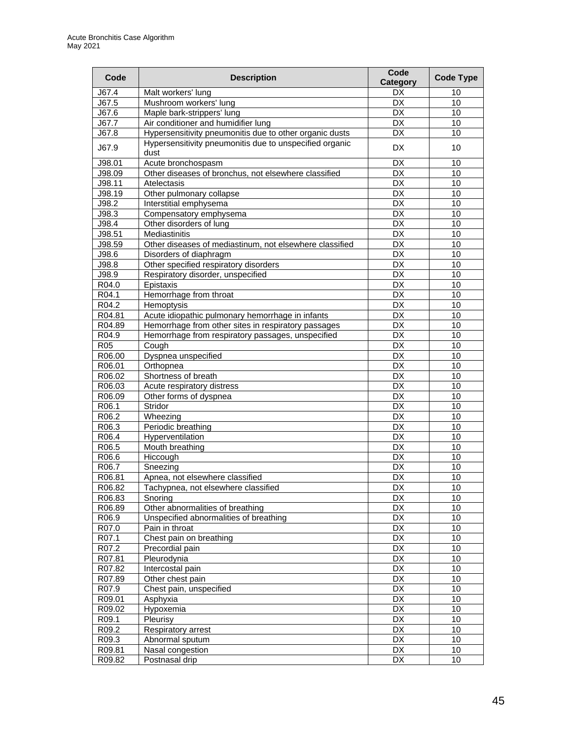| Code | Description | Code Category | Code Type |
|---|---|---|---|
| J67.4 | Malt workers' lung | DX | 10 |
| J67.5 | Mushroom workers' lung | DX | 10 |
| J67.6 | Maple bark-strippers' lung | DX | 10 |
| J67.7 | Air conditioner and humidifier lung | DX | 10 |
| J67.8 | Hypersensitivity pneumonitis due to other organic dusts | DX | 10 |
| J67.9 | Hypersensitivity pneumonitis due to unspecified organic dust | DX | 10 |
| J98.01 | Acute bronchospasm | DX | 10 |
| J98.09 | Other diseases of bronchus, not elsewhere classified | DX | 10 |
| J98.11 | Atelectasis | DX | 10 |
| J98.19 | Other pulmonary collapse | DX | 10 |
| J98.2 | Interstitial emphysema | DX | 10 |
| J98.3 | Compensatory emphysema | DX | 10 |
| J98.4 | Other disorders of lung | DX | 10 |
| J98.51 | Mediastinitis | DX | 10 |
| J98.59 | Other diseases of mediastinum, not elsewhere classified | DX | 10 |
| J98.6 | Disorders of diaphragm | DX | 10 |
| J98.8 | Other specified respiratory disorders | DX | 10 |
| J98.9 | Respiratory disorder, unspecified | DX | 10 |
| R04.0 | Epistaxis | DX | 10 |
| R04.1 | Hemorrhage from throat | DX | 10 |
| R04.2 | Hemoptysis | DX | 10 |
| R04.81 | Acute idiopathic pulmonary hemorrhage in infants | DX | 10 |
| R04.89 | Hemorrhage from other sites in respiratory passages | DX | 10 |
| R04.9 | Hemorrhage from respiratory passages, unspecified | DX | 10 |
| R05 | Cough | DX | 10 |
| R06.00 | Dyspnea unspecified | DX | 10 |
| R06.01 | Orthopnea | DX | 10 |
| R06.02 | Shortness of breath | DX | 10 |
| R06.03 | Acute respiratory distress | DX | 10 |
| R06.09 | Other forms of dyspnea | DX | 10 |
| R06.1 | Stridor | DX | 10 |
| R06.2 | Wheezing | DX | 10 |
| R06.3 | Periodic breathing | DX | 10 |
| R06.4 | Hyperventilation | DX | 10 |
| R06.5 | Mouth breathing | DX | 10 |
| R06.6 | Hiccough | DX | 10 |
| R06.7 | Sneezing | DX | 10 |
| R06.81 | Apnea, not elsewhere classified | DX | 10 |
| R06.82 | Tachypnea, not elsewhere classified | DX | 10 |
| R06.83 | Snoring | DX | 10 |
| R06.89 | Other abnormalities of breathing | DX | 10 |
| R06.9 | Unspecified abnormalities of breathing | DX | 10 |
| R07.0 | Pain in throat | DX | 10 |
| R07.1 | Chest pain on breathing | DX | 10 |
| R07.2 | Precordial pain | DX | 10 |
| R07.81 | Pleurodynia | DX | 10 |
| R07.82 | Intercostal pain | DX | 10 |
| R07.89 | Other chest pain | DX | 10 |
| R07.9 | Chest pain, unspecified | DX | 10 |
| R09.01 | Asphyxia | DX | 10 |
| R09.02 | Hypoxemia | DX | 10 |
| R09.1 | Pleurisy | DX | 10 |
| R09.2 | Respiratory arrest | DX | 10 |
| R09.3 | Abnormal sputum | DX | 10 |
| R09.81 | Nasal congestion | DX | 10 |
| R09.82 | Postnasal drip | DX | 10 |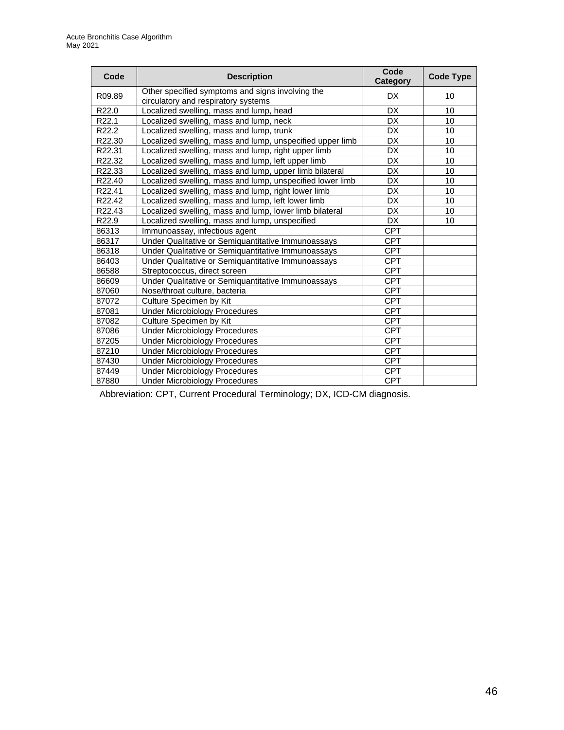| Code | Description | Code Category | Code Type |
| --- | --- | --- | --- |
| R09.89 | Other specified symptoms and signs involving the circulatory and respiratory systems | DX | 10 |
| R22.0 | Localized swelling, mass and lump, head | DX | 10 |
| R22.1 | Localized swelling, mass and lump, neck | DX | 10 |
| R22.2 | Localized swelling, mass and lump, trunk | DX | 10 |
| R22.30 | Localized swelling, mass and lump, unspecified upper limb | DX | 10 |
| R22.31 | Localized swelling, mass and lump, right upper limb | DX | 10 |
| R22.32 | Localized swelling, mass and lump, left upper limb | DX | 10 |
| R22.33 | Localized swelling, mass and lump, upper limb bilateral | DX | 10 |
| R22.40 | Localized swelling, mass and lump, unspecified lower limb | DX | 10 |
| R22.41 | Localized swelling, mass and lump, right lower limb | DX | 10 |
| R22.42 | Localized swelling, mass and lump, left lower limb | DX | 10 |
| R22.43 | Localized swelling, mass and lump, lower limb bilateral | DX | 10 |
| R22.9 | Localized swelling, mass and lump, unspecified | DX | 10 |
| 86313 | Immunoassay, infectious agent | CPT | |
| 86317 | Under Qualitative or Semiquantitative Immunoassays | CPT | |
| 86318 | Under Qualitative or Semiquantitative Immunoassays | CPT | |
| 86403 | Under Qualitative or Semiquantitative Immunoassays | CPT | |
| 86588 | Streptococcus, direct screen | CPT | |
| 86609 | Under Qualitative or Semiquantitative Immunoassays | CPT | |
| 87060 | Nose/throat culture, bacteria | CPT | |
| 87072 | Culture Specimen by Kit | CPT | |
| 87081 | Under Microbiology Procedures | CPT | |
| 87082 | Culture Specimen by Kit | CPT | |
| 87086 | Under Microbiology Procedures | CPT | |
| 87205 | Under Microbiology Procedures | CPT | |
| 87210 | Under Microbiology Procedures | CPT | |
| 87430 | Under Microbiology Procedures | CPT | |
| 87449 | Under Microbiology Procedures | CPT | |
| 87880 | Under Microbiology Procedures | CPT | |

Abbreviation: CPT, Current Procedural Terminology; DX, ICD-CM diagnosis.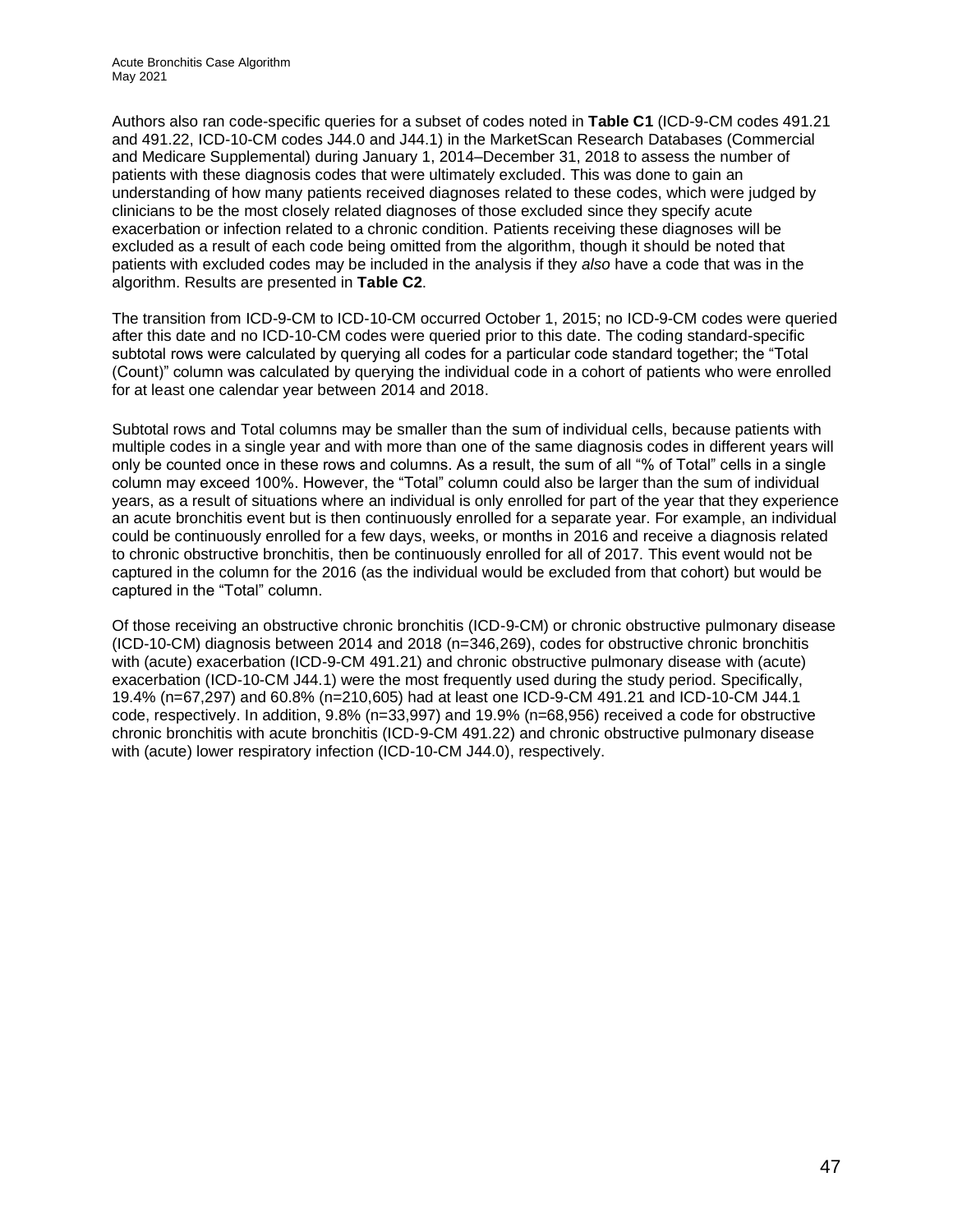Authors also ran code-specific queries for a subset of codes noted in **Table C1** (ICD-9-CM codes 491.21 and 491.22, ICD-10-CM codes J44.0 and J44.1) in the MarketScan Research Databases (Commercial and Medicare Supplemental) during January 1, 2014–December 31, 2018 to assess the number of patients with these diagnosis codes that were ultimately excluded. This was done to gain an understanding of how many patients received diagnoses related to these codes, which were judged by clinicians to be the most closely related diagnoses of those excluded since they specify acute exacerbation or infection related to a chronic condition. Patients receiving these diagnoses will be excluded as a result of each code being omitted from the algorithm, though it should be noted that patients with excluded codes may be included in the analysis if they *also* have a code that was in the algorithm. Results are presented in **Table C2**.

The transition from ICD-9-CM to ICD-10-CM occurred October 1, 2015; no ICD-9-CM codes were queried after this date and no ICD-10-CM codes were queried prior to this date. The coding standard-specific subtotal rows were calculated by querying all codes for a particular code standard together; the "Total (Count)" column was calculated by querying the individual code in a cohort of patients who were enrolled for at least one calendar year between 2014 and 2018.

Subtotal rows and Total columns may be smaller than the sum of individual cells, because patients with multiple codes in a single year and with more than one of the same diagnosis codes in different years will only be counted once in these rows and columns. As a result, the sum of all "% of Total" cells in a single column may exceed 100%. However, the "Total" column could also be larger than the sum of individual years, as a result of situations where an individual is only enrolled for part of the year that they experience an acute bronchitis event but is then continuously enrolled for a separate year. For example, an individual could be continuously enrolled for a few days, weeks, or months in 2016 and receive a diagnosis related to chronic obstructive bronchitis, then be continuously enrolled for all of 2017. This event would not be captured in the column for the 2016 (as the individual would be excluded from that cohort) but would be captured in the "Total" column.

Of those receiving an obstructive chronic bronchitis (ICD-9-CM) or chronic obstructive pulmonary disease (ICD-10-CM) diagnosis between 2014 and 2018 (n=346,269), codes for obstructive chronic bronchitis with (acute) exacerbation (ICD-9-CM 491.21) and chronic obstructive pulmonary disease with (acute) exacerbation (ICD-10-CM J44.1) were the most frequently used during the study period. Specifically, 19.4% (n=67,297) and 60.8% (n=210,605) had at least one ICD-9-CM 491.21 and ICD-10-CM J44.1 code, respectively. In addition, 9.8% (n=33,997) and 19.9% (n=68,956) received a code for obstructive chronic bronchitis with acute bronchitis (ICD-9-CM 491.22) and chronic obstructive pulmonary disease with (acute) lower respiratory infection (ICD-10-CM J44.0), respectively.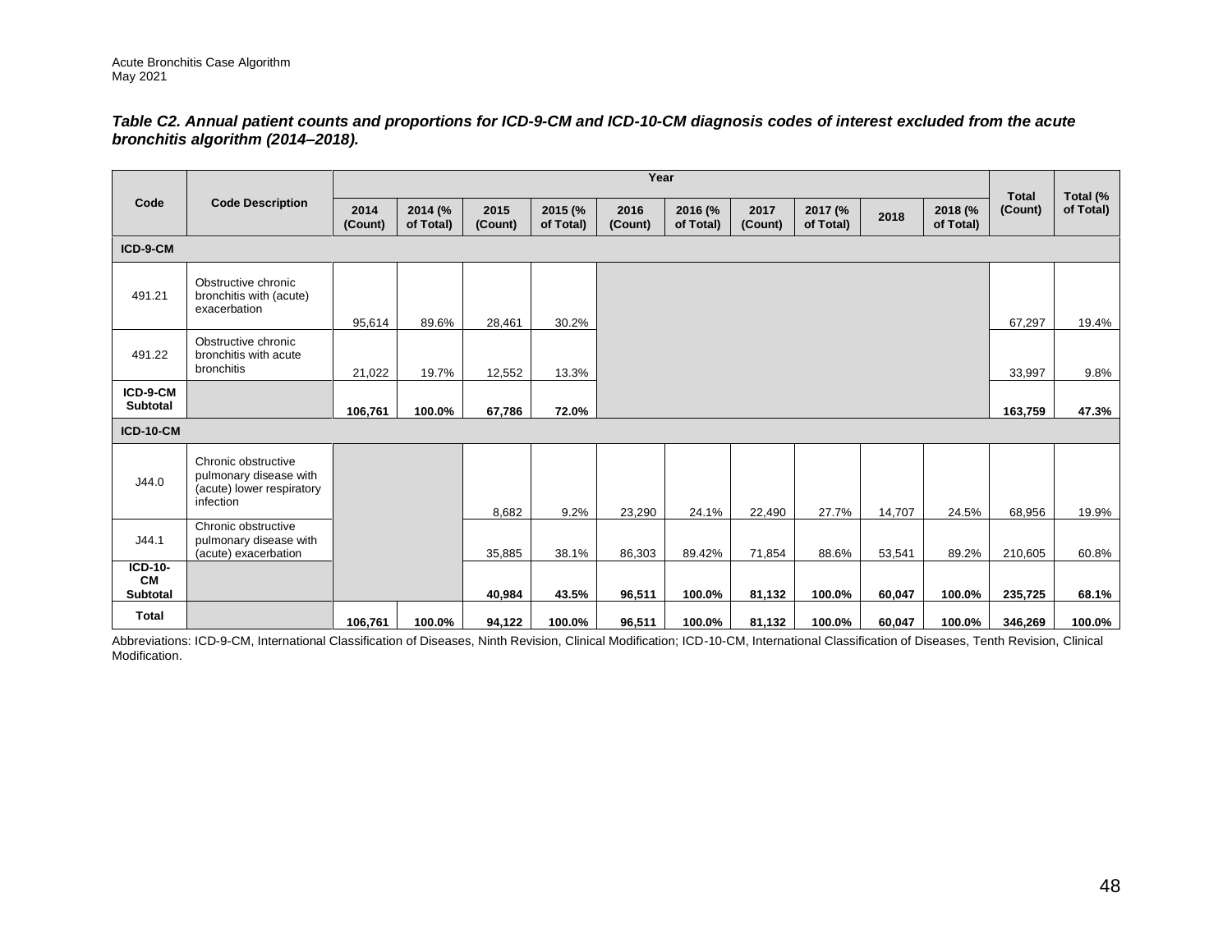*Table C2. Annual patient counts and proportions for ICD-9-CM and ICD-10-CM diagnosis codes of interest excluded from the acute bronchitis algorithm (2014–2018).*

| Code | Code Description | Year | | | | | | | | | | Total (Count) | Total (% of Total) |
|---|---|---|---|---|---|---|---|---|---|---|---|---|---|
| | | 2014 (Count) | 2014 (% of Total) | 2015 (Count) | 2015 (% of Total) | 2016 (Count) | 2016 (% of Total) | 2017 (Count) | 2017 (% of Total) | 2018 | 2018 (% of Total) | | |
| **ICD-9-CM** | | | | | | | | | | | | | |
| 491.21 | Obstructive chronic bronchitis with (acute) exacerbation | 95,614 | 89.6% | 28,461 | 30.2% | | | | | | | 67,297 | 19.4% |
| 491.22 | Obstructive chronic bronchitis with acute bronchitis | 21,022 | 19.7% | 12,552 | 13.3% | | | | | | | 33,997 | 9.8% |
| **ICD-9-CM Subtotal** | | **106,761** | **100.0%** | **67,786** | **72.0%** | | | | | | | **163,759** | **47.3%** |
| **ICD-10-CM** | | | | | | | | | | | | | |
| J44.0 | Chronic obstructive pulmonary disease with (acute) lower respiratory infection | | | 8,682 | 9.2% | 23,290 | 24.1% | 22,490 | 27.7% | 14,707 | 24.5% | 68,956 | 19.9% |
| J44.1 | Chronic obstructive pulmonary disease with (acute) exacerbation | | | 35,885 | 38.1% | 86,303 | 89.42% | 71,854 | 88.6% | 53,541 | 89.2% | 210,605 | 60.8% |
| **ICD-10-CM Subtotal** | | | | **40,984** | **43.5%** | **96,511** | **100.0%** | **81,132** | **100.0%** | **60,047** | **100.0%** | **235,725** | **68.1%** |
| **Total** | | **106,761** | **100.0%** | **94,122** | **100.0%** | **96,511** | **100.0%** | **81,132** | **100.0%** | **60,047** | **100.0%** | **346,269** | **100.0%** |

Abbreviations: ICD-9-CM, International Classification of Diseases, Ninth Revision, Clinical Modification; ICD-10-CM, International Classification of Diseases, Tenth Revision, Clinical Modification.